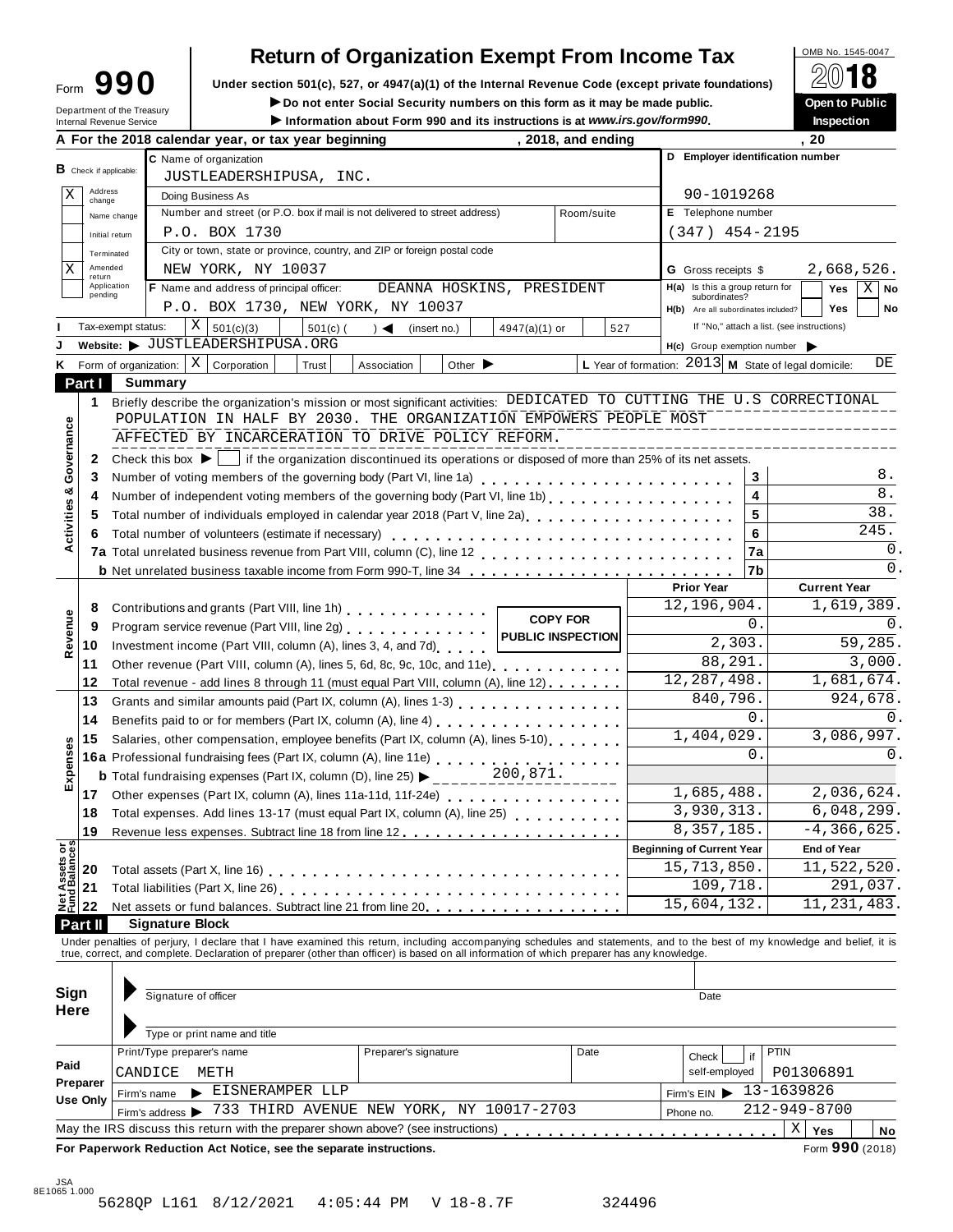# Form 990 — Return of Organization Exempt From Income Tax

OMB No. 1545-0047

**2018**

Under section 501(c), 527, or 4947(a)(1) of the Internal Revenue Code (except private foundations)

▶ Do not enter Social Security numbers on this form as it may be made public.

▶ Information about Form 990 and its instructions is at *www.irs.gov/form990*.

**Open to Public Inspection**

Department of the Treasury
Internal Revenue Service

**A** For the 2018 calendar year, or tax year beginning , 2018, and ending , 20

**B** Check if applicable:
- X Address change
- Name change
- Initial return
- Terminated
- X Amended return
- Application pending

**C** Name of organization: JUSTLEADERSHIPUSA, INC.

Doing Business As

Number and street (or P.O. box if mail is not delivered to street address): P.O. BOX 1730 — Room/suite

City or town, state or province, country, and ZIP or foreign postal code: NEW YORK, NY 10037

**D** Employer identification number: 90-1019268

**E** Telephone number: (347) 454-2195

**G** Gross receipts $ 2,668,526.

**F** Name and address of principal officer: DEANNA HOSKINS, PRESIDENT, P.O. BOX 1730, NEW YORK, NY 10037

**H(a)** Is this a group return for subordinates? Yes [ ] No [X]

**H(b)** Are all subordinates included? Yes [ ] No [ ]

If "No," attach a list. (see instructions)

**I** Tax-exempt status: [X] 501(c)(3) [ ] 501(c) ( ) ◀ (insert no.) [ ] 4947(a)(1) or [ ] 527

**J** Website: ▶ JUSTLEADERSHIPUSA.ORG

**H(c)** Group exemption number ▶

**K** Form of organization: [X] Corporation [ ] Trust [ ] Association [ ] Other ▶

**L** Year of formation: 2013 **M** State of legal domicile: DE

## Part I Summary

**1** Briefly describe the organization's mission or most significant activities: DEDICATED TO CUTTING THE U.S CORRECTIONAL POPULATION IN HALF BY 2030. THE ORGANIZATION EMPOWERS PEOPLE MOST AFFECTED BY INCARCERATION TO DRIVE POLICY REFORM.

**2** Check this box ▶ [ ] if the organization discontinued its operations or disposed of more than 25% of its net assets.

*Activities & Governance*

| Line | Description | | Value |
|---|---|---|---|
| 3 | Number of voting members of the governing body (Part VI, line 1a) | 3 | 8. |
| 4 | Number of independent voting members of the governing body (Part VI, line 1b) | 4 | 8. |
| 5 | Total number of individuals employed in calendar year 2018 (Part V, line 2a) | 5 | 38. |
| 6 | Total number of volunteers (estimate if necessary) | 6 | 245. |
| 7a | Total unrelated business revenue from Part VIII, column (C), line 12 | 7a | 0. |
| b | Net unrelated business taxable income from Form 990-T, line 34 | 7b | 0. |

**COPY FOR PUBLIC INSPECTION**

| Line | Description | Prior Year | Current Year |
|---|---|---|---|
| **Revenue** | | | |
| 8 | Contributions and grants (Part VIII, line 1h) | 12,196,904. | 1,619,389. |
| 9 | Program service revenue (Part VIII, line 2g) | 0. | 0. |
| 10 | Investment income (Part VIII, column (A), lines 3, 4, and 7d) | 2,303. | 59,285. |
| 11 | Other revenue (Part VIII, column (A), lines 5, 6d, 8c, 9c, 10c, and 11e) | 88,291. | 3,000. |
| 12 | Total revenue - add lines 8 through 11 (must equal Part VIII, column (A), line 12) | 12,287,498. | 1,681,674. |
| **Expenses** | | | |
| 13 | Grants and similar amounts paid (Part IX, column (A), lines 1-3) | 840,796. | 924,678. |
| 14 | Benefits paid to or for members (Part IX, column (A), line 4) | 0. | 0. |
| 15 | Salaries, other compensation, employee benefits (Part IX, column (A), lines 5-10) | 1,404,029. | 3,086,997. |
| 16a | Professional fundraising fees (Part IX, column (A), line 11e) | 0. | 0. |
| b | Total fundraising expenses (Part IX, column (D), line 25) ▶ 200,871. | | |
| 17 | Other expenses (Part IX, column (A), lines 11a-11d, 11f-24e) | 1,685,488. | 2,036,624. |
| 18 | Total expenses. Add lines 13-17 (must equal Part IX, column (A), line 25) | 3,930,313. | 6,048,299. |
| 19 | Revenue less expenses. Subtract line 18 from line 12 | 8,357,185. | -4,366,625. |
| **Net Assets or Fund Balances** | | **Beginning of Current Year** | **End of Year** |
| 20 | Total assets (Part X, line 16) | 15,713,850. | 11,522,520. |
| 21 | Total liabilities (Part X, line 26) | 109,718. | 291,037. |
| 22 | Net assets or fund balances. Subtract line 21 from line 20 | 15,604,132. | 11,231,483. |

## Part II Signature Block

Under penalties of perjury, I declare that I have examined this return, including accompanying schedules and statements, and to the best of my knowledge and belief, it is true, correct, and complete. Declaration of preparer (other than officer) is based on all information of which preparer has any knowledge.

**Sign Here**

Signature of officer — Date

Type or print name and title

**Paid Preparer Use Only**

| Print/Type preparer's name | Preparer's signature | Date | Check [ ] if self-employed | PTIN |
|---|---|---|---|---|
| CANDICE METH | | | | P01306891 |

Firm's name ▶ EISNERAMPER LLP — Firm's EIN ▶ 13-1639826

Firm's address ▶ 733 THIRD AVENUE NEW YORK, NY 10017-2703 — Phone no. 212-949-8700

May the IRS discuss this return with the preparer shown above? (see instructions) [X] Yes [ ] No

**For Paperwork Reduction Act Notice, see the separate instructions.** Form **990** (2018)

JSA 8E1065 1.000

5628QP L161 8/12/2021 4:05:44 PM V 18-8.7F 324496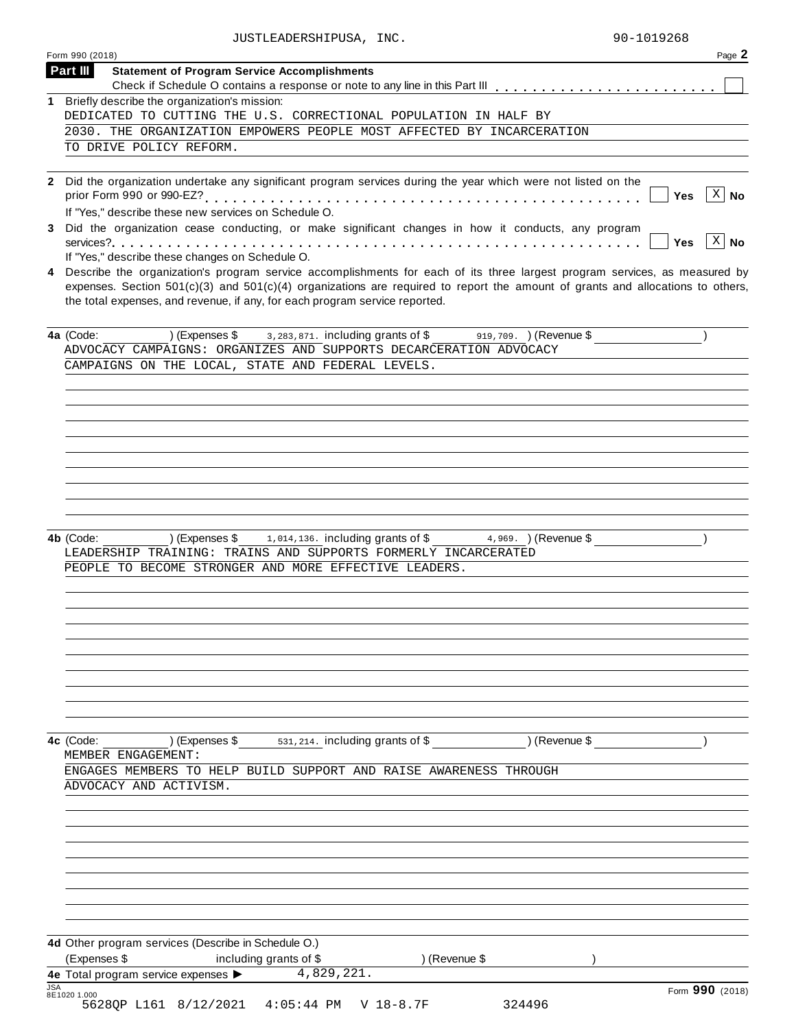JUSTLEADERSHIPUSA, INC. 90-1019268

Form 990 (2018) Page **2**

## Part III Statement of Program Service Accomplishments

Check if Schedule O contains a response or note to any line in this Part III . . . . . . . . . . . . . . . . . . . . . . . ☐

**1** Briefly describe the organization's mission:

DEDICATED TO CUTTING THE U.S. CORRECTIONAL POPULATION IN HALF BY 2030. THE ORGANIZATION EMPOWERS PEOPLE MOST AFFECTED BY INCARCERATION TO DRIVE POLICY REFORM.

**2** Did the organization undertake any significant program services during the year which were not listed on the prior Form 990 or 990-EZ? . . . . . . . . . . . . . . . . . . . . . . . . . . . . . . . . . . . . . . . . . . . ☐ Yes ☒ No

If "Yes," describe these new services on Schedule O.

**3** Did the organization cease conducting, or make significant changes in how it conducts, any program services? . . . . . . . . . . . . . . . . . . . . . . . . . . . . . . . . . . . . . . . . . . . . . . . . . . . . . ☐ Yes ☒ No

If "Yes," describe these changes on Schedule O.

**4** Describe the organization's program service accomplishments for each of its three largest program services, as measured by expenses. Section 501(c)(3) and 501(c)(4) organizations are required to report the amount of grants and allocations to others, the total expenses, and revenue, if any, for each program service reported.

**4a** (Code: ) (Expenses $ 3,283,871. including grants of $ 919,709. ) (Revenue $ )

ADVOCACY CAMPAIGNS: ORGANIZES AND SUPPORTS DECARCERATION ADVOCACY CAMPAIGNS ON THE LOCAL, STATE AND FEDERAL LEVELS.

**4b** (Code: ) (Expenses $ 1,014,136. including grants of $ 4,969. ) (Revenue $ )

LEADERSHIP TRAINING: TRAINS AND SUPPORTS FORMERLY INCARCERATED PEOPLE TO BECOME STRONGER AND MORE EFFECTIVE LEADERS.

**4c** (Code: ) (Expenses $ 531,214. including grants of $ ) (Revenue $ )

MEMBER ENGAGEMENT:

ENGAGES MEMBERS TO HELP BUILD SUPPORT AND RAISE AWARENESS THROUGH ADVOCACY AND ACTIVISM.

**4d** Other program services (Describe in Schedule O.)

(Expenses $ including grants of $ ) (Revenue $ )

**4e** Total program service expenses ▶ 4,829,221.

JSA 8E1020 1.000

Form **990** (2018)

5628QP L161 8/12/2021 4:05:44 PM V 18-8.7F 324496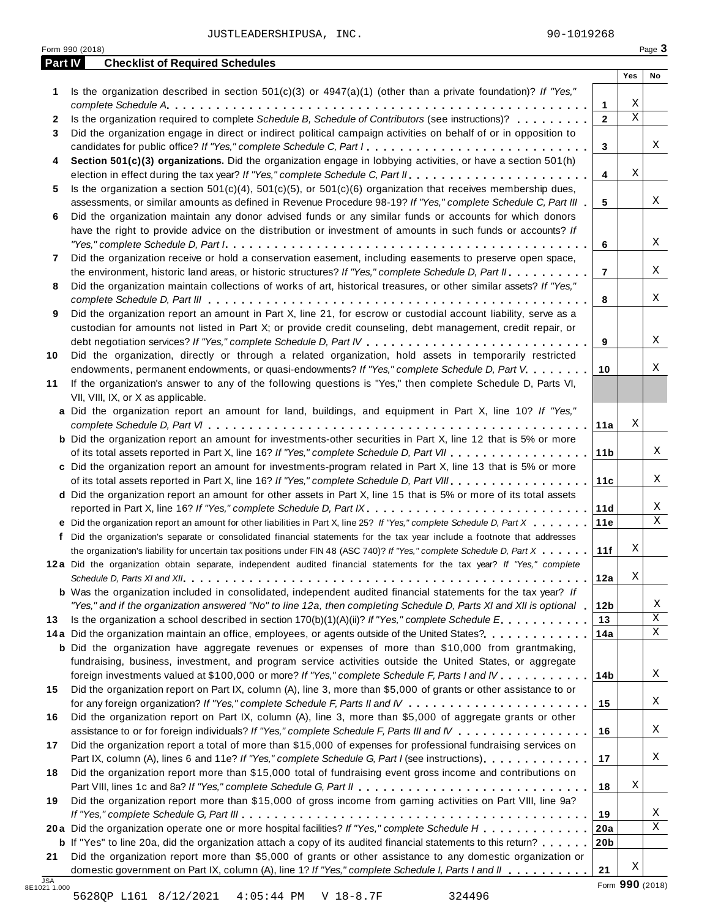JUSTLEADERSHIPUSA, INC. 90-1019268

Form 990 (2018) Page **3**

## Part IV Checklist of Required Schedules

| | | | Yes | No |
|---|---|---|---|---|
| **1** | Is the organization described in section 501(c)(3) or 4947(a)(1) (other than a private foundation)? *If "Yes," complete Schedule A* | **1** | X | |
| **2** | Is the organization required to complete *Schedule B, Schedule of Contributors* (see instructions)? | **2** | X | |
| **3** | Did the organization engage in direct or indirect political campaign activities on behalf of or in opposition to candidates for public office? *If "Yes," complete Schedule C, Part I* | **3** | | X |
| **4** | **Section 501(c)(3) organizations.** Did the organization engage in lobbying activities, or have a section 501(h) election in effect during the tax year? *If "Yes," complete Schedule C, Part II* | **4** | X | |
| **5** | Is the organization a section 501(c)(4), 501(c)(5), or 501(c)(6) organization that receives membership dues, assessments, or similar amounts as defined in Revenue Procedure 98-19? *If "Yes," complete Schedule C, Part III* | **5** | | X |
| **6** | Did the organization maintain any donor advised funds or any similar funds or accounts for which donors have the right to provide advice on the distribution or investment of amounts in such funds or accounts? *If "Yes," complete Schedule D, Part I* | **6** | | X |
| **7** | Did the organization receive or hold a conservation easement, including easements to preserve open space, the environment, historic land areas, or historic structures? *If "Yes," complete Schedule D, Part II* | **7** | | X |
| **8** | Did the organization maintain collections of works of art, historical treasures, or other similar assets? *If "Yes," complete Schedule D, Part III* | **8** | | X |
| **9** | Did the organization report an amount in Part X, line 21, for escrow or custodial account liability, serve as a custodian for amounts not listed in Part X; or provide credit counseling, debt management, credit repair, or debt negotiation services? *If "Yes," complete Schedule D, Part IV* | **9** | | X |
| **10** | Did the organization, directly or through a related organization, hold assets in temporarily restricted endowments, permanent endowments, or quasi-endowments? *If "Yes," complete Schedule D, Part V* | **10** | | X |
| **11** | If the organization's answer to any of the following questions is "Yes," then complete Schedule D, Parts VI, VII, VIII, IX, or X as applicable. | | | |
| **a** | Did the organization report an amount for land, buildings, and equipment in Part X, line 10? *If "Yes," complete Schedule D, Part VI* | **11a** | X | |
| **b** | Did the organization report an amount for investments-other securities in Part X, line 12 that is 5% or more of its total assets reported in Part X, line 16? *If "Yes," complete Schedule D, Part VII* | **11b** | | X |
| **c** | Did the organization report an amount for investments-program related in Part X, line 13 that is 5% or more of its total assets reported in Part X, line 16? *If "Yes," complete Schedule D, Part VIII* | **11c** | | X |
| **d** | Did the organization report an amount for other assets in Part X, line 15 that is 5% or more of its total assets reported in Part X, line 16? *If "Yes," complete Schedule D, Part IX* | **11d** | | X |
| **e** | Did the organization report an amount for other liabilities in Part X, line 25? *If "Yes," complete Schedule D, Part X* | **11e** | | X |
| **f** | Did the organization's separate or consolidated financial statements for the tax year include a footnote that addresses the organization's liability for uncertain tax positions under FIN 48 (ASC 740)? *If "Yes," complete Schedule D, Part X* | **11f** | X | |
| **12a** | Did the organization obtain separate, independent audited financial statements for the tax year? *If "Yes," complete Schedule D, Parts XI and XII* | **12a** | X | |
| **b** | Was the organization included in consolidated, independent audited financial statements for the tax year? *If "Yes," and if the organization answered "No" to line 12a, then completing Schedule D, Parts XI and XII is optional* | **12b** | | X |
| **13** | Is the organization a school described in section 170(b)(1)(A)(ii)? *If "Yes," complete Schedule E* | **13** | | X |
| **14a** | Did the organization maintain an office, employees, or agents outside of the United States? | **14a** | | X |
| **b** | Did the organization have aggregate revenues or expenses of more than $10,000 from grantmaking, fundraising, business, investment, and program service activities outside the United States, or aggregate foreign investments valued at $100,000 or more? *If "Yes," complete Schedule F, Parts I and IV* | **14b** | | X |
| **15** | Did the organization report on Part IX, column (A), line 3, more than $5,000 of grants or other assistance to or for any foreign organization? *If "Yes," complete Schedule F, Parts II and IV* | **15** | | X |
| **16** | Did the organization report on Part IX, column (A), line 3, more than $5,000 of aggregate grants or other assistance to or for foreign individuals? *If "Yes," complete Schedule F, Parts III and IV* | **16** | | X |
| **17** | Did the organization report a total of more than $15,000 of expenses for professional fundraising services on Part IX, column (A), lines 6 and 11e? *If "Yes," complete Schedule G, Part I* (see instructions) | **17** | | X |
| **18** | Did the organization report more than $15,000 total of fundraising event gross income and contributions on Part VIII, lines 1c and 8a? *If "Yes," complete Schedule G, Part II* | **18** | X | |
| **19** | Did the organization report more than $15,000 of gross income from gaming activities on Part VIII, line 9a? *If "Yes," complete Schedule G, Part III* | **19** | | X |
| **20a** | Did the organization operate one or more hospital facilities? *If "Yes," complete Schedule H* | **20a** | | X |
| **b** | If "Yes" to line 20a, did the organization attach a copy of its audited financial statements to this return? | **20b** | | |
| **21** | Did the organization report more than $5,000 of grants or other assistance to any domestic organization or domestic government on Part IX, column (A), line 1? *If "Yes," complete Schedule I, Parts I and II* | **21** | X | |

JSA 8E1021 1.000

Form **990** (2018)

5628QP L161 8/12/2021 4:05:44 PM V 18-8.7F 324496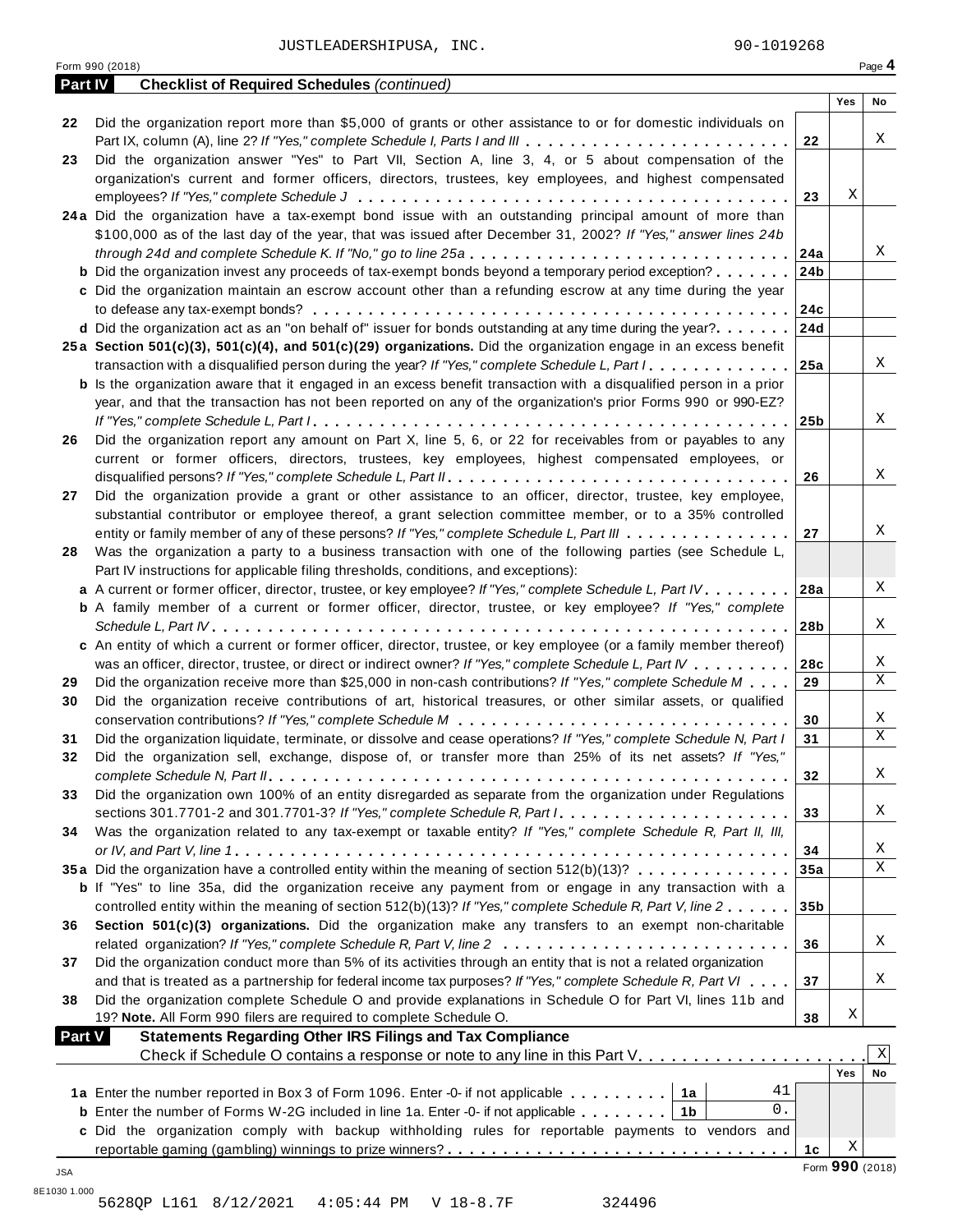JUSTLEADERSHIPUSA, INC. 90-1019268

Form 990 (2018)

**Part IV — Checklist of Required Schedules** *(continued)*

| | | | Yes | No |
|---|---|---|---|---|
| 22 | Did the organization report more than $5,000 of grants or other assistance to or for domestic individuals on Part IX, column (A), line 2? *If "Yes," complete Schedule I, Parts I and III* | 22 | | X |
| 23 | Did the organization answer "Yes" to Part VII, Section A, line 3, 4, or 5 about compensation of the organization's current and former officers, directors, trustees, key employees, and highest compensated employees? *If "Yes," complete Schedule J* | 23 | X | |
| 24a | Did the organization have a tax-exempt bond issue with an outstanding principal amount of more than $100,000 as of the last day of the year, that was issued after December 31, 2002? *If "Yes," answer lines 24b through 24d and complete Schedule K. If "No," go to line 25a* | 24a | | X |
| b | Did the organization invest any proceeds of tax-exempt bonds beyond a temporary period exception? | 24b | | |
| c | Did the organization maintain an escrow account other than a refunding escrow at any time during the year to defease any tax-exempt bonds? | 24c | | |
| d | Did the organization act as an "on behalf of" issuer for bonds outstanding at any time during the year? | 24d | | |
| 25a | **Section 501(c)(3), 501(c)(4), and 501(c)(29) organizations.** Did the organization engage in an excess benefit transaction with a disqualified person during the year? *If "Yes," complete Schedule L, Part I* | 25a | | X |
| b | Is the organization aware that it engaged in an excess benefit transaction with a disqualified person in a prior year, and that the transaction has not been reported on any of the organization's prior Forms 990 or 990-EZ? *If "Yes," complete Schedule L, Part I* | 25b | | X |
| 26 | Did the organization report any amount on Part X, line 5, 6, or 22 for receivables from or payables to any current or former officers, directors, trustees, key employees, highest compensated employees, or disqualified persons? *If "Yes," complete Schedule L, Part II* | 26 | | X |
| 27 | Did the organization provide a grant or other assistance to an officer, director, trustee, key employee, substantial contributor or employee thereof, a grant selection committee member, or to a 35% controlled entity or family member of any of these persons? *If "Yes," complete Schedule L, Part III* | 27 | | X |
| 28 | Was the organization a party to a business transaction with one of the following parties (see Schedule L, Part IV instructions for applicable filing thresholds, conditions, and exceptions): | | | |
| a | A current or former officer, director, trustee, or key employee? *If "Yes," complete Schedule L, Part IV* | 28a | | X |
| b | A family member of a current or former officer, director, trustee, or key employee? *If "Yes," complete Schedule L, Part IV* | 28b | | X |
| c | An entity of which a current or former officer, director, trustee, or key employee (or a family member thereof) was an officer, director, trustee, or direct or indirect owner? *If "Yes," complete Schedule L, Part IV* | 28c | | X |
| 29 | Did the organization receive more than $25,000 in non-cash contributions? *If "Yes," complete Schedule M* | 29 | | X |
| 30 | Did the organization receive contributions of art, historical treasures, or other similar assets, or qualified conservation contributions? *If "Yes," complete Schedule M* | 30 | | X |
| 31 | Did the organization liquidate, terminate, or dissolve and cease operations? *If "Yes," complete Schedule N, Part I* | 31 | | X |
| 32 | Did the organization sell, exchange, dispose of, or transfer more than 25% of its net assets? *If "Yes," complete Schedule N, Part II* | 32 | | X |
| 33 | Did the organization own 100% of an entity disregarded as separate from the organization under Regulations sections 301.7701-2 and 301.7701-3? *If "Yes," complete Schedule R, Part I* | 33 | | X |
| 34 | Was the organization related to any tax-exempt or taxable entity? *If "Yes," complete Schedule R, Part II, III, or IV, and Part V, line 1* | 34 | | X |
| 35a | Did the organization have a controlled entity within the meaning of section 512(b)(13)? | 35a | | X |
| b | If "Yes" to line 35a, did the organization receive any payment from or engage in any transaction with a controlled entity within the meaning of section 512(b)(13)? *If "Yes," complete Schedule R, Part V, line 2* | 35b | | |
| 36 | **Section 501(c)(3) organizations.** Did the organization make any transfers to an exempt non-charitable related organization? *If "Yes," complete Schedule R, Part V, line 2* | 36 | | X |
| 37 | Did the organization conduct more than 5% of its activities through an entity that is not a related organization and that is treated as a partnership for federal income tax purposes? *If "Yes," complete Schedule R, Part VI* | 37 | | X |
| 38 | Did the organization complete Schedule O and provide explanations in Schedule O for Part VI, lines 11b and 19? **Note.** All Form 990 filers are required to complete Schedule O. | 38 | X | |

**Part V — Statements Regarding Other IRS Filings and Tax Compliance**

Check if Schedule O contains a response or note to any line in this Part V [X]

| | | | | | Yes | No |
|---|---|---|---|---|---|---|
| 1a | Enter the number reported in Box 3 of Form 1096. Enter -0- if not applicable | 1a | 41 | | | |
| b | Enter the number of Forms W-2G included in line 1a. Enter -0- if not applicable | 1b | 0. | | | |
| c | Did the organization comply with backup withholding rules for reportable payments to vendors and reportable gaming (gambling) winnings to prize winners? | | | 1c | X | |

Form **990** (2018)

JSA
8E1030 1.000
5628QP L161 8/12/2021 4:05:44 PM V 18-8.7F 324496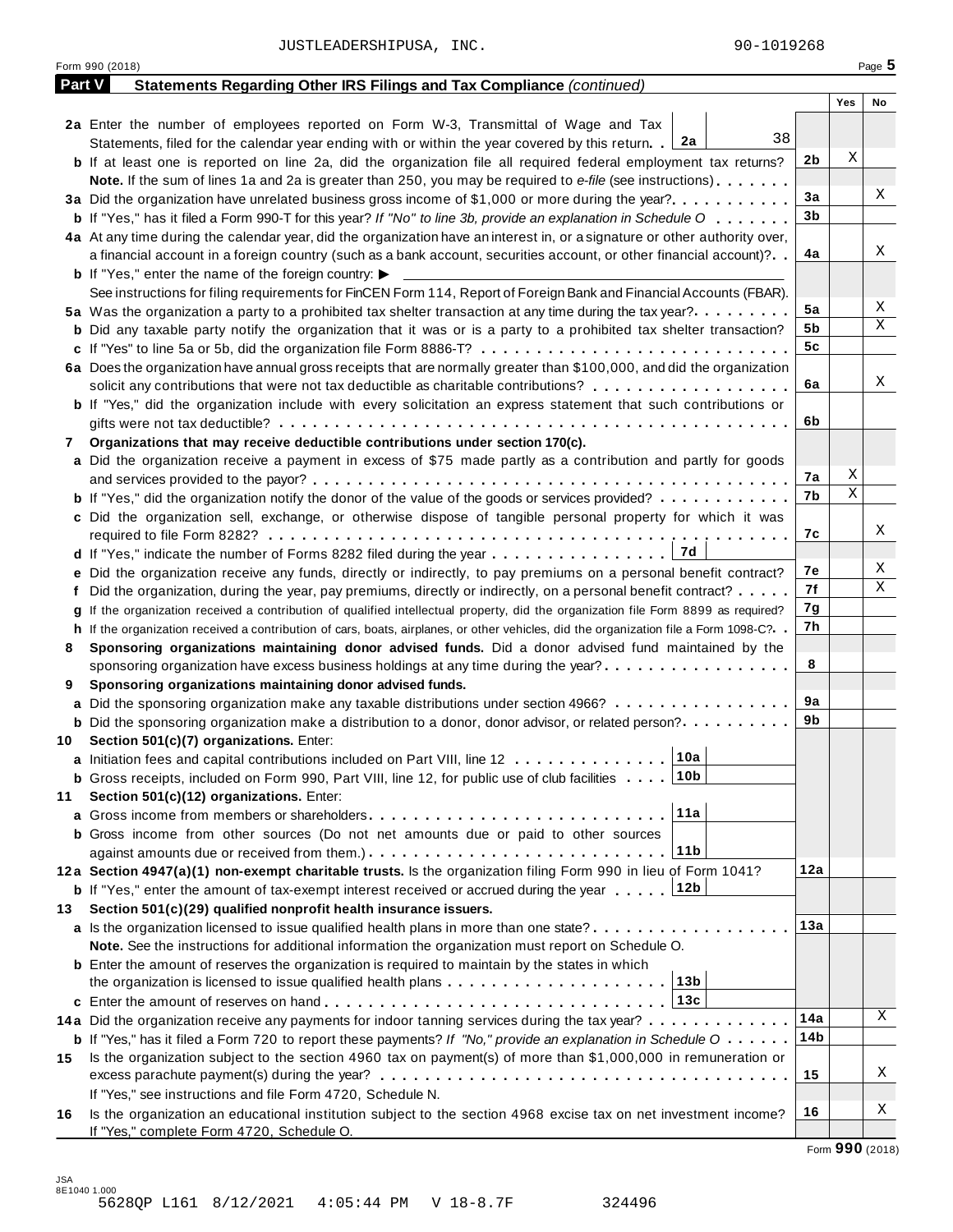JUSTLEADERSHIPUSA, INC. 90-1019268

Form 990 (2018)

## Part V Statements Regarding Other IRS Filings and Tax Compliance *(continued)*

| | | | Yes | No |
|---|---|---|---|---|
| **2a** | Enter the number of employees reported on Form W-3, Transmittal of Wage and Tax Statements, filed for the calendar year ending with or within the year covered by this return . . **2a** 38 | | | |
| **b** | If at least one is reported on line 2a, did the organization file all required federal employment tax returns? | **2b** | X | |
| | **Note.** If the sum of lines 1a and 2a is greater than 250, you may be required to *e-file* (see instructions) | | | |
| **3a** | Did the organization have unrelated business gross income of $1,000 or more during the year? | **3a** | | X |
| **b** | If "Yes," has it filed a Form 990-T for this year? *If "No" to line 3b, provide an explanation in Schedule O* | **3b** | | |
| **4a** | At any time during the calendar year, did the organization have an interest in, or a signature or other authority over, a financial account in a foreign country (such as a bank account, securities account, or other financial account)? | **4a** | | X |
| **b** | If "Yes," enter the name of the foreign country: ▶ | | | |
| | See instructions for filing requirements for FinCEN Form 114, Report of Foreign Bank and Financial Accounts (FBAR). | | | |
| **5a** | Was the organization a party to a prohibited tax shelter transaction at any time during the tax year? | **5a** | | X |
| **b** | Did any taxable party notify the organization that it was or is a party to a prohibited tax shelter transaction? | **5b** | | X |
| **c** | If "Yes" to line 5a or 5b, did the organization file Form 8886-T? | **5c** | | |
| **6a** | Does the organization have annual gross receipts that are normally greater than $100,000, and did the organization solicit any contributions that were not tax deductible as charitable contributions? | **6a** | | X |
| **b** | If "Yes," did the organization include with every solicitation an express statement that such contributions or gifts were not tax deductible? | **6b** | | |
| **7** | **Organizations that may receive deductible contributions under section 170(c).** | | | |
| **a** | Did the organization receive a payment in excess of $75 made partly as a contribution and partly for goods and services provided to the payor? | **7a** | X | |
| **b** | If "Yes," did the organization notify the donor of the value of the goods or services provided? | **7b** | X | |
| **c** | Did the organization sell, exchange, or otherwise dispose of tangible personal property for which it was required to file Form 8282? | **7c** | | X |
| **d** | If "Yes," indicate the number of Forms 8282 filed during the year . . . **7d** | | | |
| **e** | Did the organization receive any funds, directly or indirectly, to pay premiums on a personal benefit contract? | **7e** | | X |
| **f** | Did the organization, during the year, pay premiums, directly or indirectly, on a personal benefit contract? | **7f** | | X |
| **g** | If the organization received a contribution of qualified intellectual property, did the organization file Form 8899 as required? | **7g** | | |
| **h** | If the organization received a contribution of cars, boats, airplanes, or other vehicles, did the organization file a Form 1098-C? | **7h** | | |
| **8** | **Sponsoring organizations maintaining donor advised funds.** Did a donor advised fund maintained by the sponsoring organization have excess business holdings at any time during the year? | **8** | | |
| **9** | **Sponsoring organizations maintaining donor advised funds.** | | | |
| **a** | Did the sponsoring organization make any taxable distributions under section 4966? | **9a** | | |
| **b** | Did the sponsoring organization make a distribution to a donor, donor advisor, or related person? | **9b** | | |
| **10** | **Section 501(c)(7) organizations.** Enter: | | | |
| **a** | Initiation fees and capital contributions included on Part VIII, line 12 . . . **10a** | | | |
| **b** | Gross receipts, included on Form 990, Part VIII, line 12, for public use of club facilities . . . **10b** | | | |
| **11** | **Section 501(c)(12) organizations.** Enter: | | | |
| **a** | Gross income from members or shareholders . . . **11a** | | | |
| **b** | Gross income from other sources (Do not net amounts due or paid to other sources against amounts due or received from them.) . . . **11b** | | | |
| **12a** | **Section 4947(a)(1) non-exempt charitable trusts.** Is the organization filing Form 990 in lieu of Form 1041? | **12a** | | |
| **b** | If "Yes," enter the amount of tax-exempt interest received or accrued during the year . . . **12b** | | | |
| **13** | **Section 501(c)(29) qualified nonprofit health insurance issuers.** | | | |
| **a** | Is the organization licensed to issue qualified health plans in more than one state? | **13a** | | |
| | **Note.** See the instructions for additional information the organization must report on Schedule O. | | | |
| **b** | Enter the amount of reserves the organization is required to maintain by the states in which the organization is licensed to issue qualified health plans . . . **13b** | | | |
| **c** | Enter the amount of reserves on hand . . . **13c** | | | |
| **14a** | Did the organization receive any payments for indoor tanning services during the tax year? | **14a** | | X |
| **b** | If "Yes," has it filed a Form 720 to report these payments? *If "No," provide an explanation in Schedule O* | **14b** | | |
| **15** | Is the organization subject to the section 4960 tax on payment(s) of more than $1,000,000 in remuneration or excess parachute payment(s) during the year? | **15** | | X |
| | If "Yes," see instructions and file Form 4720, Schedule N. | | | |
| **16** | Is the organization an educational institution subject to the section 4968 excise tax on net investment income? | **16** | | X |
| | If "Yes," complete Form 4720, Schedule O. | | | |

Form **990** (2018)

JSA 8E1040 1.000
5628QP L161 8/12/2021 4:05:44 PM V 18-8.7F 324496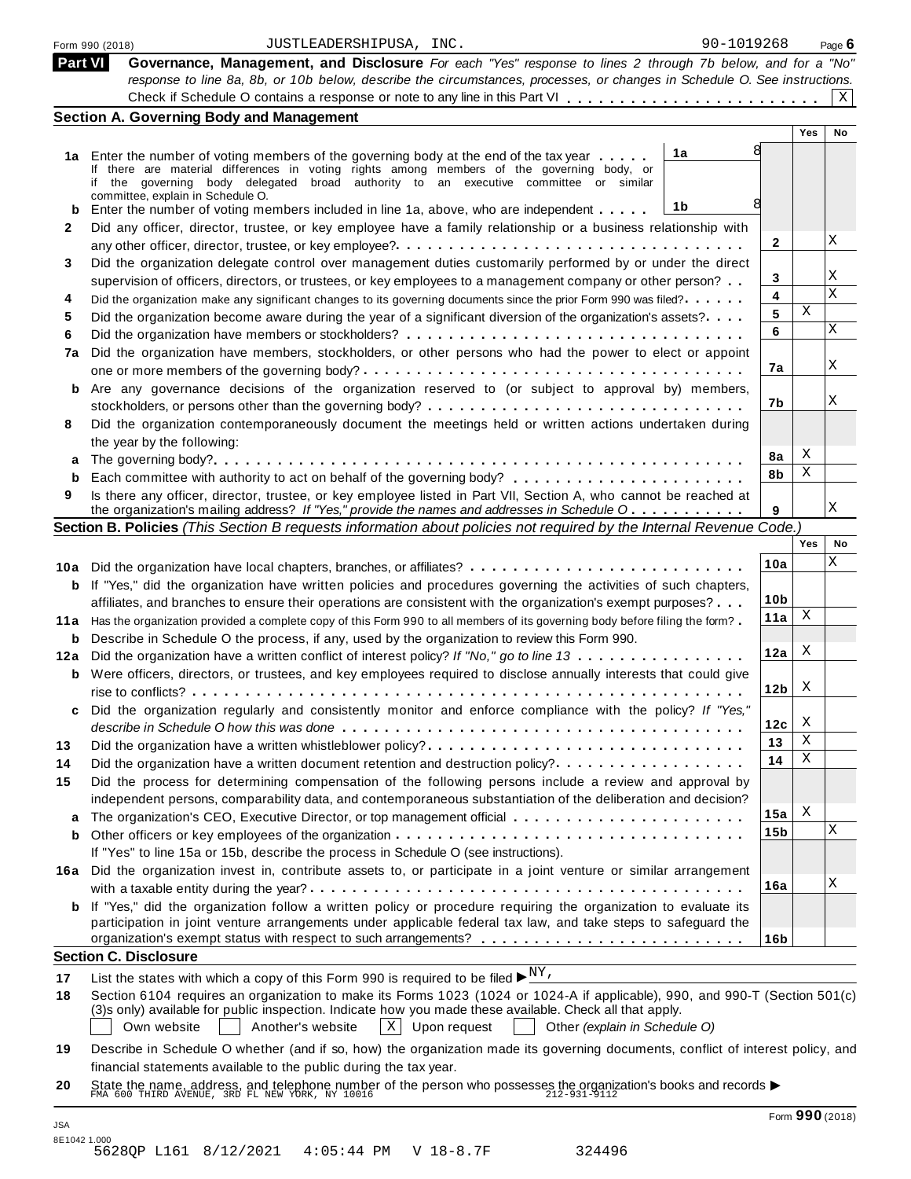Form 990 (2018) JUSTLEADERSHIPUSA, INC. 90-1019268 Page 6

## Part VI Governance, Management, and Disclosure

*For each "Yes" response to lines 2 through 7b below, and for a "No" response to line 8a, 8b, or 10b below, describe the circumstances, processes, or changes in Schedule O. See instructions.*

Check if Schedule O contains a response or note to any line in this Part VI . . . . . . . . . . . . . . . . . . . . . . . . [X]

### Section A. Governing Body and Management

| | | | Yes | No |
|---|---|---|---|---|
| 1a | Enter the number of voting members of the governing body at the end of the tax year . . . . . **1a** 8<br>If there are material differences in voting rights among members of the governing body, or if the governing body delegated broad authority to an executive committee or similar committee, explain in Schedule O. | | | |
| b | Enter the number of voting members included in line 1a, above, who are independent . . . . . **1b** 8 | | | |
| 2 | Did any officer, director, trustee, or key employee have a family relationship or a business relationship with any other officer, director, trustee, or key employee? | 2 | | X |
| 3 | Did the organization delegate control over management duties customarily performed by or under the direct supervision of officers, directors, or trustees, or key employees to a management company or other person? | 3 | | X |
| 4 | Did the organization make any significant changes to its governing documents since the prior Form 990 was filed? | 4 | | X |
| 5 | Did the organization become aware during the year of a significant diversion of the organization's assets? | 5 | X | |
| 6 | Did the organization have members or stockholders? | 6 | | X |
| 7a | Did the organization have members, stockholders, or other persons who had the power to elect or appoint one or more members of the governing body? | 7a | | X |
| b | Are any governance decisions of the organization reserved to (or subject to approval by) members, stockholders, or persons other than the governing body? | 7b | | X |
| 8 | Did the organization contemporaneously document the meetings held or written actions undertaken during the year by the following: | | | |
| a | The governing body? | 8a | X | |
| b | Each committee with authority to act on behalf of the governing body? | 8b | X | |
| 9 | Is there any officer, director, trustee, or key employee listed in Part VII, Section A, who cannot be reached at the organization's mailing address? *If "Yes," provide the names and addresses in Schedule O* | 9 | | X |

### Section B. Policies *(This Section B requests information about policies not required by the Internal Revenue Code.)*

| | | | Yes | No |
|---|---|---|---|---|
| 10a | Did the organization have local chapters, branches, or affiliates? | 10a | | X |
| b | If "Yes," did the organization have written policies and procedures governing the activities of such chapters, affiliates, and branches to ensure their operations are consistent with the organization's exempt purposes? | 10b | | |
| 11a | Has the organization provided a complete copy of this Form 990 to all members of its governing body before filing the form? | 11a | X | |
| b | Describe in Schedule O the process, if any, used by the organization to review this Form 990. | | | |
| 12a | Did the organization have a written conflict of interest policy? *If "No," go to line 13* | 12a | X | |
| b | Were officers, directors, or trustees, and key employees required to disclose annually interests that could give rise to conflicts? | 12b | X | |
| c | Did the organization regularly and consistently monitor and enforce compliance with the policy? *If "Yes," describe in Schedule O how this was done* | 12c | X | |
| 13 | Did the organization have a written whistleblower policy? | 13 | X | |
| 14 | Did the organization have a written document retention and destruction policy? | 14 | X | |
| 15 | Did the process for determining compensation of the following persons include a review and approval by independent persons, comparability data, and contemporaneous substantiation of the deliberation and decision? | | | |
| a | The organization's CEO, Executive Director, or top management official | 15a | X | |
| b | Other officers or key employees of the organization | 15b | | X |
| | If "Yes" to line 15a or 15b, describe the process in Schedule O (see instructions). | | | |
| 16a | Did the organization invest in, contribute assets to, or participate in a joint venture or similar arrangement with a taxable entity during the year? | 16a | | X |
| b | If "Yes," did the organization follow a written policy or procedure requiring the organization to evaluate its participation in joint venture arrangements under applicable federal tax law, and take steps to safeguard the organization's exempt status with respect to such arrangements? | 16b | | |

### Section C. Disclosure

**17** List the states with which a copy of this Form 990 is required to be filed ▶ NY,

**18** Section 6104 requires an organization to make its Forms 1023 (1024 or 1024-A if applicable), 990, and 990-T (Section 501(c)(3)s only) available for public inspection. Indicate how you made these available. Check all that apply.

[ ] Own website [ ] Another's website [X] Upon request [ ] Other *(explain in Schedule O)*

**19** Describe in Schedule O whether (and if so, how) the organization made its governing documents, conflict of interest policy, and financial statements available to the public during the tax year.

**20** State the name, address, and telephone number of the person who possesses the organization's books and records ▶ FMA 600 THIRD AVENUE, 3RD FL NEW YORK, NY 10016 212-931-9112

Form **990** (2018)

JSA
8E1042 1.000
5628QP L161 8/12/2021 4:05:44 PM V 18-8.7F 324496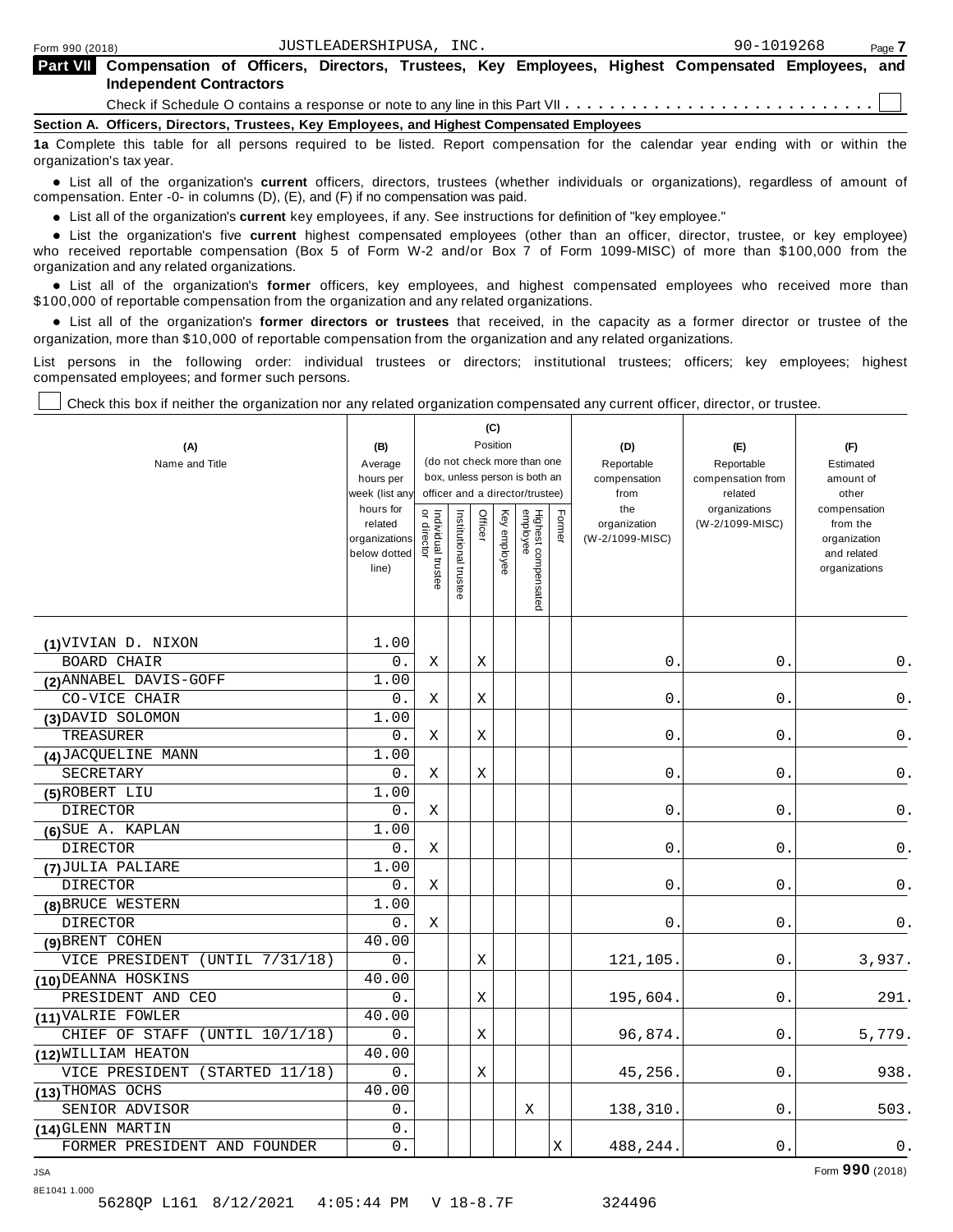Form 990 (2018) JUSTLEADERSHIPUSA, INC. 90-1019268 Page 7

**Part VII Compensation of Officers, Directors, Trustees, Key Employees, Highest Compensated Employees, and Independent Contractors**

Check if Schedule O contains a response or note to any line in this Part VII . . . . . . . . . . . . . . . . . . . . . . . . . . . ☐

**Section A. Officers, Directors, Trustees, Key Employees, and Highest Compensated Employees**

**1a** Complete this table for all persons required to be listed. Report compensation for the calendar year ending with or within the organization's tax year.

- List all of the organization's **current** officers, directors, trustees (whether individuals or organizations), regardless of amount of compensation. Enter -0- in columns (D), (E), and (F) if no compensation was paid.
- List all of the organization's **current** key employees, if any. See instructions for definition of "key employee."
- List the organization's five **current** highest compensated employees (other than an officer, director, trustee, or key employee) who received reportable compensation (Box 5 of Form W-2 and/or Box 7 of Form 1099-MISC) of more than $100,000 from the organization and any related organizations.
- List all of the organization's **former** officers, key employees, and highest compensated employees who received more than $100,000 of reportable compensation from the organization and any related organizations.
- List all of the organization's **former directors or trustees** that received, in the capacity as a former director or trustee of the organization, more than $10,000 of reportable compensation from the organization and any related organizations.

List persons in the following order: individual trustees or directors; institutional trustees; officers; key employees; highest compensated employees; and former such persons.

☐ Check this box if neither the organization nor any related organization compensated any current officer, director, or trustee.

| (A) Name and Title | (B) Average hours per week (list any hours for related organizations below dotted line) | (C) Position (do not check more than one box, unless person is both an officer and a director/trustee): Individual trustee or director | Institutional trustee | Officer | Key employee | Highest compensated employee | Former | (D) Reportable compensation from the organization (W-2/1099-MISC) | (E) Reportable compensation from related organizations (W-2/1099-MISC) | (F) Estimated amount of other compensation from the organization and related organizations |
|---|---|---|---|---|---|---|---|---|---|---|
| (1) VIVIAN D. NIXON<br>BOARD CHAIR | 1.00<br>0. | X | | X | | | | 0. | 0. | 0. |
| (2) ANNABEL DAVIS-GOFF<br>CO-VICE CHAIR | 1.00<br>0. | X | | X | | | | 0. | 0. | 0. |
| (3) DAVID SOLOMON<br>TREASURER | 1.00<br>0. | X | | X | | | | 0. | 0. | 0. |
| (4) JACQUELINE MANN<br>SECRETARY | 1.00<br>0. | X | | X | | | | 0. | 0. | 0. |
| (5) ROBERT LIU<br>DIRECTOR | 1.00<br>0. | X | | | | | | 0. | 0. | 0. |
| (6) SUE A. KAPLAN<br>DIRECTOR | 1.00<br>0. | X | | | | | | 0. | 0. | 0. |
| (7) JULIA PALIARE<br>DIRECTOR | 1.00<br>0. | X | | | | | | 0. | 0. | 0. |
| (8) BRUCE WESTERN<br>DIRECTOR | 1.00<br>0. | X | | | | | | 0. | 0. | 0. |
| (9) BRENT COHEN<br>VICE PRESIDENT (UNTIL 7/31/18) | 40.00<br>0. | | | X | | | | 121,105. | 0. | 3,937. |
| (10) DEANNA HOSKINS<br>PRESIDENT AND CEO | 40.00<br>0. | | | X | | | | 195,604. | 0. | 291. |
| (11) VALRIE FOWLER<br>CHIEF OF STAFF (UNTIL 10/1/18) | 40.00<br>0. | | | X | | | | 96,874. | 0. | 5,779. |
| (12) WILLIAM HEATON<br>VICE PRESIDENT (STARTED 11/18) | 40.00<br>0. | | | X | | | | 45,256. | 0. | 938. |
| (13) THOMAS OCHS<br>SENIOR ADVISOR | 40.00<br>0. | | | | | X | | 138,310. | 0. | 503. |
| (14) GLENN MARTIN<br>FORMER PRESIDENT AND FOUNDER | 0.<br>0. | | | | | | X | 488,244. | 0. | 0. |

JSA
8E1041 1.000
5628QP L161 8/12/2021 4:05:44 PM V 18-8.7F 324496

Form **990** (2018)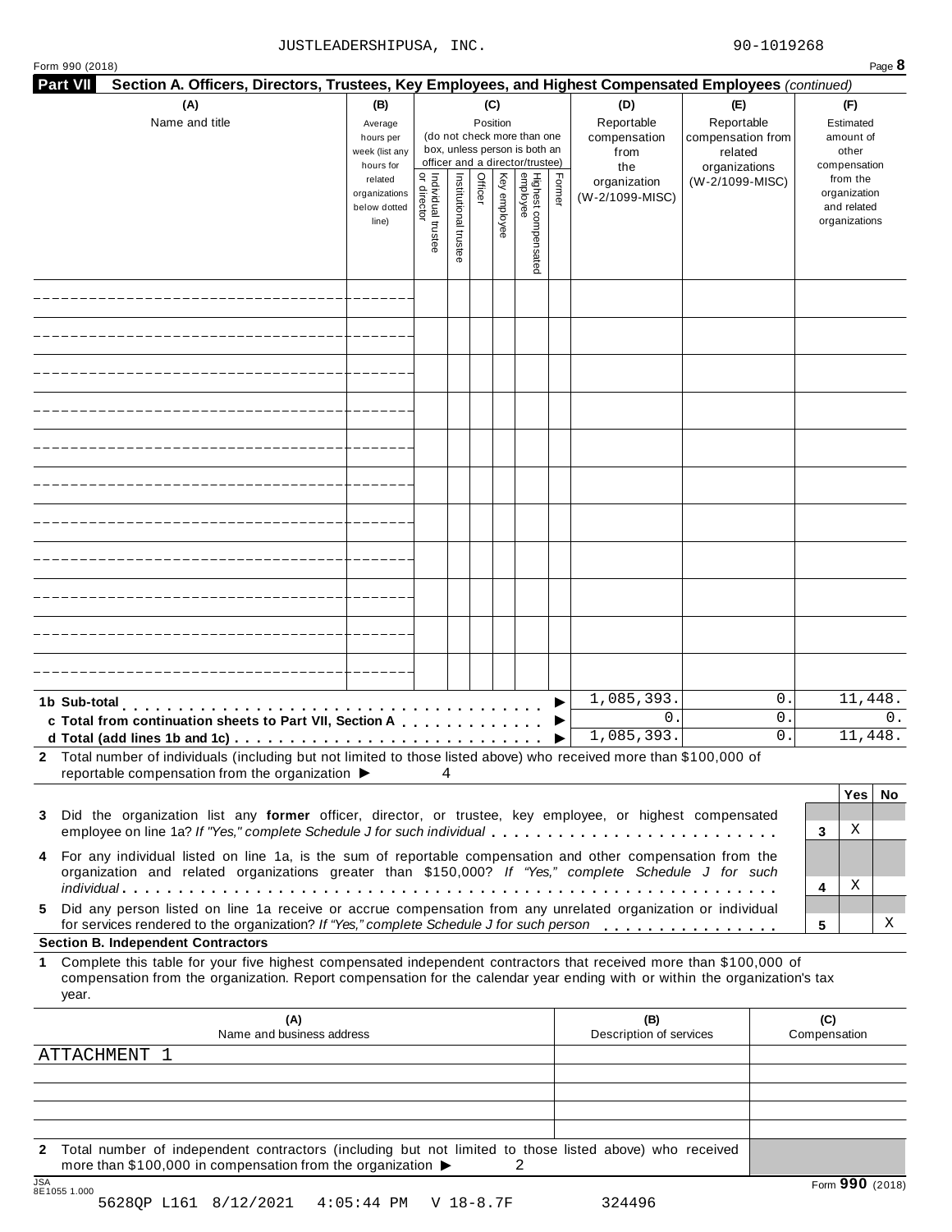JUSTLEADERSHIPUSA, INC. 90-1019268

Form 990 (2018) Page 8

**Part VII Section A. Officers, Directors, Trustees, Key Employees, and Highest Compensated Employees** *(continued)*

| (A) Name and title | (B) Average hours per week (list any hours for related organizations below dotted line) | (C) Position (do not check more than one box, unless person is both an officer and a director/trustee): Individual trustee or director | Institutional trustee | Officer | Key employee | Highest compensated employee | Former | (D) Reportable compensation from the organization (W-2/1099-MISC) | (E) Reportable compensation from related organizations (W-2/1099-MISC) | (F) Estimated amount of other compensation from the organization and related organizations |
|---|---|---|---|---|---|---|---|---|---|---|
| | | | | | | | | | | |
| | | | | | | | | | | |
| | | | | | | | | | | |
| | | | | | | | | | | |
| | | | | | | | | | | |
| | | | | | | | | | | |
| | | | | | | | | | | |
| | | | | | | | | | | |
| | | | | | | | | | | |
| | | | | | | | | | | |
| | | | | | | | | | | |
| **1b Sub-total** ▶ | | | | | | | | 1,085,393. | 0. | 11,448. |
| **c Total from continuation sheets to Part VII, Section A** ▶ | | | | | | | | 0. | 0. | 0. |
| **d Total (add lines 1b and 1c)** ▶ | | | | | | | | 1,085,393. | 0. | 11,448. |

**2** Total number of individuals (including but not limited to those listed above) who received more than $100,000 of reportable compensation from the organization ▶ 4

| | | Yes | No |
|---|---|---|---|
| **3** Did the organization list any **former** officer, director, or trustee, key employee, or highest compensated employee on line 1a? *If "Yes," complete Schedule J for such individual* | 3 | X | |
| **4** For any individual listed on line 1a, is the sum of reportable compensation and other compensation from the organization and related organizations greater than $150,000? *If "Yes," complete Schedule J for such individual* | 4 | X | |
| **5** Did any person listed on line 1a receive or accrue compensation from any unrelated organization or individual for services rendered to the organization? *If "Yes," complete Schedule J for such person* | 5 | | X |

**Section B. Independent Contractors**

**1** Complete this table for your five highest compensated independent contractors that received more than $100,000 of compensation from the organization. Report compensation for the calendar year ending with or within the organization's tax year.

| (A) Name and business address | (B) Description of services | (C) Compensation |
|---|---|---|
| ATTACHMENT 1 | | |
| | | |
| | | |
| | | |
| | | |

**2** Total number of independent contractors (including but not limited to those listed above) who received more than $100,000 in compensation from the organization ▶ 2

Form **990** (2018)

5628QP L161 8/12/2021 4:05:44 PM V 18-8.7F 324496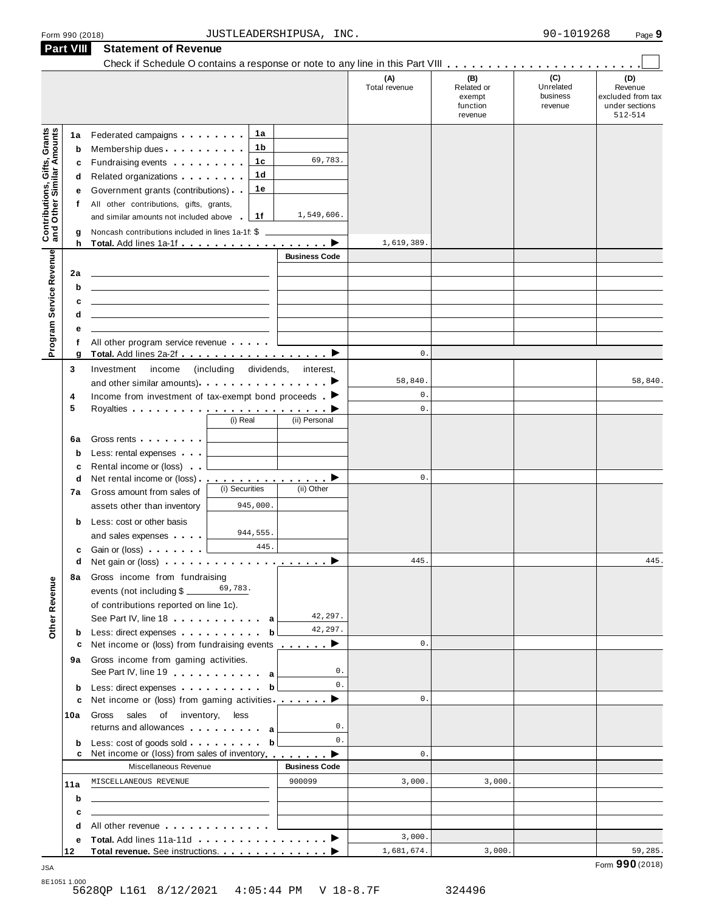Form 990 (2018) JUSTLEADERSHIPUSA, INC. 90-1019268 Page 9

**Part VIII Statement of Revenue**

Check if Schedule O contains a response or note to any line in this Part VIII . . . . . . . . . . . . . . . . . . . . . . .

| | | | (A) Total revenue | (B) Related or exempt function revenue | (C) Unrelated business revenue | (D) Revenue excluded from tax under sections 512-514 |
|---|---|---|---|---|---|---|
| **Contributions, Gifts, Grants and Other Similar Amounts** | | | | | | |
| 1a | Federated campaigns . . . . . . . . 1a | | | | | |
| b | Membership dues . . . . . . . . . . 1b | | | | | |
| c | Fundraising events . . . . . . . . . 1c | 69,783. | | | | |
| d | Related organizations . . . . . . . . 1d | | | | | |
| e | Government grants (contributions) . . 1e | | | | | |
| f | All other contributions, gifts, grants, and similar amounts not included above . 1f | 1,549,606. | | | | |
| g | Noncash contributions included in lines 1a-1f: $ | | | | | |
| h | **Total.** Add lines 1a-1f . . . . . . . . . . . . . . . . . . ▶ | | 1,619,389. | | | |
| **Program Service Revenue** | | Business Code | | | | |
| 2a | | | | | | |
| b | | | | | | |
| c | | | | | | |
| d | | | | | | |
| e | | | | | | |
| f | All other program service revenue . . . . . | | | | | |
| g | **Total.** Add lines 2a-2f . . . . . . . . . . . . . . . . . . ▶ | | 0. | | | |
| **Other Revenue** | | | | | | |
| 3 | Investment income (including dividends, interest, and other similar amounts) . . . . . . . . . . . . . . . . ▶ | | 58,840. | | | 58,840. |
| 4 | Income from investment of tax-exempt bond proceeds . ▶ | | 0. | | | |
| 5 | Royalties . . . . . . . . . . . . . . . . . . . . . . . . ▶ | | 0. | | | |
| | | (i) Real / (ii) Personal | | | | |
| 6a | Gross rents . . . . . . . . | | | | | |
| b | Less: rental expenses . . . | | | | | |
| c | Rental income or (loss) . . | | | | | |
| d | Net rental income or (loss) . . . . . . . . . . . . . . . . ▶ | | 0. | | | |
| | | (i) Securities / (ii) Other | | | | |
| 7a | Gross amount from sales of assets other than inventory | (i) 945,000. | | | | |
| b | Less: cost or other basis and sales expenses . . . . | (i) 944,555. | | | | |
| c | Gain or (loss) . . . . . . . | (i) 445. | | | | |
| d | Net gain or (loss) . . . . . . . . . . . . . . . . . . . . ▶ | | 445. | | | 445. |
| 8a | Gross income from fundraising events (not including $ 69,783. of contributions reported on line 1c). See Part IV, line 18 . . . . . . . . . . . a | 42,297. | | | | |
| b | Less: direct expenses . . . . . . . . . . b | 42,297. | | | | |
| c | Net income or (loss) from fundraising events . . . . . . ▶ | | 0. | | | |
| 9a | Gross income from gaming activities. See Part IV, line 19 . . . . . . . . . . . a | 0. | | | | |
| b | Less: direct expenses . . . . . . . . . . b | 0. | | | | |
| c | Net income or (loss) from gaming activities . . . . . . . ▶ | | 0. | | | |
| 10a | Gross sales of inventory, less returns and allowances . . . . . . . . . a | 0. | | | | |
| b | Less: cost of goods sold . . . . . . . . . b | 0. | | | | |
| c | Net income or (loss) from sales of inventory . . . . . . . ▶ | | 0. | | | |
| | Miscellaneous Revenue | Business Code | | | | |
| 11a | MISCELLANEOUS REVENUE | 900099 | 3,000. | 3,000. | | |
| b | | | | | | |
| c | | | | | | |
| d | All other revenue . . . . . . . . . . . . . | | | | | |
| e | **Total.** Add lines 11a-11d . . . . . . . . . . . . . . . . ▶ | | 3,000. | | | |
| 12 | **Total revenue.** See instructions. . . . . . . . . . . . . . ▶ | | 1,681,674. | 3,000. | | 59,285. |

Form **990** (2018)

JSA
8E1051 1.000
5628QP L161 8/12/2021 4:05:44 PM V 18-8.7F 324496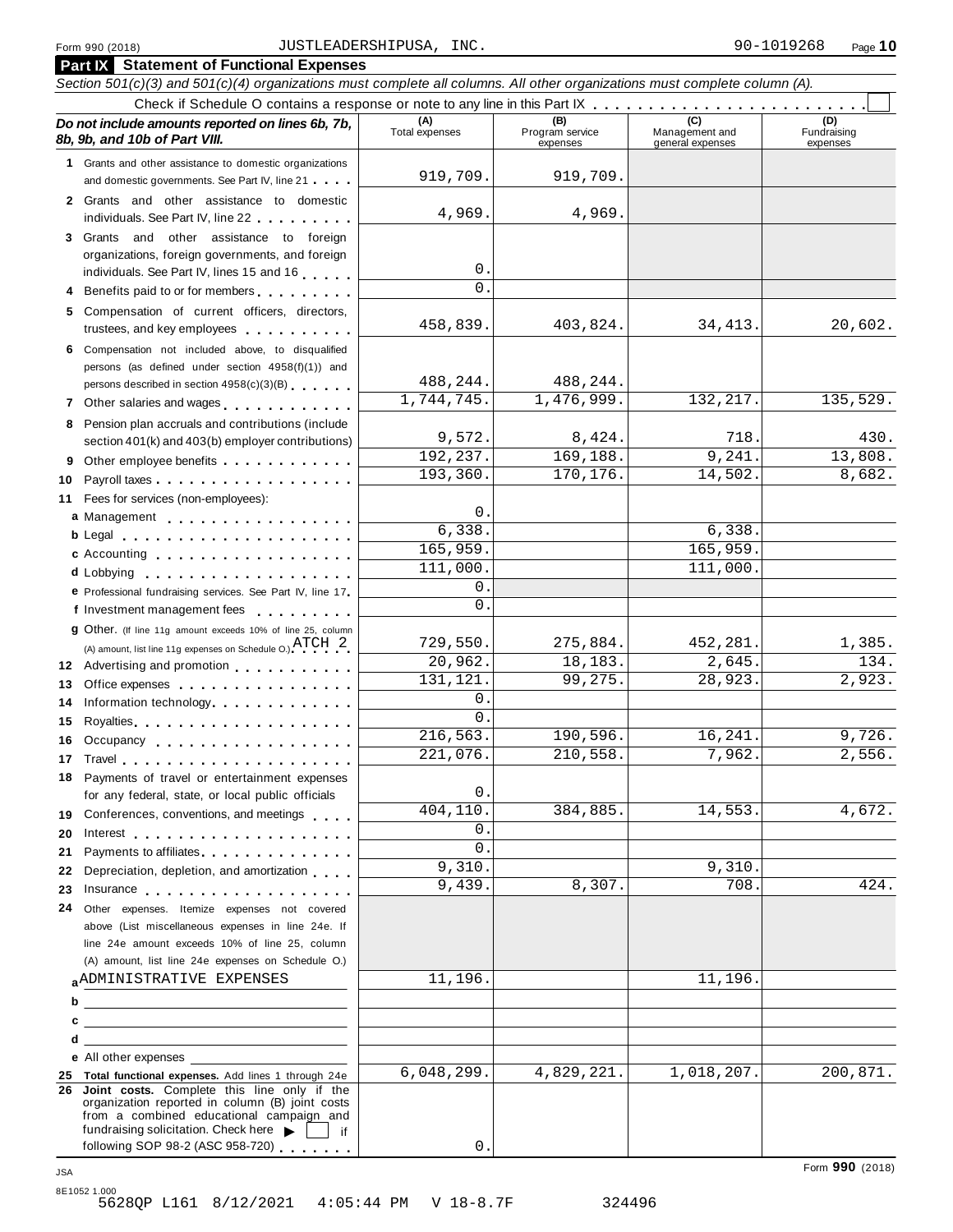Form 990 (2018) JUSTLEADERSHIPUSA, INC. 90-1019268 Page **10**

## Part IX Statement of Functional Expenses

*Section 501(c)(3) and 501(c)(4) organizations must complete all columns. All other organizations must complete column (A).*

Check if Schedule O contains a response or note to any line in this Part IX . . . . . . . . . . . . . . . . . . . . . . . . ☐

| ***Do not include amounts reported on lines 6b, 7b, 8b, 9b, and 10b of Part VIII.*** | (A) Total expenses | (B) Program service expenses | (C) Management and general expenses | (D) Fundraising expenses |
|---|---|---|---|---|
| **1** Grants and other assistance to domestic organizations and domestic governments. See Part IV, line 21 | 919,709. | 919,709. | | |
| **2** Grants and other assistance to domestic individuals. See Part IV, line 22 | 4,969. | 4,969. | | |
| **3** Grants and other assistance to foreign organizations, foreign governments, and foreign individuals. See Part IV, lines 15 and 16 | 0. | | | |
| **4** Benefits paid to or for members | 0. | | | |
| **5** Compensation of current officers, directors, trustees, and key employees | 458,839. | 403,824. | 34,413. | 20,602. |
| **6** Compensation not included above, to disqualified persons (as defined under section 4958(f)(1)) and persons described in section 4958(c)(3)(B) | 488,244. | 488,244. | | |
| **7** Other salaries and wages | 1,744,745. | 1,476,999. | 132,217. | 135,529. |
| **8** Pension plan accruals and contributions (include section 401(k) and 403(b) employer contributions) | 9,572. | 8,424. | 718. | 430. |
| **9** Other employee benefits | 192,237. | 169,188. | 9,241. | 13,808. |
| **10** Payroll taxes | 193,360. | 170,176. | 14,502. | 8,682. |
| **11** Fees for services (non-employees): | | | | |
| **a** Management | 0. | | | |
| **b** Legal | 6,338. | | 6,338. | |
| **c** Accounting | 165,959. | | 165,959. | |
| **d** Lobbying | 111,000. | | 111,000. | |
| **e** Professional fundraising services. See Part IV, line 17 | 0. | | | |
| **f** Investment management fees | 0. | | | |
| **g** Other. (If line 11g amount exceeds 10% of line 25, column (A) amount, list line 11g expenses on Schedule O.) ATCH 2 | 729,550. | 275,884. | 452,281. | 1,385. |
| **12** Advertising and promotion | 20,962. | 18,183. | 2,645. | 134. |
| **13** Office expenses | 131,121. | 99,275. | 28,923. | 2,923. |
| **14** Information technology | 0. | | | |
| **15** Royalties | 0. | | | |
| **16** Occupancy | 216,563. | 190,596. | 16,241. | 9,726. |
| **17** Travel | 221,076. | 210,558. | 7,962. | 2,556. |
| **18** Payments of travel or entertainment expenses for any federal, state, or local public officials | 0. | | | |
| **19** Conferences, conventions, and meetings | 404,110. | 384,885. | 14,553. | 4,672. |
| **20** Interest | 0. | | | |
| **21** Payments to affiliates | 0. | | | |
| **22** Depreciation, depletion, and amortization | 9,310. | | 9,310. | |
| **23** Insurance | 9,439. | 8,307. | 708. | 424. |
| **24** Other expenses. Itemize expenses not covered above (List miscellaneous expenses in line 24e. If line 24e amount exceeds 10% of line 25, column (A) amount, list line 24e expenses on Schedule O.) | | | | |
| **a** ADMINISTRATIVE EXPENSES | 11,196. | | 11,196. | |
| **b** | | | | |
| **c** | | | | |
| **d** | | | | |
| **e** All other expenses | | | | |
| **25 Total functional expenses.** Add lines 1 through 24e | 6,048,299. | 4,829,221. | 1,018,207. | 200,871. |
| **26 Joint costs.** Complete this line only if the organization reported in column (B) joint costs from a combined educational campaign and fundraising solicitation. Check here ▶ ☐ if following SOP 98-2 (ASC 958-720) | 0. | | | |

JSA Form **990** (2018)

8E1052 1.000
5628QP L161 8/12/2021 4:05:44 PM V 18-8.7F 324496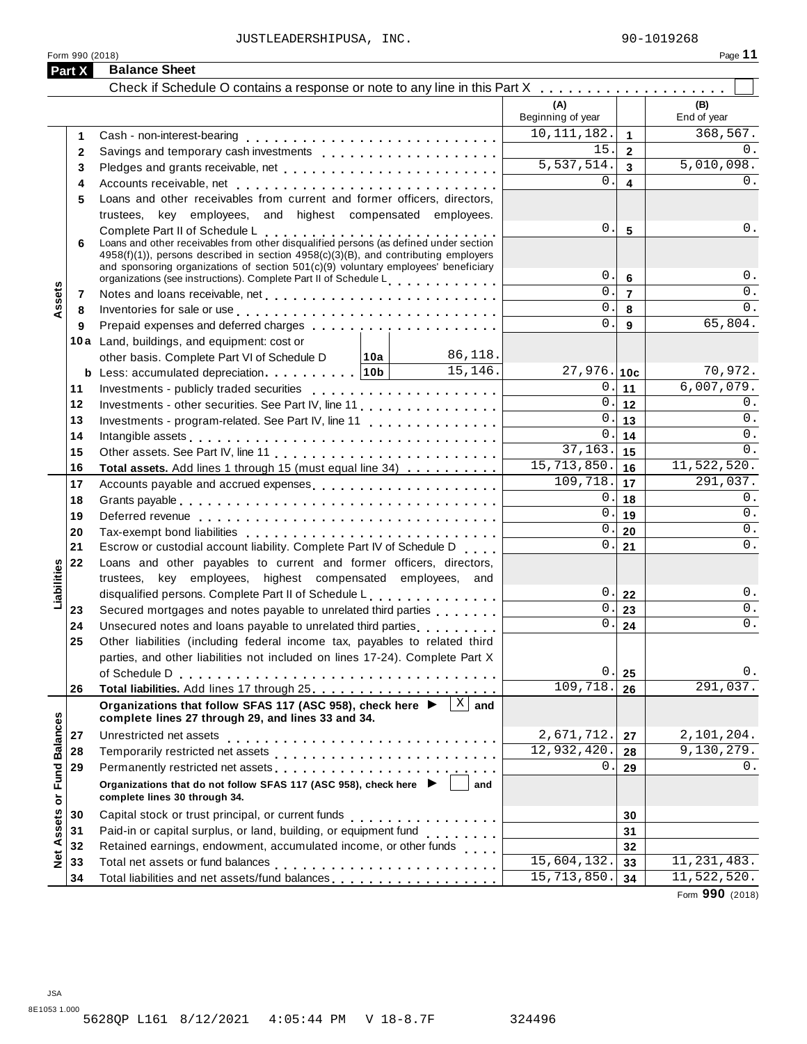JUSTLEADERSHIPUSA, INC. 90-1019268

Form 990 (2018)

## Part X Balance Sheet

Check if Schedule O contains a response or note to any line in this Part X . . . . . . . . . . . . . . . . . . . ☐

| | | Description | | (A) Beginning of year | | (B) End of year |
|---|---|---|---|---|---|---|
| **Assets** | 1 | Cash - non-interest-bearing | | 10,111,182. | 1 | 368,567. |
| | 2 | Savings and temporary cash investments | | 15. | 2 | 0. |
| | 3 | Pledges and grants receivable, net | | 5,537,514. | 3 | 5,010,098. |
| | 4 | Accounts receivable, net | | 0. | 4 | 0. |
| | 5 | Loans and other receivables from current and former officers, directors, trustees, key employees, and highest compensated employees. Complete Part II of Schedule L | | 0. | 5 | 0. |
| | 6 | Loans and other receivables from other disqualified persons (as defined under section 4958(f)(1)), persons described in section 4958(c)(3)(B), and contributing employers and sponsoring organizations of section 501(c)(9) voluntary employees' beneficiary organizations (see instructions). Complete Part II of Schedule L | | 0. | 6 | 0. |
| | 7 | Notes and loans receivable, net | | 0. | 7 | 0. |
| | 8 | Inventories for sale or use | | 0. | 8 | 0. |
| | 9 | Prepaid expenses and deferred charges | | 0. | 9 | 65,804. |
| | 10a | Land, buildings, and equipment: cost or other basis. Complete Part VI of Schedule D | 10a 86,118. | | | |
| | b | Less: accumulated depreciation | 10b 15,146. | 27,976. | 10c | 70,972. |
| | 11 | Investments - publicly traded securities | | 0. | 11 | 6,007,079. |
| | 12 | Investments - other securities. See Part IV, line 11 | | 0. | 12 | 0. |
| | 13 | Investments - program-related. See Part IV, line 11 | | 0. | 13 | 0. |
| | 14 | Intangible assets | | 0. | 14 | 0. |
| | 15 | Other assets. See Part IV, line 11 | | 37,163. | 15 | 0. |
| | 16 | **Total assets.** Add lines 1 through 15 (must equal line 34) | | 15,713,850. | 16 | 11,522,520. |
| **Liabilities** | 17 | Accounts payable and accrued expenses | | 109,718. | 17 | 291,037. |
| | 18 | Grants payable | | 0. | 18 | 0. |
| | 19 | Deferred revenue | | 0. | 19 | 0. |
| | 20 | Tax-exempt bond liabilities | | 0. | 20 | 0. |
| | 21 | Escrow or custodial account liability. Complete Part IV of Schedule D | | 0. | 21 | 0. |
| | 22 | Loans and other payables to current and former officers, directors, trustees, key employees, highest compensated employees, and disqualified persons. Complete Part II of Schedule L | | 0. | 22 | 0. |
| | 23 | Secured mortgages and notes payable to unrelated third parties | | 0. | 23 | 0. |
| | 24 | Unsecured notes and loans payable to unrelated third parties | | 0. | 24 | 0. |
| | 25 | Other liabilities (including federal income tax, payables to related third parties, and other liabilities not included on lines 17-24). Complete Part X of Schedule D | | 0. | 25 | 0. |
| | 26 | **Total liabilities.** Add lines 17 through 25 | | 109,718. | 26 | 291,037. |
| **Net Assets or Fund Balances** | | **Organizations that follow SFAS 117 (ASC 958), check here ▶ [X] and complete lines 27 through 29, and lines 33 and 34.** | | | | |
| | 27 | Unrestricted net assets | | 2,671,712. | 27 | 2,101,204. |
| | 28 | Temporarily restricted net assets | | 12,932,420. | 28 | 9,130,279. |
| | 29 | Permanently restricted net assets | | 0. | 29 | 0. |
| | | **Organizations that do not follow SFAS 117 (ASC 958), check here ▶ [ ] and complete lines 30 through 34.** | | | | |
| | 30 | Capital stock or trust principal, or current funds | | | 30 | |
| | 31 | Paid-in or capital surplus, or land, building, or equipment fund | | | 31 | |
| | 32 | Retained earnings, endowment, accumulated income, or other funds | | | 32 | |
| | 33 | Total net assets or fund balances | | 15,604,132. | 33 | 11,231,483. |
| | 34 | Total liabilities and net assets/fund balances | | 15,713,850. | 34 | 11,522,520. |

Form **990** (2018)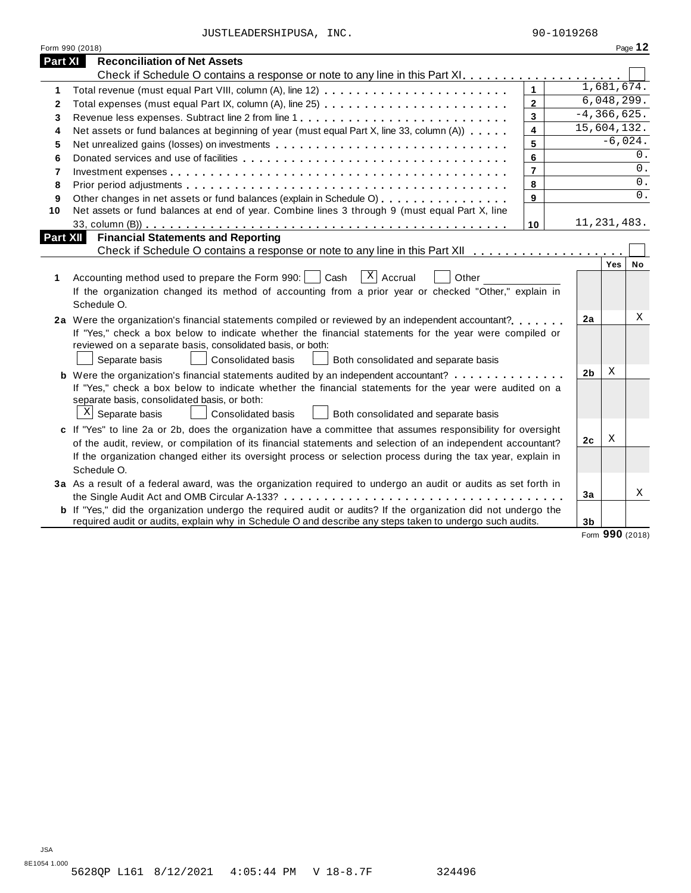JUSTLEADERSHIPUSA, INC. 90-1019268

Form 990 (2018)

## Part XI Reconciliation of Net Assets

Check if Schedule O contains a response or note to any line in this Part XI . . . . . . . . . . . . . . . . . . . . ☐

| | | | |
|---|---|---|---|
| 1 | Total revenue (must equal Part VIII, column (A), line 12) | 1 | 1,681,674. |
| 2 | Total expenses (must equal Part IX, column (A), line 25) | 2 | 6,048,299. |
| 3 | Revenue less expenses. Subtract line 2 from line 1 | 3 | -4,366,625. |
| 4 | Net assets or fund balances at beginning of year (must equal Part X, line 33, column (A)) | 4 | 15,604,132. |
| 5 | Net unrealized gains (losses) on investments | 5 | -6,024. |
| 6 | Donated services and use of facilities | 6 | 0. |
| 7 | Investment expenses | 7 | 0. |
| 8 | Prior period adjustments | 8 | 0. |
| 9 | Other changes in net assets or fund balances (explain in Schedule O) | 9 | 0. |
| 10 | Net assets or fund balances at end of year. Combine lines 3 through 9 (must equal Part X, line 33, column (B)) | 10 | 11,231,483. |

## Part XII Financial Statements and Reporting

Check if Schedule O contains a response or note to any line in this Part XII . . . . . . . . . . . . . . . . . . . ☐

| | | | Yes | No |
|---|---|---|---|---|
| 1 | Accounting method used to prepare the Form 990: ☐ Cash ☒ Accrual ☐ Other ____________ <br> If the organization changed its method of accounting from a prior year or checked "Other," explain in Schedule O. | | | |
| 2a | Were the organization's financial statements compiled or reviewed by an independent accountant? <br> If "Yes," check a box below to indicate whether the financial statements for the year were compiled or reviewed on a separate basis, consolidated basis, or both: <br> ☐ Separate basis ☐ Consolidated basis ☐ Both consolidated and separate basis | 2a | | X |
| b | Were the organization's financial statements audited by an independent accountant? <br> If "Yes," check a box below to indicate whether the financial statements for the year were audited on a separate basis, consolidated basis, or both: <br> ☒ Separate basis ☐ Consolidated basis ☐ Both consolidated and separate basis | 2b | X | |
| c | If "Yes" to line 2a or 2b, does the organization have a committee that assumes responsibility for oversight of the audit, review, or compilation of its financial statements and selection of an independent accountant? <br> If the organization changed either its oversight process or selection process during the tax year, explain in Schedule O. | 2c | X | |
| 3a | As a result of a federal award, was the organization required to undergo an audit or audits as set forth in the Single Audit Act and OMB Circular A-133? | 3a | | X |
| b | If "Yes," did the organization undergo the required audit or audits? If the organization did not undergo the required audit or audits, explain in Schedule O and describe any steps taken to undergo such audits. | 3b | | |

Form **990** (2018)

JSA
8E1054 1.000
5628QP L161 8/12/2021 4:05:44 PM V 18-8.7F 324496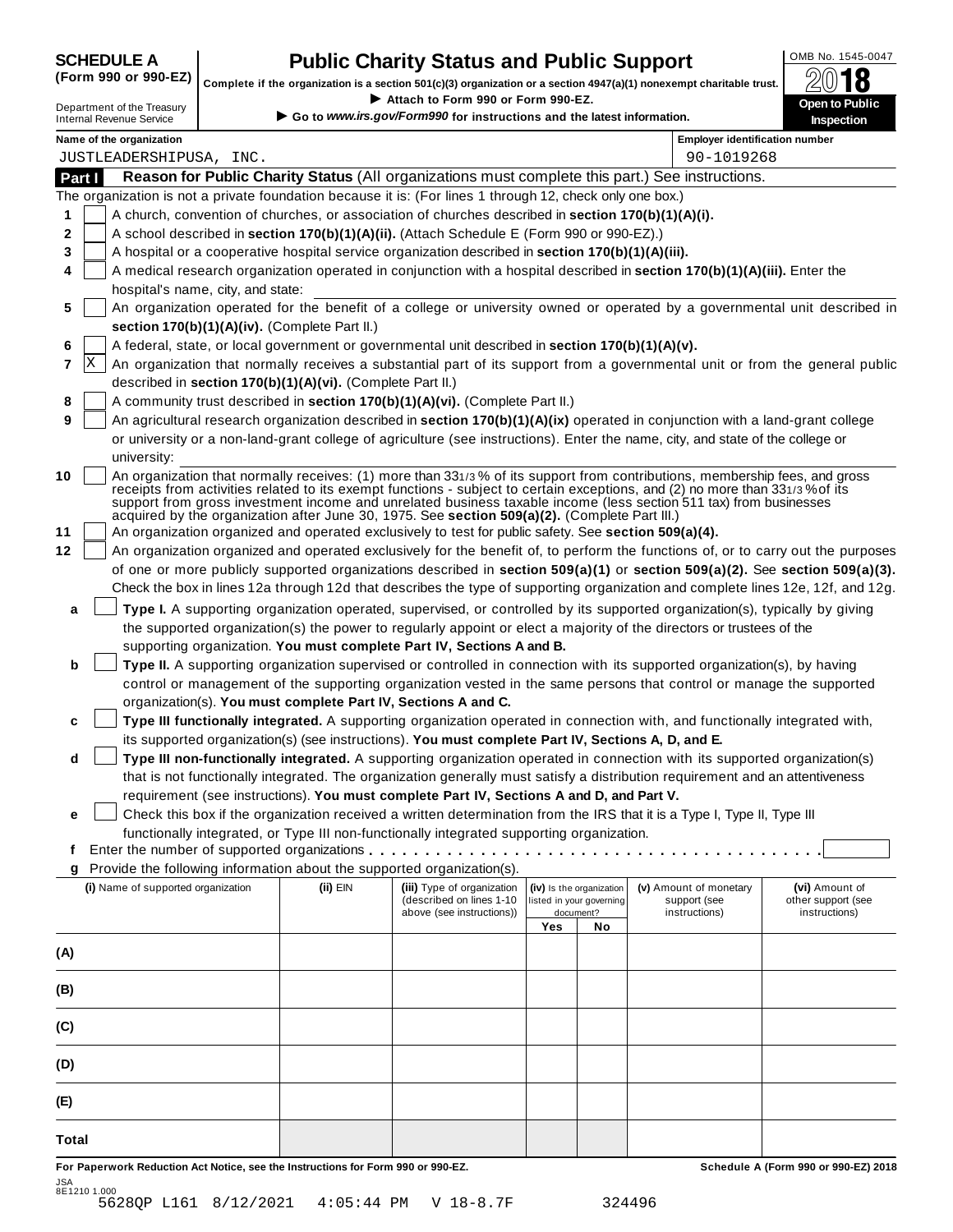**SCHEDULE A**
**(Form 990 or 990-EZ)**

Department of the Treasury
Internal Revenue Service

# Public Charity Status and Public Support

**Complete if the organization is a section 501(c)(3) organization or a section 4947(a)(1) nonexempt charitable trust.**
► Attach to Form 990 or Form 990-EZ.
► Go to *www.irs.gov/Form990* for instructions and the latest information.

OMB No. 1545-0047
**2018**
**Open to Public Inspection**

**Name of the organization**
JUSTLEADERSHIPUSA, INC.

**Employer identification number**
90-1019268

**Part I** **Reason for Public Charity Status** (All organizations must complete this part.) See instructions.

The organization is not a private foundation because it is: (For lines 1 through 12, check only one box.)

1 [ ] A church, convention of churches, or association of churches described in **section 170(b)(1)(A)(i).**

2 [ ] A school described in **section 170(b)(1)(A)(ii).** (Attach Schedule E (Form 990 or 990-EZ).)

3 [ ] A hospital or a cooperative hospital service organization described in **section 170(b)(1)(A)(iii).**

4 [ ] A medical research organization operated in conjunction with a hospital described in **section 170(b)(1)(A)(iii).** Enter the hospital's name, city, and state:

5 [ ] An organization operated for the benefit of a college or university owned or operated by a governmental unit described in **section 170(b)(1)(A)(iv).** (Complete Part II.)

6 [ ] A federal, state, or local government or governmental unit described in **section 170(b)(1)(A)(v).**

7 [X] An organization that normally receives a substantial part of its support from a governmental unit or from the general public described in **section 170(b)(1)(A)(vi).** (Complete Part II.)

8 [ ] A community trust described in **section 170(b)(1)(A)(vi).** (Complete Part II.)

9 [ ] An agricultural research organization described in **section 170(b)(1)(A)(ix)** operated in conjunction with a land-grant college or university or a non-land-grant college of agriculture (see instructions). Enter the name, city, and state of the college or university:

10 [ ] An organization that normally receives: (1) more than 33 1/3 % of its support from contributions, membership fees, and gross receipts from activities related to its exempt functions - subject to certain exceptions, and (2) no more than 33 1/3 % of its support from gross investment income and unrelated business taxable income (less section 511 tax) from businesses acquired by the organization after June 30, 1975. See **section 509(a)(2).** (Complete Part III.)

11 [ ] An organization organized and operated exclusively to test for public safety. See **section 509(a)(4).**

12 [ ] An organization organized and operated exclusively for the benefit of, to perform the functions of, or to carry out the purposes of one or more publicly supported organizations described in **section 509(a)(1)** or **section 509(a)(2).** See **section 509(a)(3).** Check the box in lines 12a through 12d that describes the type of supporting organization and complete lines 12e, 12f, and 12g.

a [ ] **Type I.** A supporting organization operated, supervised, or controlled by its supported organization(s), typically by giving the supported organization(s) the power to regularly appoint or elect a majority of the directors or trustees of the supporting organization. **You must complete Part IV, Sections A and B.**

b [ ] **Type II.** A supporting organization supervised or controlled in connection with its supported organization(s), by having control or management of the supporting organization vested in the same persons that control or manage the supported organization(s). **You must complete Part IV, Sections A and C.**

c [ ] **Type III functionally integrated.** A supporting organization operated in connection with, and functionally integrated with, its supported organization(s) (see instructions). **You must complete Part IV, Sections A, D, and E.**

d [ ] **Type III non-functionally integrated.** A supporting organization operated in connection with its supported organization(s) that is not functionally integrated. The organization generally must satisfy a distribution requirement and an attentiveness requirement (see instructions). **You must complete Part IV, Sections A and D, and Part V.**

e [ ] Check this box if the organization received a written determination from the IRS that it is a Type I, Type II, Type III functionally integrated, or Type III non-functionally integrated supporting organization.

f Enter the number of supported organizations . . . . . . . . . . . . . . . . . . . . . . . . . . . . . . . . . . . . . .

g Provide the following information about the supported organization(s).

| | (i) Name of supported organization | (ii) EIN | (iii) Type of organization (described on lines 1-10 above (see instructions)) | (iv) Is the organization listed in your governing document? Yes | No | (v) Amount of monetary support (see instructions) | (vi) Amount of other support (see instructions) |
|---|---|---|---|---|---|---|---|
| (A) | | | | | | | |
| (B) | | | | | | | |
| (C) | | | | | | | |
| (D) | | | | | | | |
| (E) | | | | | | | |
| Total | | | | | | | |

**For Paperwork Reduction Act Notice, see the Instructions for Form 990 or 990-EZ.** **Schedule A (Form 990 or 990-EZ) 2018**

JSA
8E1210 1.000
5628QP L161 8/12/2021 4:05:44 PM V 18-8.7F 324496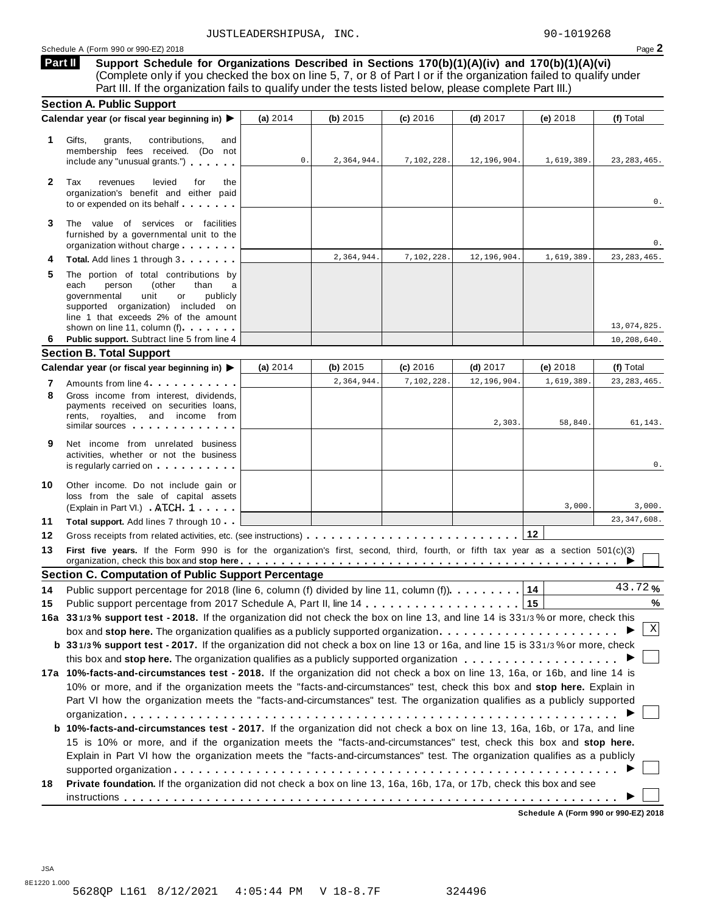JUSTLEADERSHIPUSA, INC. 90-1019268

Schedule A (Form 990 or 990-EZ) 2018

## Part II Support Schedule for Organizations Described in Sections 170(b)(1)(A)(iv) and 170(b)(1)(A)(vi)

(Complete only if you checked the box on line 5, 7, or 8 of Part I or if the organization failed to qualify under Part III. If the organization fails to qualify under the tests listed below, please complete Part III.)

### Section A. Public Support

| | Calendar year (or fiscal year beginning in) ▶ | (a) 2014 | (b) 2015 | (c) 2016 | (d) 2017 | (e) 2018 | (f) Total |
|---|---|---|---|---|---|---|---|
| 1 | Gifts, grants, contributions, and membership fees received. (Do not include any "unusual grants.") | 0. | 2,364,944. | 7,102,228. | 12,196,904. | 1,619,389. | 23,283,465. |
| 2 | Tax revenues levied for the organization's benefit and either paid to or expended on its behalf | | | | | | 0. |
| 3 | The value of services or facilities furnished by a governmental unit to the organization without charge | | | | | | 0. |
| 4 | **Total.** Add lines 1 through 3 | | 2,364,944. | 7,102,228. | 12,196,904. | 1,619,389. | 23,283,465. |
| 5 | The portion of total contributions by each person (other than a governmental unit or publicly supported organization) included on line 1 that exceeds 2% of the amount shown on line 11, column (f) | | | | | | 13,074,825. |
| 6 | **Public support.** Subtract line 5 from line 4 | | | | | | 10,208,640. |

### Section B. Total Support

| | Calendar year (or fiscal year beginning in) ▶ | (a) 2014 | (b) 2015 | (c) 2016 | (d) 2017 | (e) 2018 | (f) Total |
|---|---|---|---|---|---|---|---|
| 7 | Amounts from line 4 | | 2,364,944. | 7,102,228. | 12,196,904. | 1,619,389. | 23,283,465. |
| 8 | Gross income from interest, dividends, payments received on securities loans, rents, royalties, and income from similar sources | | | | 2,303. | 58,840. | 61,143. |
| 9 | Net income from unrelated business activities, whether or not the business is regularly carried on | | | | | | 0. |
| 10 | Other income. Do not include gain or loss from the sale of capital assets (Explain in Part VI.) ATCH 1 | | | | | 3,000. | 3,000. |
| 11 | **Total support.** Add lines 7 through 10 | | | | | | 23,347,608. |
| 12 | Gross receipts from related activities, etc. (see instructions) | | | | | 12 | |

**13** **First five years.** If the Form 990 is for the organization's first, second, third, fourth, or fifth tax year as a section 501(c)(3) organization, check this box and **stop here** ▶ ☐

### Section C. Computation of Public Support Percentage

**14** Public support percentage for 2018 (line 6, column (f) divided by line 11, column (f)) ... 14 | 43.72 %

**15** Public support percentage from 2017 Schedule A, Part II, line 14 ... 15 | %

**16a** **33 1/3 % support test - 2018.** If the organization did not check the box on line 13, and line 14 is 33 1/3 % or more, check this box and **stop here.** The organization qualifies as a publicly supported organization ▶ ☒

**b** **33 1/3 % support test - 2017.** If the organization did not check a box on line 13 or 16a, and line 15 is 33 1/3 % or more, check this box and **stop here.** The organization qualifies as a publicly supported organization ▶ ☐

**17a** **10%-facts-and-circumstances test - 2018.** If the organization did not check a box on line 13, 16a, or 16b, and line 14 is 10% or more, and if the organization meets the "facts-and-circumstances" test, check this box and **stop here.** Explain in Part VI how the organization meets the "facts-and-circumstances" test. The organization qualifies as a publicly supported organization ▶ ☐

**b** **10%-facts-and-circumstances test - 2017.** If the organization did not check a box on line 13, 16a, 16b, or 17a, and line 15 is 10% or more, and if the organization meets the "facts-and-circumstances" test, check this box and **stop here.** Explain in Part VI how the organization meets the "facts-and-circumstances" test. The organization qualifies as a publicly supported organization ▶ ☐

**18** **Private foundation.** If the organization did not check a box on line 13, 16a, 16b, 17a, or 17b, check this box and see instructions ▶ ☐

**Schedule A (Form 990 or 990-EZ) 2018**

JSA
8E1220 1.000
5628QP L161 8/12/2021 4:05:44 PM V 18-8.7F 324496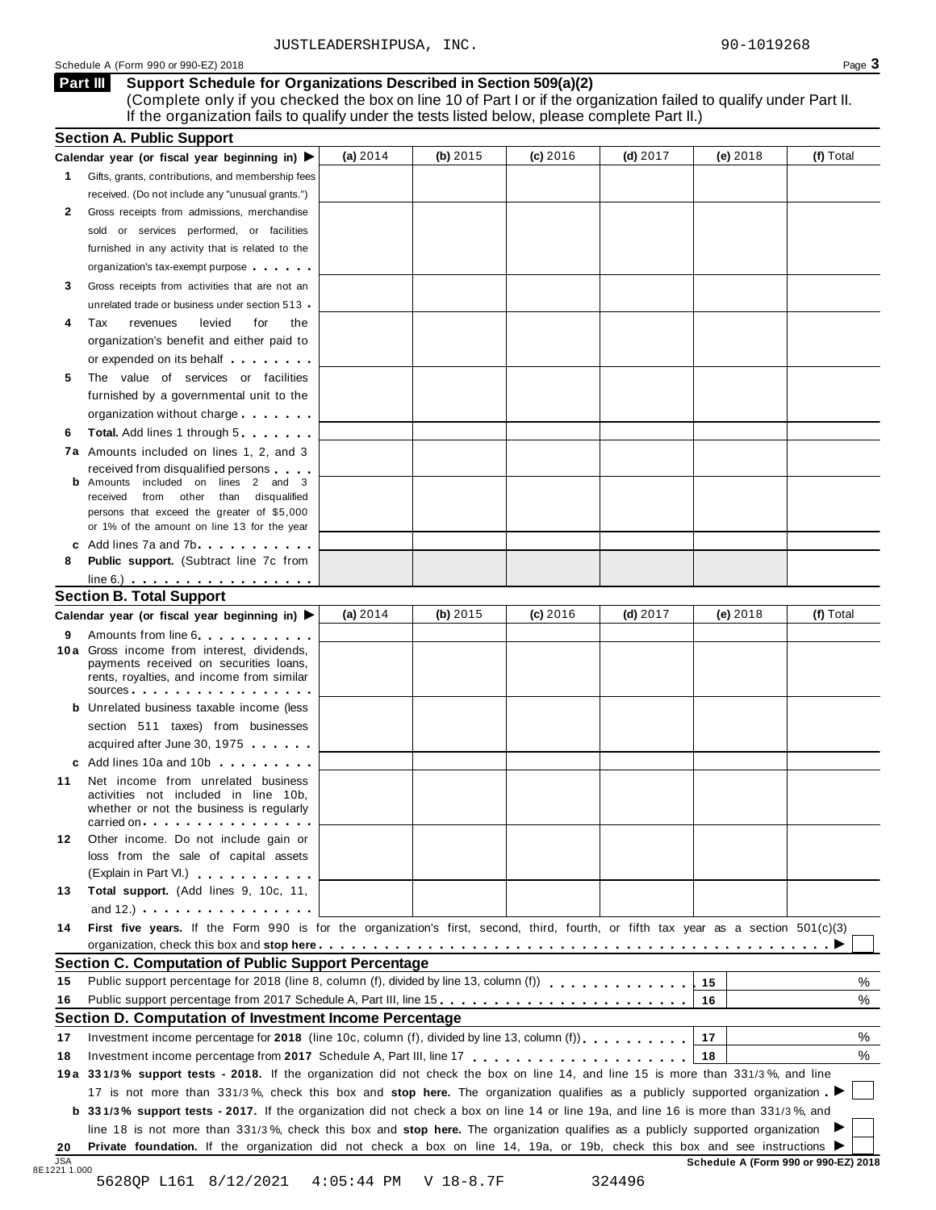JUSTLEADERSHIPUSA, INC. 90-1019268

Schedule A (Form 990 or 990-EZ) 2018

## Part III Support Schedule for Organizations Described in Section 509(a)(2)

(Complete only if you checked the box on line 10 of Part I or if the organization failed to qualify under Part II. If the organization fails to qualify under the tests listed below, please complete Part II.)

### Section A. Public Support

| Calendar year (or fiscal year beginning in) ▶ | (a) 2014 | (b) 2015 | (c) 2016 | (d) 2017 | (e) 2018 | (f) Total |
|---|---|---|---|---|---|---|
| **1** Gifts, grants, contributions, and membership fees received. (Do not include any "unusual grants.") | | | | | | |
| **2** Gross receipts from admissions, merchandise sold or services performed, or facilities furnished in any activity that is related to the organization's tax-exempt purpose | | | | | | |
| **3** Gross receipts from activities that are not an unrelated trade or business under section 513 | | | | | | |
| **4** Tax revenues levied for the organization's benefit and either paid to or expended on its behalf | | | | | | |
| **5** The value of services or facilities furnished by a governmental unit to the organization without charge | | | | | | |
| **6** **Total.** Add lines 1 through 5 | | | | | | |
| **7a** Amounts included on lines 1, 2, and 3 received from disqualified persons | | | | | | |
| **b** Amounts included on lines 2 and 3 received from other than disqualified persons that exceed the greater of $5,000 or 1% of the amount on line 13 for the year | | | | | | |
| **c** Add lines 7a and 7b | | | | | | |
| **8** **Public support.** (Subtract line 7c from line 6.) | | | | | | |

### Section B. Total Support

| Calendar year (or fiscal year beginning in) ▶ | (a) 2014 | (b) 2015 | (c) 2016 | (d) 2017 | (e) 2018 | (f) Total |
|---|---|---|---|---|---|---|
| **9** Amounts from line 6 | | | | | | |
| **10a** Gross income from interest, dividends, payments received on securities loans, rents, royalties, and income from similar sources | | | | | | |
| **b** Unrelated business taxable income (less section 511 taxes) from businesses acquired after June 30, 1975 | | | | | | |
| **c** Add lines 10a and 10b | | | | | | |
| **11** Net income from unrelated business activities not included in line 10b, whether or not the business is regularly carried on | | | | | | |
| **12** Other income. Do not include gain or loss from the sale of capital assets (Explain in Part VI.) | | | | | | |
| **13** **Total support.** (Add lines 9, 10c, 11, and 12.) | | | | | | |

**14** **First five years.** If the Form 990 is for the organization's first, second, third, fourth, or fifth tax year as a section 501(c)(3) organization, check this box and **stop here** ▶ ☐

### Section C. Computation of Public Support Percentage

| | | | |
|---|---|---|---|
| **15** | Public support percentage for 2018 (line 8, column (f), divided by line 13, column (f)) | 15 | % |
| **16** | Public support percentage from 2017 Schedule A, Part III, line 15 | 16 | % |

### Section D. Computation of Investment Income Percentage

| | | | |
|---|---|---|---|
| **17** | Investment income percentage for **2018** (line 10c, column (f), divided by line 13, column (f)) | 17 | % |
| **18** | Investment income percentage from **2017** Schedule A, Part III, line 17 | 18 | % |

**19a** **33 1/3% support tests - 2018.** If the organization did not check the box on line 14, and line 15 is more than 33 1/3%, and line 17 is not more than 33 1/3%, check this box and **stop here.** The organization qualifies as a publicly supported organization ▶ ☐

**b** **33 1/3% support tests - 2017.** If the organization did not check a box on line 14 or line 19a, and line 16 is more than 33 1/3%, and line 18 is not more than 33 1/3%, check this box and **stop here.** The organization qualifies as a publicly supported organization ▶ ☐

**20** **Private foundation.** If the organization did not check a box on line 14, 19a, or 19b, check this box and see instructions ▶ ☐

**Schedule A (Form 990 or 990-EZ) 2018**

JSA 8E1221 1.000

5628QP L161 8/12/2021 4:05:44 PM V 18-8.7F 324496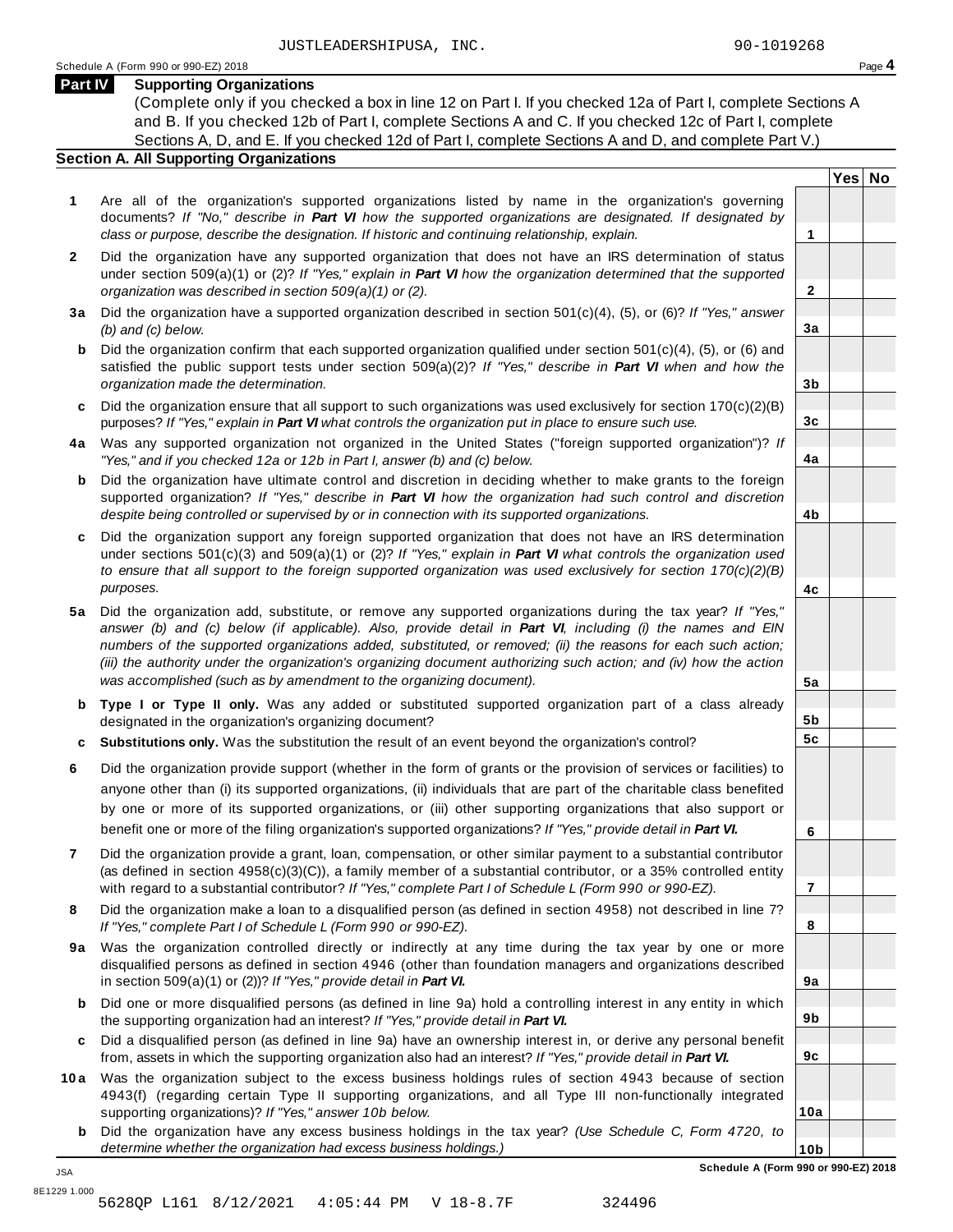JUSTLEADERSHIPUSA, INC. 90-1019268

Schedule A (Form 990 or 990-EZ) 2018

## Part IV Supporting Organizations

(Complete only if you checked a box in line 12 on Part I. If you checked 12a of Part I, complete Sections A and B. If you checked 12b of Part I, complete Sections A and C. If you checked 12c of Part I, complete Sections A, D, and E. If you checked 12d of Part I, complete Sections A and D, and complete Part V.)

### Section A. All Supporting Organizations

| | | | Yes | No |
|---|---|---|---|---|
| **1** | Are all of the organization's supported organizations listed by name in the organization's governing documents? *If "No," describe in* ***Part VI*** *how the supported organizations are designated. If designated by class or purpose, describe the designation. If historic and continuing relationship, explain.* | **1** | | |
| **2** | Did the organization have any supported organization that does not have an IRS determination of status under section 509(a)(1) or (2)? *If "Yes," explain in* ***Part VI*** *how the organization determined that the supported organization was described in section 509(a)(1) or (2).* | **2** | | |
| **3a** | Did the organization have a supported organization described in section 501(c)(4), (5), or (6)? *If "Yes," answer (b) and (c) below.* | **3a** | | |
| **b** | Did the organization confirm that each supported organization qualified under section 501(c)(4), (5), or (6) and satisfied the public support tests under section 509(a)(2)? *If "Yes," describe in* ***Part VI*** *when and how the organization made the determination.* | **3b** | | |
| **c** | Did the organization ensure that all support to such organizations was used exclusively for section 170(c)(2)(B) purposes? *If "Yes," explain in* ***Part VI*** *what controls the organization put in place to ensure such use.* | **3c** | | |
| **4a** | Was any supported organization not organized in the United States ("foreign supported organization")? *If "Yes," and if you checked 12a or 12b in Part I, answer (b) and (c) below.* | **4a** | | |
| **b** | Did the organization have ultimate control and discretion in deciding whether to make grants to the foreign supported organization? *If "Yes," describe in* ***Part VI*** *how the organization had such control and discretion despite being controlled or supervised by or in connection with its supported organizations.* | **4b** | | |
| **c** | Did the organization support any foreign supported organization that does not have an IRS determination under sections 501(c)(3) and 509(a)(1) or (2)? *If "Yes," explain in* ***Part VI*** *what controls the organization used to ensure that all support to the foreign supported organization was used exclusively for section 170(c)(2)(B) purposes.* | **4c** | | |
| **5a** | Did the organization add, substitute, or remove any supported organizations during the tax year? *If "Yes," answer (b) and (c) below (if applicable). Also, provide detail in* ***Part VI****, including (i) the names and EIN numbers of the supported organizations added, substituted, or removed; (ii) the reasons for each such action; (iii) the authority under the organization's organizing document authorizing such action; and (iv) how the action was accomplished (such as by amendment to the organizing document).* | **5a** | | |
| **b** | **Type I or Type II only.** Was any added or substituted supported organization part of a class already designated in the organization's organizing document? | **5b** | | |
| **c** | **Substitutions only.** Was the substitution the result of an event beyond the organization's control? | **5c** | | |
| **6** | Did the organization provide support (whether in the form of grants or the provision of services or facilities) to anyone other than (i) its supported organizations, (ii) individuals that are part of the charitable class benefited by one or more of its supported organizations, or (iii) other supporting organizations that also support or benefit one or more of the filing organization's supported organizations? *If "Yes," provide detail in* ***Part VI.*** | **6** | | |
| **7** | Did the organization provide a grant, loan, compensation, or other similar payment to a substantial contributor (as defined in section 4958(c)(3)(C)), a family member of a substantial contributor, or a 35% controlled entity with regard to a substantial contributor? *If "Yes," complete Part I of Schedule L (Form 990 or 990-EZ).* | **7** | | |
| **8** | Did the organization make a loan to a disqualified person (as defined in section 4958) not described in line 7? *If "Yes," complete Part I of Schedule L (Form 990 or 990-EZ).* | **8** | | |
| **9a** | Was the organization controlled directly or indirectly at any time during the tax year by one or more disqualified persons as defined in section 4946 (other than foundation managers and organizations described in section 509(a)(1) or (2))? *If "Yes," provide detail in* ***Part VI.*** | **9a** | | |
| **b** | Did one or more disqualified persons (as defined in line 9a) hold a controlling interest in any entity in which the supporting organization had an interest? *If "Yes," provide detail in* ***Part VI.*** | **9b** | | |
| **c** | Did a disqualified person (as defined in line 9a) have an ownership interest in, or derive any personal benefit from, assets in which the supporting organization also had an interest? *If "Yes," provide detail in* ***Part VI.*** | **9c** | | |
| **10a** | Was the organization subject to the excess business holdings rules of section 4943 because of section 4943(f) (regarding certain Type II supporting organizations, and all Type III non-functionally integrated supporting organizations)? *If "Yes," answer 10b below.* | **10a** | | |
| **b** | Did the organization have any excess business holdings in the tax year? *(Use Schedule C, Form 4720, to determine whether the organization had excess business holdings.)* | **10b** | | |

**Schedule A (Form 990 or 990-EZ) 2018**

JSA

8E1229 1.000

5628QP L161 8/12/2021 4:05:44 PM V 18-8.7F 324496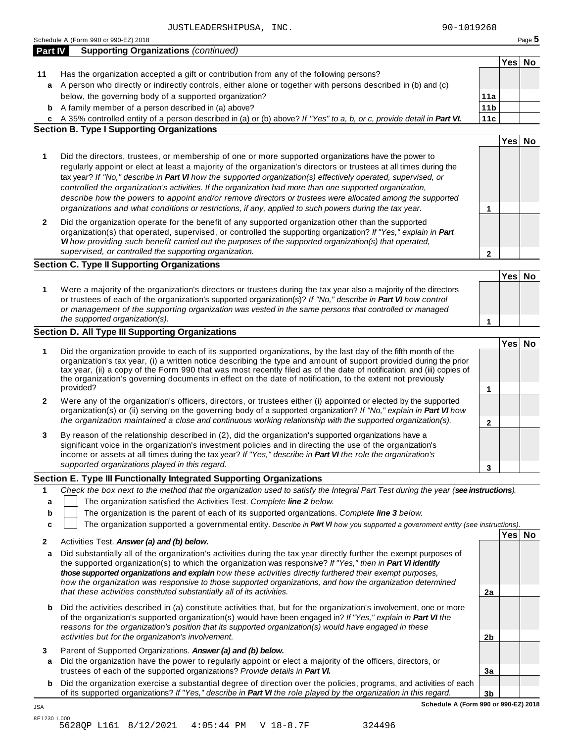JUSTLEADERSHIPUSA, INC. 90-1019268

Schedule A (Form 990 or 990-EZ) 2018

## Part IV Supporting Organizations *(continued)*

| | | | Yes | No |
|---|---|---|---|---|
| **11** | Has the organization accepted a gift or contribution from any of the following persons? | | | |
| **a** | A person who directly or indirectly controls, either alone or together with persons described in (b) and (c) below, the governing body of a supported organization? | 11a | | |
| **b** | A family member of a person described in (a) above? | 11b | | |
| **c** | A 35% controlled entity of a person described in (a) or (b) above? *If "Yes" to a, b, or c, provide detail in **Part VI.*** | 11c | | |

### Section B. Type I Supporting Organizations

| | | | Yes | No |
|---|---|---|---|---|
| **1** | Did the directors, trustees, or membership of one or more supported organizations have the power to regularly appoint or elect at least a majority of the organization's directors or trustees at all times during the tax year? *If "No," describe in **Part VI** how the supported organization(s) effectively operated, supervised, or controlled the organization's activities. If the organization had more than one supported organization, describe how the powers to appoint and/or remove directors or trustees were allocated among the supported organizations and what conditions or restrictions, if any, applied to such powers during the tax year.* | 1 | | |
| **2** | Did the organization operate for the benefit of any supported organization other than the supported organization(s) that operated, supervised, or controlled the supporting organization? *If "Yes," explain in **Part VI** how providing such benefit carried out the purposes of the supported organization(s) that operated, supervised, or controlled the supporting organization.* | 2 | | |

### Section C. Type II Supporting Organizations

| | | | Yes | No |
|---|---|---|---|---|
| **1** | Were a majority of the organization's directors or trustees during the tax year also a majority of the directors or trustees of each of the organization's supported organization(s)? *If "No," describe in **Part VI** how control or management of the supporting organization was vested in the same persons that controlled or managed the supported organization(s).* | 1 | | |

### Section D. All Type III Supporting Organizations

| | | | Yes | No |
|---|---|---|---|---|
| **1** | Did the organization provide to each of its supported organizations, by the last day of the fifth month of the organization's tax year, (i) a written notice describing the type and amount of support provided during the prior tax year, (ii) a copy of the Form 990 that was most recently filed as of the date of notification, and (iii) copies of the organization's governing documents in effect on the date of notification, to the extent not previously provided? | 1 | | |
| **2** | Were any of the organization's officers, directors, or trustees either (i) appointed or elected by the supported organization(s) or (ii) serving on the governing body of a supported organization? *If "No," explain in **Part VI** how the organization maintained a close and continuous working relationship with the supported organization(s).* | 2 | | |
| **3** | By reason of the relationship described in (2), did the organization's supported organizations have a significant voice in the organization's investment policies and in directing the use of the organization's income or assets at all times during the tax year? *If "Yes," describe in **Part VI** the role the organization's supported organizations played in this regard.* | 3 | | |

### Section E. Type III Functionally Integrated Supporting Organizations

**1** *Check the box next to the method that the organization used to satisfy the Integral Part Test during the year (**see instructions**).*

- **a** ☐ The organization satisfied the Activities Test. *Complete **line 2** below.*
- **b** ☐ The organization is the parent of each of its supported organizations. *Complete **line 3** below.*
- **c** ☐ The organization supported a governmental entity. *Describe in **Part VI** how you supported a government entity (see instructions).*

| | | | Yes | No |
|---|---|---|---|---|
| **2** | Activities Test. ***Answer (a) and (b) below.*** | | | |
| **a** | Did substantially all of the organization's activities during the tax year directly further the exempt purposes of the supported organization(s) to which the organization was responsive? *If "Yes," then in **Part VI identify those supported organizations and explain** how these activities directly furthered their exempt purposes, how the organization was responsive to those supported organizations, and how the organization determined that these activities constituted substantially all of its activities.* | 2a | | |
| **b** | Did the activities described in (a) constitute activities that, but for the organization's involvement, one or more of the organization's supported organization(s) would have been engaged in? *If "Yes," explain in **Part VI** the reasons for the organization's position that its supported organization(s) would have engaged in these activities but for the organization's involvement.* | 2b | | |
| **3** | Parent of Supported Organizations. ***Answer (a) and (b) below.*** | | | |
| **a** | Did the organization have the power to regularly appoint or elect a majority of the officers, directors, or trustees of each of the supported organizations? *Provide details in **Part VI.*** | 3a | | |
| **b** | Did the organization exercise a substantial degree of direction over the policies, programs, and activities of each of its supported organizations? *If "Yes," describe in **Part VI** the role played by the organization in this regard.* | 3b | | |

**Schedule A (Form 990 or 990-EZ) 2018**

JSA
8E1230 1.000
5628QP L161 8/12/2021 4:05:44 PM V 18-8.7F 324496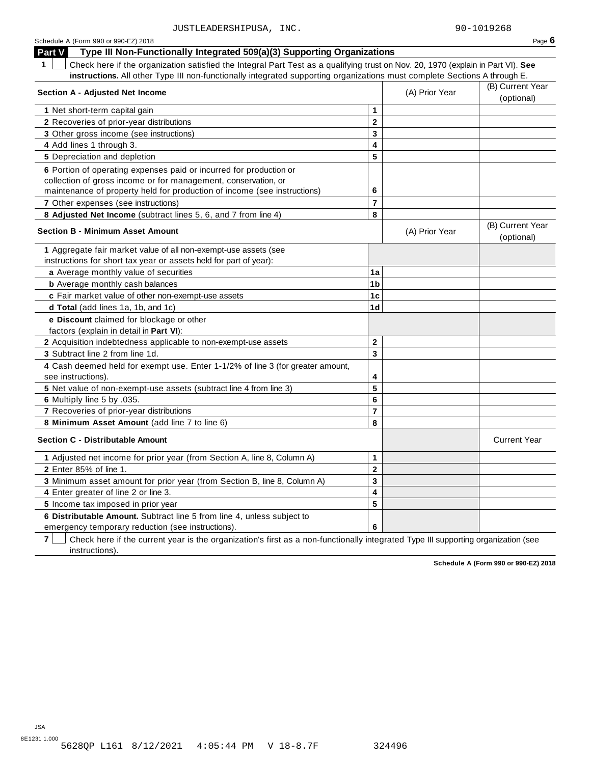JUSTLEADERSHIPUSA, INC. 90-1019268

## Part V Type III Non-Functionally Integrated 509(a)(3) Supporting Organizations

**1** ☐ Check here if the organization satisfied the Integral Part Test as a qualifying trust on Nov. 20, 1970 (explain in Part VI). **See instructions.** All other Type III non-functionally integrated supporting organizations must complete Sections A through E.

| **Section A - Adjusted Net Income** | | (A) Prior Year | (B) Current Year (optional) |
|---|---|---|---|
| **1** Net short-term capital gain | 1 | | |
| **2** Recoveries of prior-year distributions | 2 | | |
| **3** Other gross income (see instructions) | 3 | | |
| **4** Add lines 1 through 3. | 4 | | |
| **5** Depreciation and depletion | 5 | | |
| **6** Portion of operating expenses paid or incurred for production or collection of gross income or for management, conservation, or maintenance of property held for production of income (see instructions) | 6 | | |
| **7** Other expenses (see instructions) | 7 | | |
| **8 Adjusted Net Income** (subtract lines 5, 6, and 7 from line 4) | 8 | | |

| **Section B - Minimum Asset Amount** | | (A) Prior Year | (B) Current Year (optional) |
|---|---|---|---|
| **1** Aggregate fair market value of all non-exempt-use assets (see instructions for short tax year or assets held for part of year): | | | |
| **a** Average monthly value of securities | 1a | | |
| **b** Average monthly cash balances | 1b | | |
| **c** Fair market value of other non-exempt-use assets | 1c | | |
| **d Total** (add lines 1a, 1b, and 1c) | 1d | | |
| **e Discount** claimed for blockage or other factors (explain in detail in **Part VI**): | | | |
| **2** Acquisition indebtedness applicable to non-exempt-use assets | 2 | | |
| **3** Subtract line 2 from line 1d. | 3 | | |
| **4** Cash deemed held for exempt use. Enter 1-1/2% of line 3 (for greater amount, see instructions). | 4 | | |
| **5** Net value of non-exempt-use assets (subtract line 4 from line 3) | 5 | | |
| **6** Multiply line 5 by .035. | 6 | | |
| **7** Recoveries of prior-year distributions | 7 | | |
| **8 Minimum Asset Amount** (add line 7 to line 6) | 8 | | |

| **Section C - Distributable Amount** | | | Current Year |
|---|---|---|---|
| **1** Adjusted net income for prior year (from Section A, line 8, Column A) | 1 | | |
| **2** Enter 85% of line 1. | 2 | | |
| **3** Minimum asset amount for prior year (from Section B, line 8, Column A) | 3 | | |
| **4** Enter greater of line 2 or line 3. | 4 | | |
| **5** Income tax imposed in prior year | 5 | | |
| **6 Distributable Amount.** Subtract line 5 from line 4, unless subject to emergency temporary reduction (see instructions). | 6 | | |

**7** ☐ Check here if the current year is the organization's first as a non-functionally integrated Type III supporting organization (see instructions).

**Schedule A (Form 990 or 990-EZ) 2018**

JSA
8E1231 1.000
5628QP L161 8/12/2021 4:05:44 PM V 18-8.7F 324496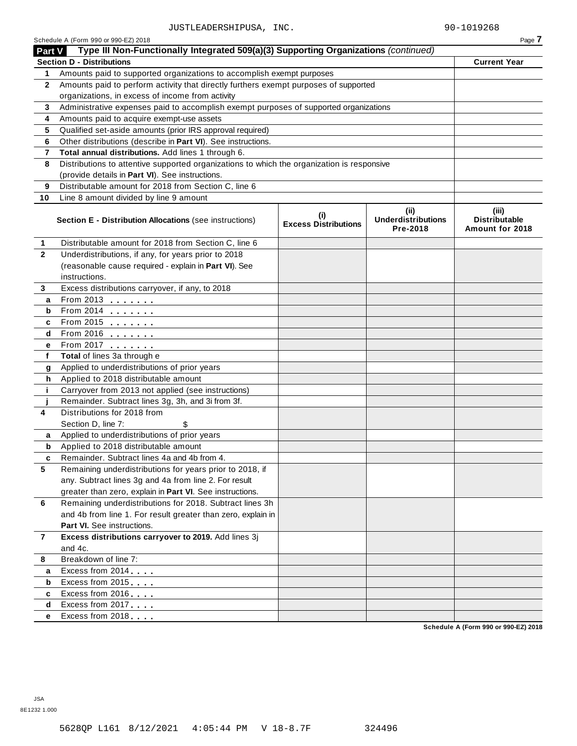JUSTLEADERSHIPUSA, INC. 90-1019268

Schedule A (Form 990 or 990-EZ) 2018 Page **7**

## Part V Type III Non-Functionally Integrated 509(a)(3) Supporting Organizations *(continued)*

| **Section D - Distributions** | | **Current Year** |
|---|---|---|
| **1** | Amounts paid to supported organizations to accomplish exempt purposes | |
| **2** | Amounts paid to perform activity that directly furthers exempt purposes of supported organizations, in excess of income from activity | |
| **3** | Administrative expenses paid to accomplish exempt purposes of supported organizations | |
| **4** | Amounts paid to acquire exempt-use assets | |
| **5** | Qualified set-aside amounts (prior IRS approval required) | |
| **6** | Other distributions (describe in **Part VI**). See instructions. | |
| **7** | **Total annual distributions.** Add lines 1 through 6. | |
| **8** | Distributions to attentive supported organizations to which the organization is responsive (provide details in **Part VI**). See instructions. | |
| **9** | Distributable amount for 2018 from Section C, line 6 | |
| **10** | Line 8 amount divided by line 9 amount | |

| | **Section E - Distribution Allocations** (see instructions) | **(i) Excess Distributions** | **(ii) Underdistributions Pre-2018** | **(iii) Distributable Amount for 2018** |
|---|---|---|---|---|
| **1** | Distributable amount for 2018 from Section C, line 6 | | | |
| **2** | Underdistributions, if any, for years prior to 2018 (reasonable cause required - explain in **Part VI**). See instructions. | | | |
| **3** | Excess distributions carryover, if any, to 2018 | | | |
| **a** | From 2013 . . . . . . . | | | |
| **b** | From 2014 . . . . . . . | | | |
| **c** | From 2015 . . . . . . . | | | |
| **d** | From 2016 . . . . . . . | | | |
| **e** | From 2017 . . . . . . . | | | |
| **f** | **Total** of lines 3a through e | | | |
| **g** | Applied to underdistributions of prior years | | | |
| **h** | Applied to 2018 distributable amount | | | |
| **i** | Carryover from 2013 not applied (see instructions) | | | |
| **j** | Remainder. Subtract lines 3g, 3h, and 3i from 3f. | | | |
| **4** | Distributions for 2018 from Section D, line 7: $ | | | |
| **a** | Applied to underdistributions of prior years | | | |
| **b** | Applied to 2018 distributable amount | | | |
| **c** | Remainder. Subtract lines 4a and 4b from 4. | | | |
| **5** | Remaining underdistributions for years prior to 2018, if any. Subtract lines 3g and 4a from line 2. For result greater than zero, explain in **Part VI**. See instructions. | | | |
| **6** | Remaining underdistributions for 2018. Subtract lines 3h and 4b from line 1. For result greater than zero, explain in **Part VI.** See instructions. | | | |
| **7** | **Excess distributions carryover to 2019.** Add lines 3j and 4c. | | | |
| **8** | Breakdown of line 7: | | | |
| **a** | Excess from 2014 . . . . | | | |
| **b** | Excess from 2015 . . . . | | | |
| **c** | Excess from 2016 . . . . | | | |
| **d** | Excess from 2017 . . . . | | | |
| **e** | Excess from 2018 . . . . | | | |

**Schedule A (Form 990 or 990-EZ) 2018**

JSA
8E1232 1.000

5628QP L161 8/12/2021 4:05:44 PM V 18-8.7F 324496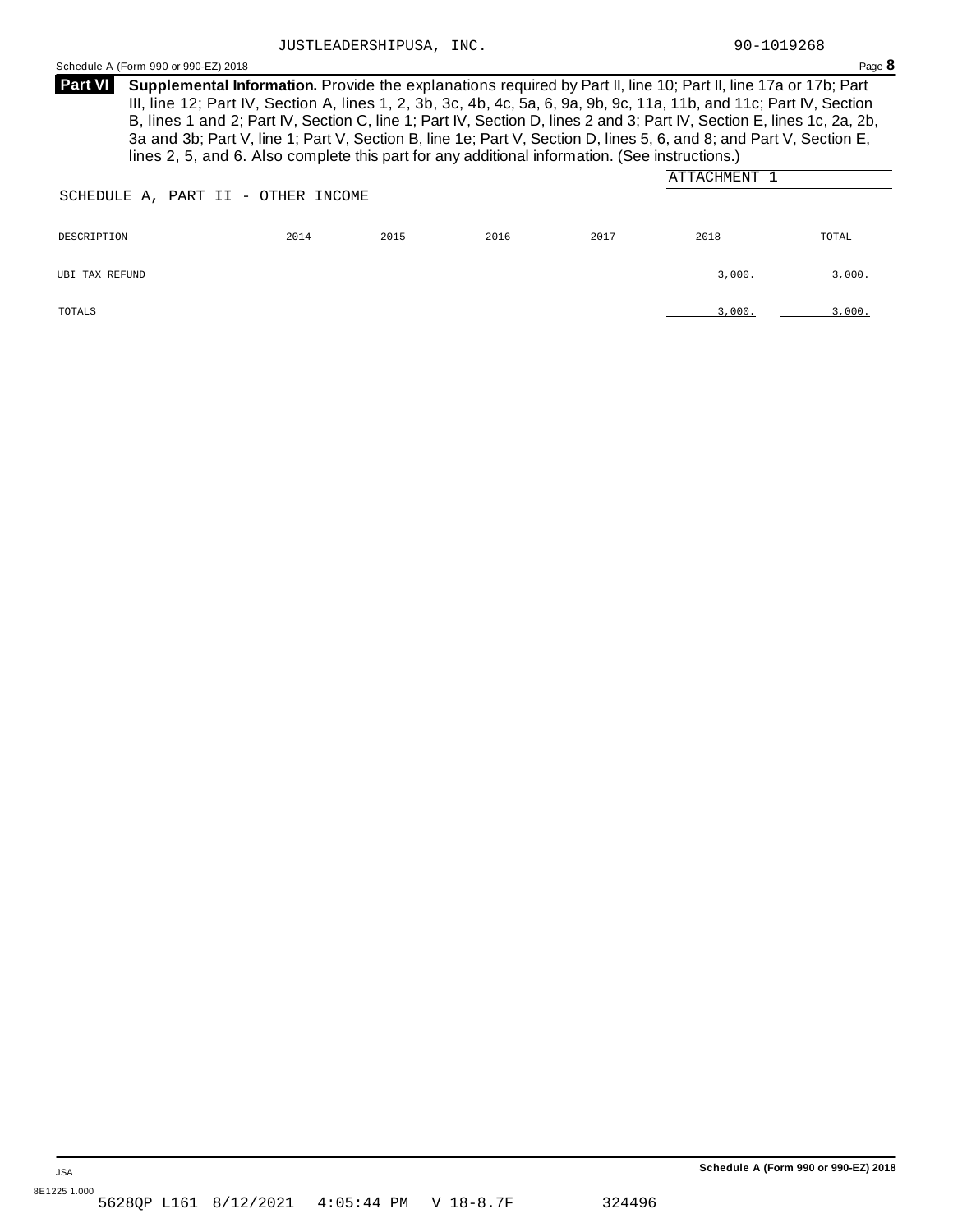JUSTLEADERSHIPUSA, INC. 90-1019268

**Part VI** **Supplemental Information.** Provide the explanations required by Part II, line 10; Part II, line 17a or 17b; Part III, line 12; Part IV, Section A, lines 1, 2, 3b, 3c, 4b, 4c, 5a, 6, 9a, 9b, 9c, 11a, 11b, and 11c; Part IV, Section B, lines 1 and 2; Part IV, Section C, line 1; Part IV, Section D, lines 2 and 3; Part IV, Section E, lines 1c, 2a, 2b, 3a and 3b; Part V, line 1; Part V, Section B, line 1e; Part V, Section D, lines 5, 6, and 8; and Part V, Section E, lines 2, 5, and 6. Also complete this part for any additional information. (See instructions.)

ATTACHMENT 1

SCHEDULE A, PART II - OTHER INCOME

| DESCRIPTION | 2014 | 2015 | 2016 | 2017 | 2018 | TOTAL |
|---|---|---|---|---|---|---|
| UBI TAX REFUND | | | | | 3,000. | 3,000. |
| TOTALS | | | | | 3,000. | 3,000. |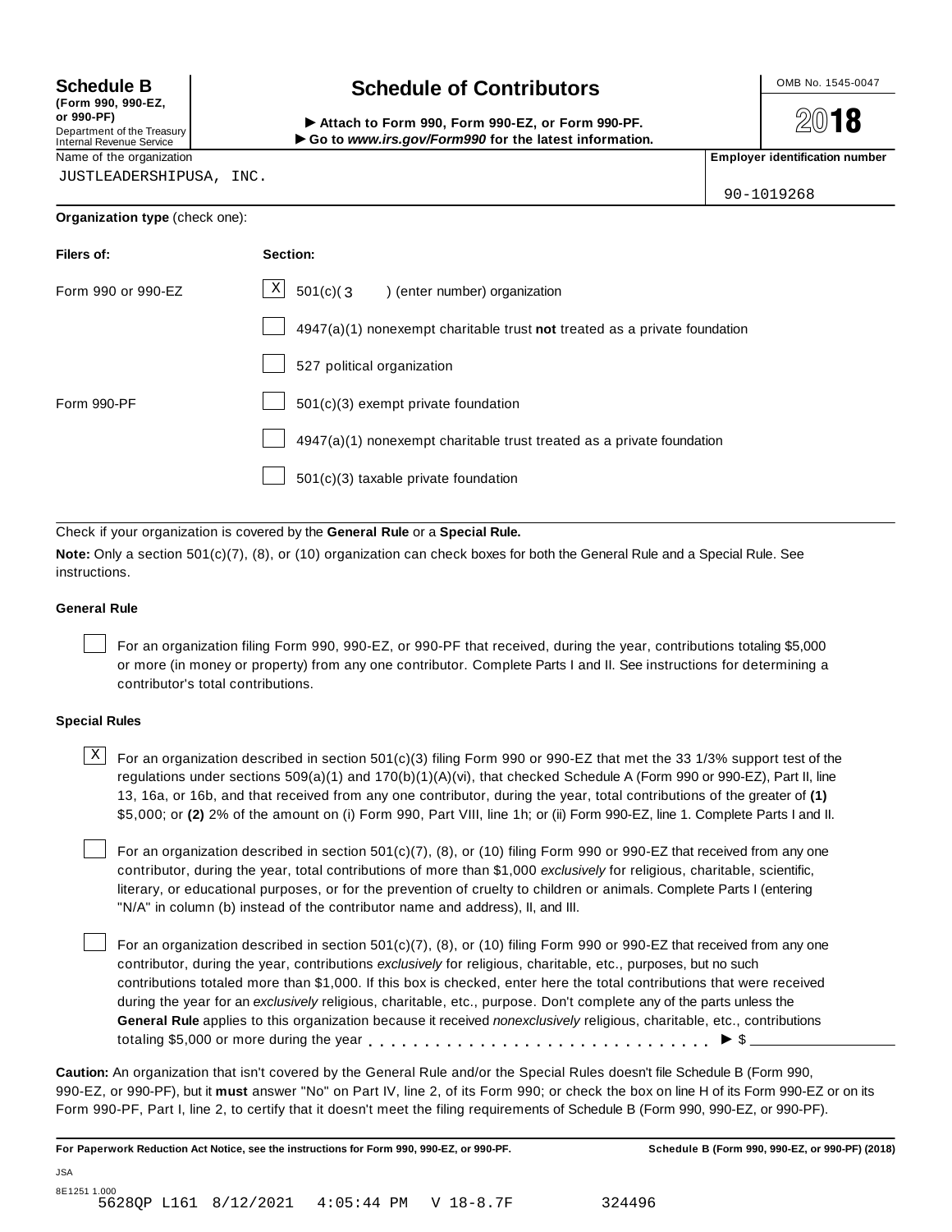**Schedule B**
**(Form 990, 990-EZ, or 990-PF)**
Department of the Treasury
Internal Revenue Service

# Schedule of Contributors

► **Attach to Form 990, Form 990-EZ, or Form 990-PF.**
► **Go to *www.irs.gov/Form990* for the latest information.**

OMB No. 1545-0047

**2018**

Name of the organization: JUSTLEADERSHIPUSA, INC.

**Employer identification number:** 90-1019268

**Organization type** (check one):

| **Filers of:** | **Section:** |
|---|---|
| Form 990 or 990-EZ | [X] 501(c)( 3 ) (enter number) organization |
| | [ ] 4947(a)(1) nonexempt charitable trust **not** treated as a private foundation |
| | [ ] 527 political organization |
| Form 990-PF | [ ] 501(c)(3) exempt private foundation |
| | [ ] 4947(a)(1) nonexempt charitable trust treated as a private foundation |
| | [ ] 501(c)(3) taxable private foundation |

Check if your organization is covered by the **General Rule** or a **Special Rule.**

**Note:** Only a section 501(c)(7), (8), or (10) organization can check boxes for both the General Rule and a Special Rule. See instructions.

### General Rule

[ ] For an organization filing Form 990, 990-EZ, or 990-PF that received, during the year, contributions totaling $5,000 or more (in money or property) from any one contributor. Complete Parts I and II. See instructions for determining a contributor's total contributions.

### Special Rules

[X] For an organization described in section 501(c)(3) filing Form 990 or 990-EZ that met the 33 1/3% support test of the regulations under sections 509(a)(1) and 170(b)(1)(A)(vi), that checked Schedule A (Form 990 or 990-EZ), Part II, line 13, 16a, or 16b, and that received from any one contributor, during the year, total contributions of the greater of **(1)** $5,000; or **(2)** 2% of the amount on (i) Form 990, Part VIII, line 1h; or (ii) Form 990-EZ, line 1. Complete Parts I and II.

[ ] For an organization described in section 501(c)(7), (8), or (10) filing Form 990 or 990-EZ that received from any one contributor, during the year, total contributions of more than $1,000 *exclusively* for religious, charitable, scientific, literary, or educational purposes, or for the prevention of cruelty to children or animals. Complete Parts I (entering "N/A" in column (b) instead of the contributor name and address), II, and III.

[ ] For an organization described in section 501(c)(7), (8), or (10) filing Form 990 or 990-EZ that received from any one contributor, during the year, contributions *exclusively* for religious, charitable, etc., purposes, but no such contributions totaled more than $1,000. If this box is checked, enter here the total contributions that were received during the year for an *exclusively* religious, charitable, etc., purpose. Don't complete any of the parts unless the **General Rule** applies to this organization because it received *nonexclusively* religious, charitable, etc., contributions totaling $5,000 or more during the year . . . . . . . . . . . . . . . . . . . . . . . . . . . . . ► $ ______________

**Caution:** An organization that isn't covered by the General Rule and/or the Special Rules doesn't file Schedule B (Form 990, 990-EZ, or 990-PF), but it **must** answer "No" on Part IV, line 2, of its Form 990; or check the box on line H of its Form 990-EZ or on its Form 990-PF, Part I, line 2, to certify that it doesn't meet the filing requirements of Schedule B (Form 990, 990-EZ, or 990-PF).

**For Paperwork Reduction Act Notice, see the instructions for Form 990, 990-EZ, or 990-PF.** **Schedule B (Form 990, 990-EZ, or 990-PF) (2018)**

JSA
8E1251 1.000
5628QP L161 8/12/2021 4:05:44 PM V 18-8.7F 324496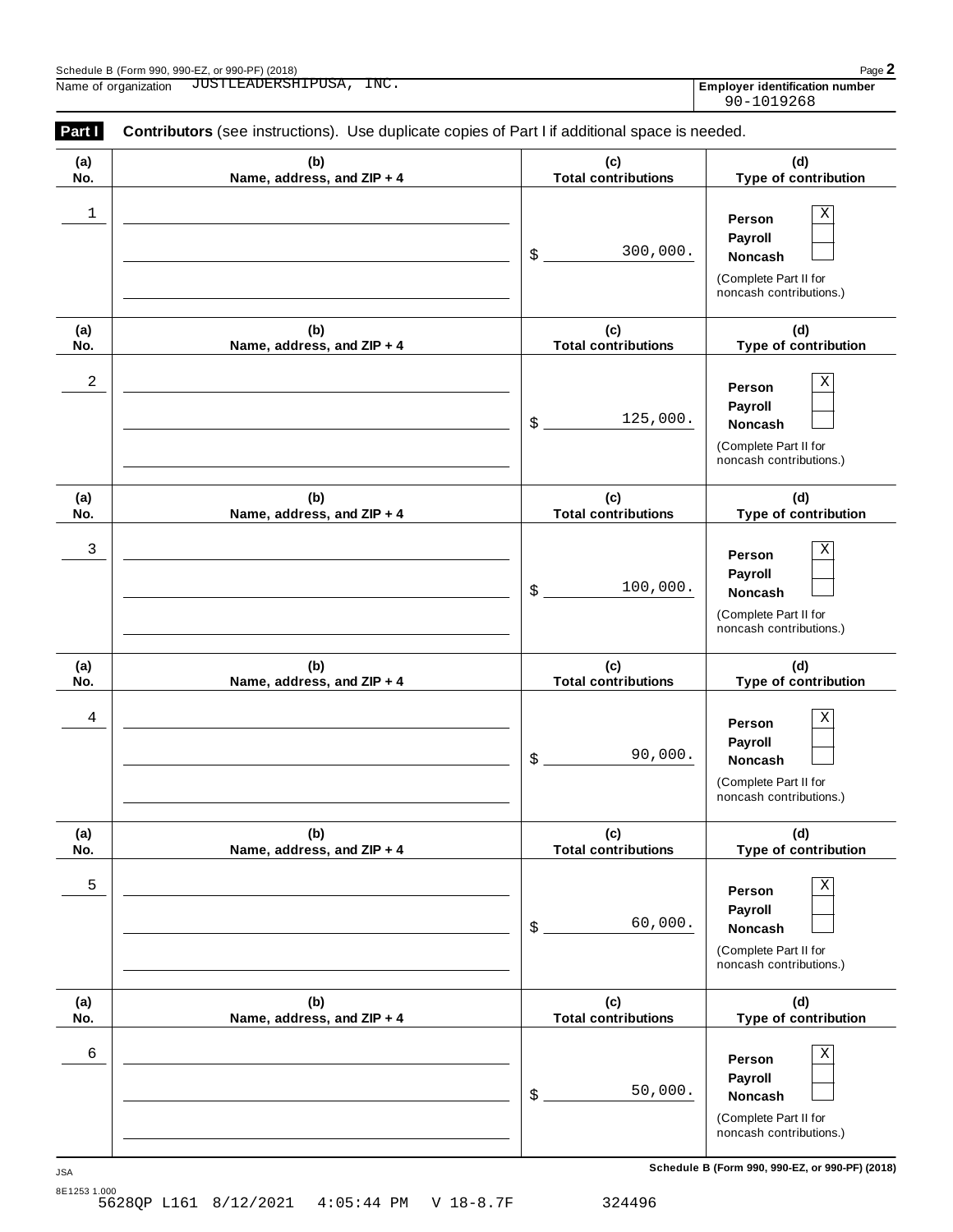Schedule B (Form 990, 990-EZ, or 990-PF) (2018)

Name of organization JUSTLEADERSHIPUSA, INC.

**Employer identification number** 90-1019268

**Part I** **Contributors** (see instructions). Use duplicate copies of Part I if additional space is needed.

| (a) No. | (b) Name, address, and ZIP + 4 | (c) Total contributions | (d) Type of contribution |
|---|---|---|---|
| 1 | | $ 300,000. | Person [X] Payroll [ ] Noncash [ ] (Complete Part II for noncash contributions.) |
| 2 | | $ 125,000. | Person [X] Payroll [ ] Noncash [ ] (Complete Part II for noncash contributions.) |
| 3 | | $ 100,000. | Person [X] Payroll [ ] Noncash [ ] (Complete Part II for noncash contributions.) |
| 4 | | $ 90,000. | Person [X] Payroll [ ] Noncash [ ] (Complete Part II for noncash contributions.) |
| 5 | | $ 60,000. | Person [X] Payroll [ ] Noncash [ ] (Complete Part II for noncash contributions.) |
| 6 | | $ 50,000. | Person [X] Payroll [ ] Noncash [ ] (Complete Part II for noncash contributions.) |

JSA

8E1253 1.000

5628QP L161 8/12/2021 4:05:44 PM V 18-8.7F 324496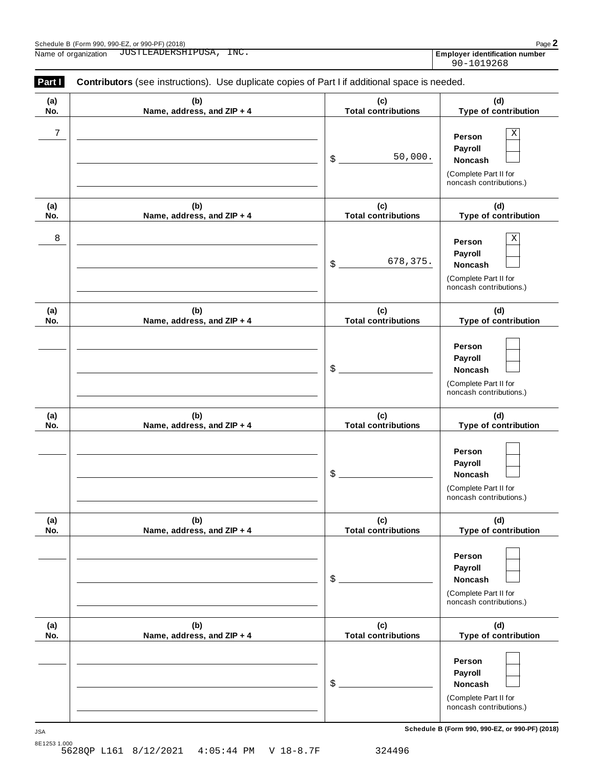Schedule B (Form 990, 990-EZ, or 990-PF) (2018)

Name of organization JUSTLEADERSHIPUSA, INC.

**Employer identification number** 90-1019268

**Part I** **Contributors** (see instructions). Use duplicate copies of Part I if additional space is needed.

| (a) No. | (b) Name, address, and ZIP + 4 | (c) Total contributions | (d) Type of contribution |
|---|---|---|---|
| 7 | | $ 50,000. | Person [X] Payroll [ ] Noncash [ ] (Complete Part II for noncash contributions.) |
| 8 | | $ 678,375. | Person [X] Payroll [ ] Noncash [ ] (Complete Part II for noncash contributions.) |
| | | $ | Person [ ] Payroll [ ] Noncash [ ] (Complete Part II for noncash contributions.) |
| | | $ | Person [ ] Payroll [ ] Noncash [ ] (Complete Part II for noncash contributions.) |
| | | $ | Person [ ] Payroll [ ] Noncash [ ] (Complete Part II for noncash contributions.) |
| | | $ | Person [ ] Payroll [ ] Noncash [ ] (Complete Part II for noncash contributions.) |

JSA

8E1253 1.000

5628QP L161 8/12/2021 4:05:44 PM V 18-8.7F 324496

**Schedule B (Form 990, 990-EZ, or 990-PF) (2018)**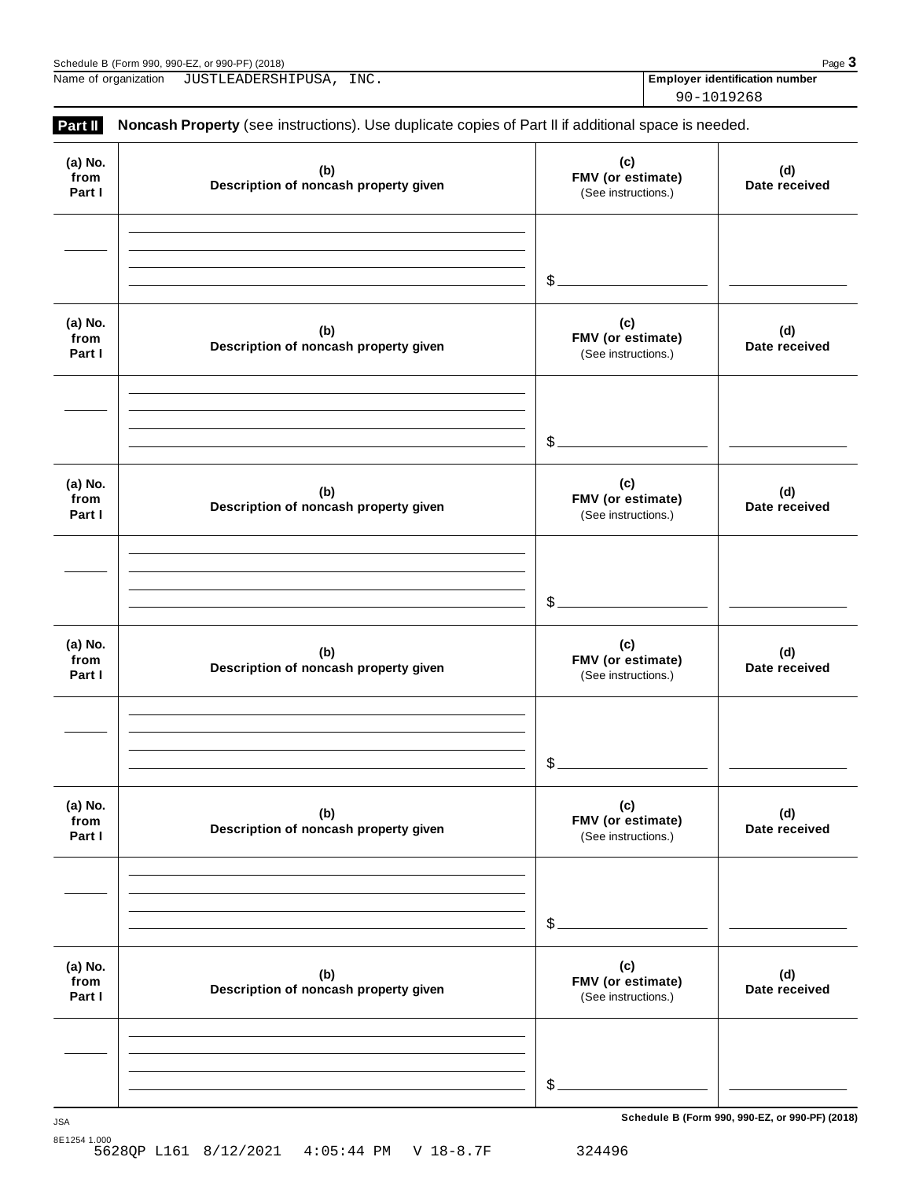Schedule B (Form 990, 990-EZ, or 990-PF) (2018)

Name of organization JUSTLEADERSHIPUSA, INC.

**Employer identification number** 90-1019268

**Part II** **Noncash Property** (see instructions). Use duplicate copies of Part II if additional space is needed.

| (a) No. from Part I | (b) Description of noncash property given | (c) FMV (or estimate) (See instructions.) | (d) Date received |
|---|---|---|---|
| | | $ | |

| (a) No. from Part I | (b) Description of noncash property given | (c) FMV (or estimate) (See instructions.) | (d) Date received |
|---|---|---|---|
| | | $ | |

| (a) No. from Part I | (b) Description of noncash property given | (c) FMV (or estimate) (See instructions.) | (d) Date received |
|---|---|---|---|
| | | $ | |

| (a) No. from Part I | (b) Description of noncash property given | (c) FMV (or estimate) (See instructions.) | (d) Date received |
|---|---|---|---|
| | | $ | |

| (a) No. from Part I | (b) Description of noncash property given | (c) FMV (or estimate) (See instructions.) | (d) Date received |
|---|---|---|---|
| | | $ | |

| (a) No. from Part I | (b) Description of noncash property given | (c) FMV (or estimate) (See instructions.) | (d) Date received |
|---|---|---|---|
| | | $ | |

JSA

8E1254 1.000

5628QP L161 8/12/2021 4:05:44 PM V 18-8.7F 324496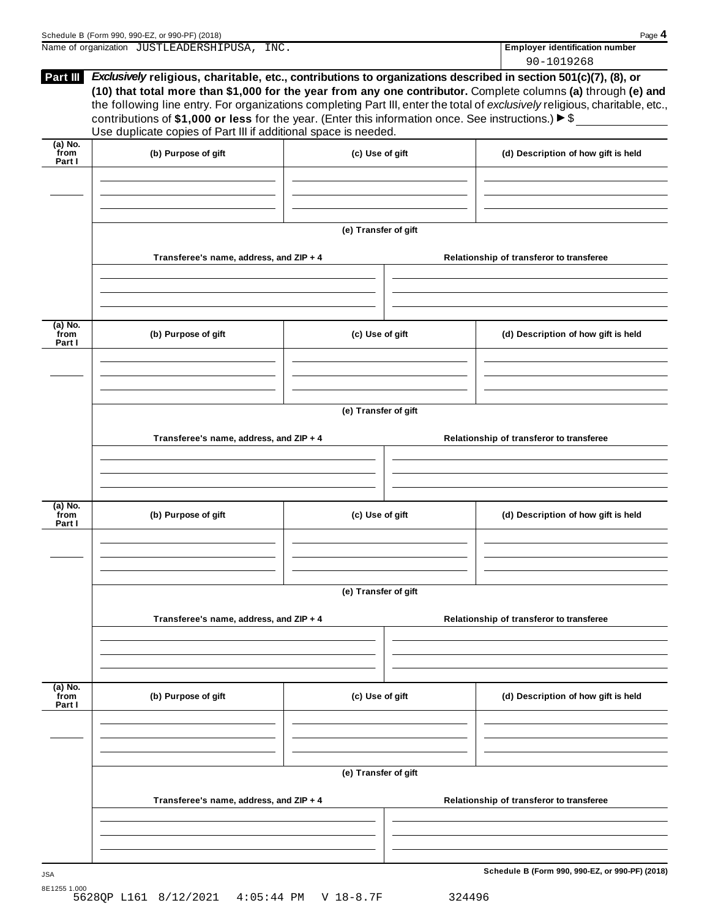Name of organization JUSTLEADERSHIPUSA, INC.

**Employer identification number**
90-1019268

**Part III** ***Exclusively*** **religious, charitable, etc., contributions to organizations described in section 501(c)(7), (8), or (10) that total more than $1,000 for the year from any one contributor.** Complete columns **(a)** through **(e)** and the following line entry. For organizations completing Part III, enter the total of *exclusively* religious, charitable, etc., contributions of **$1,000 or less** for the year. (Enter this information once. See instructions.) ▶ $ ____________
Use duplicate copies of Part III if additional space is needed.

| (a) No. from Part I | (b) Purpose of gift | (c) Use of gift | (d) Description of how gift is held |
|---|---|---|---|
| | | | |

**(e) Transfer of gift**

| Transferee's name, address, and ZIP + 4 | Relationship of transferor to transferee |
|---|---|
| | |

| (a) No. from Part I | (b) Purpose of gift | (c) Use of gift | (d) Description of how gift is held |
|---|---|---|---|
| | | | |

**(e) Transfer of gift**

| Transferee's name, address, and ZIP + 4 | Relationship of transferor to transferee |
|---|---|
| | |

| (a) No. from Part I | (b) Purpose of gift | (c) Use of gift | (d) Description of how gift is held |
|---|---|---|---|
| | | | |

**(e) Transfer of gift**

| Transferee's name, address, and ZIP + 4 | Relationship of transferor to transferee |
|---|---|
| | |

| (a) No. from Part I | (b) Purpose of gift | (c) Use of gift | (d) Description of how gift is held |
|---|---|---|---|
| | | | |

**(e) Transfer of gift**

| Transferee's name, address, and ZIP + 4 | Relationship of transferor to transferee |
|---|---|
| | |

**Schedule B (Form 990, 990-EZ, or 990-PF) (2018)**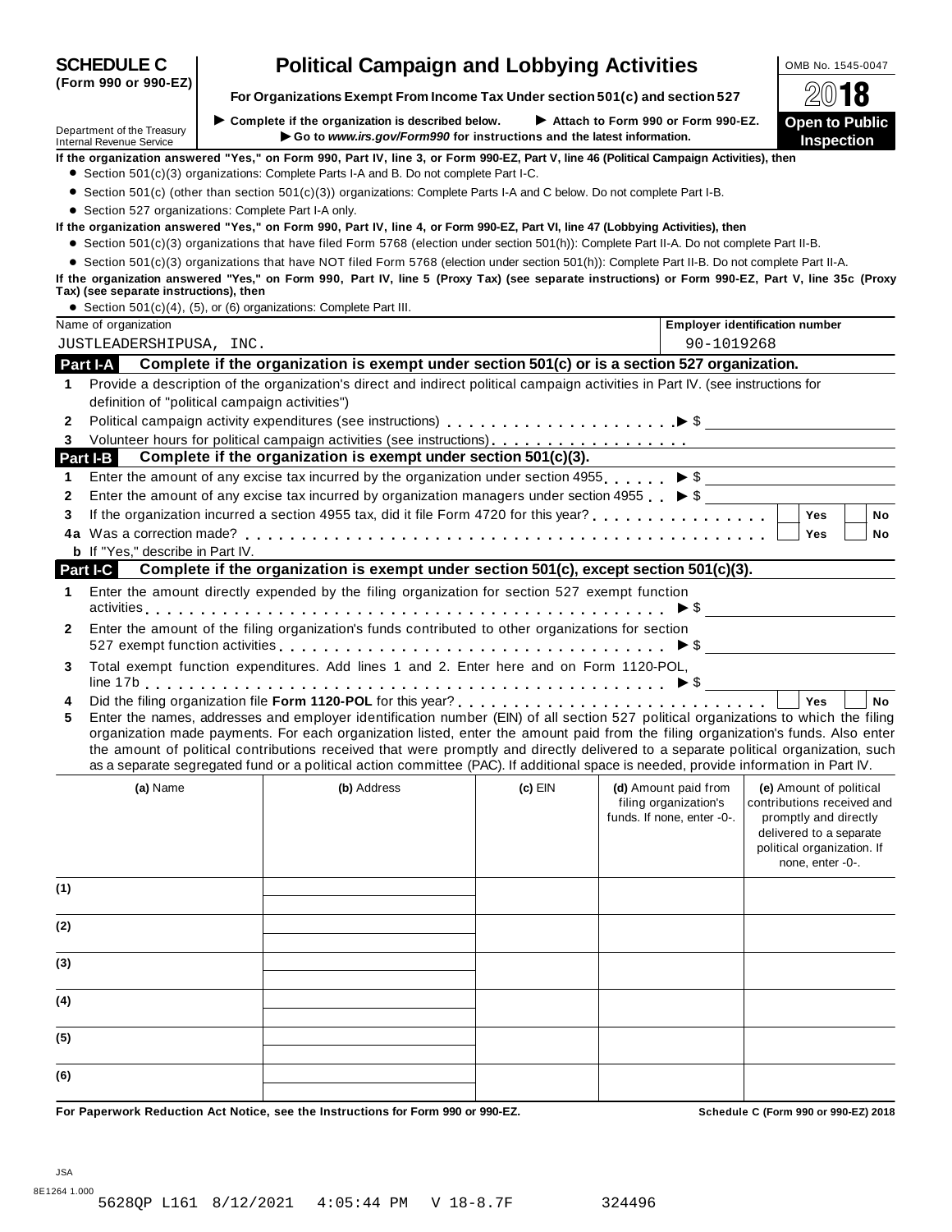# SCHEDULE C (Form 990 or 990-EZ)

# Political Campaign and Lobbying Activities

**For Organizations Exempt From Income Tax Under section 501(c) and section 527**

► Complete if the organization is described below. ► Attach to Form 990 or Form 990-EZ.
► Go to *www.irs.gov/Form990* for instructions and the latest information.

Department of the Treasury
Internal Revenue Service

OMB No. 1545-0047

2018

**Open to Public Inspection**

**If the organization answered "Yes," on Form 990, Part IV, line 3, or Form 990-EZ, Part V, line 46 (Political Campaign Activities), then**

- Section 501(c)(3) organizations: Complete Parts I-A and B. Do not complete Part I-C.
- Section 501(c) (other than section 501(c)(3)) organizations: Complete Parts I-A and C below. Do not complete Part I-B.
- Section 527 organizations: Complete Part I-A only.

**If the organization answered "Yes," on Form 990, Part IV, line 4, or Form 990-EZ, Part VI, line 47 (Lobbying Activities), then**

- Section 501(c)(3) organizations that have filed Form 5768 (election under section 501(h)): Complete Part II-A. Do not complete Part II-B.
- Section 501(c)(3) organizations that have NOT filed Form 5768 (election under section 501(h)): Complete Part II-B. Do not complete Part II-A.

**If the organization answered "Yes," on Form 990, Part IV, line 5 (Proxy Tax) (see separate instructions) or Form 990-EZ, Part V, line 35c (Proxy Tax) (see separate instructions), then**

- Section 501(c)(4), (5), or (6) organizations: Complete Part III.

| Name of organization | Employer identification number |
|---|---|
| JUSTLEADERSHIPUSA, INC. | 90-1019268 |

## Part I-A Complete if the organization is exempt under section 501(c) or is a section 527 organization.

1 Provide a description of the organization's direct and indirect political campaign activities in Part IV. (see instructions for definition of "political campaign activities")

2 Political campaign activity expenditures (see instructions) ► $

3 Volunteer hours for political campaign activities (see instructions)

## Part I-B Complete if the organization is exempt under section 501(c)(3).

1 Enter the amount of any excise tax incurred by the organization under section 4955 ► $

2 Enter the amount of any excise tax incurred by organization managers under section 4955 ► $

3 If the organization incurred a section 4955 tax, did it file Form 4720 for this year? ☐ Yes ☐ No

4a Was a correction made? ☐ Yes ☐ No

b If "Yes," describe in Part IV.

## Part I-C Complete if the organization is exempt under section 501(c), except section 501(c)(3).

1 Enter the amount directly expended by the filing organization for section 527 exempt function activities ► $

2 Enter the amount of the filing organization's funds contributed to other organizations for section 527 exempt function activities ► $

3 Total exempt function expenditures. Add lines 1 and 2. Enter here and on Form 1120-POL, line 17b ► $

4 Did the filing organization file **Form 1120-POL** for this year? ☐ Yes ☐ No

5 Enter the names, addresses and employer identification number (EIN) of all section 527 political organizations to which the filing organization made payments. For each organization listed, enter the amount paid from the filing organization's funds. Also enter the amount of political contributions received that were promptly and directly delivered to a separate political organization, such as a separate segregated fund or a political action committee (PAC). If additional space is needed, provide information in Part IV.

| | (a) Name | (b) Address | (c) EIN | (d) Amount paid from filing organization's funds. If none, enter -0-. | (e) Amount of political contributions received and promptly and directly delivered to a separate political organization. If none, enter -0-. |
|---|---|---|---|---|---|
| (1) | | | | | |
| (2) | | | | | |
| (3) | | | | | |
| (4) | | | | | |
| (5) | | | | | |
| (6) | | | | | |

**For Paperwork Reduction Act Notice, see the Instructions for Form 990 or 990-EZ.** **Schedule C (Form 990 or 990-EZ) 2018**

JSA
8E1264 1.000
5628QP L161 8/12/2021 4:05:44 PM V 18-8.7F 324496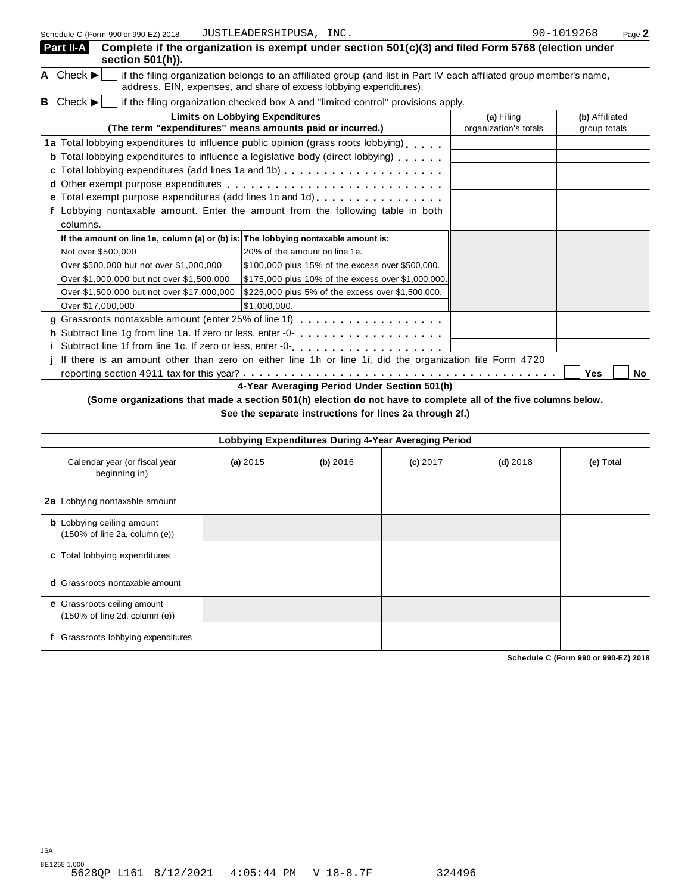Schedule C (Form 990 or 990-EZ) 2018 JUSTLEADERSHIPUSA, INC. 90-1019268 Page 2

**Part II-A** **Complete if the organization is exempt under section 501(c)(3) and filed Form 5768 (election under section 501(h)).**

**A** Check ▶ ☐ if the filing organization belongs to an affiliated group (and list in Part IV each affiliated group member's name, address, EIN, expenses, and share of excess lobbying expenditures).

**B** Check ▶ ☐ if the filing organization checked box A and "limited control" provisions apply.

| **Limits on Lobbying Expenditures** (The term "expenditures" means amounts paid or incurred.) | **(a)** Filing organization's totals | **(b)** Affiliated group totals |
|---|---|---|
| **1a** Total lobbying expenditures to influence public opinion (grass roots lobbying) | | |
| **b** Total lobbying expenditures to influence a legislative body (direct lobbying) | | |
| **c** Total lobbying expenditures (add lines 1a and 1b) | | |
| **d** Other exempt purpose expenditures | | |
| **e** Total exempt purpose expenditures (add lines 1c and 1d) | | |
| **f** Lobbying nontaxable amount. Enter the amount from the following table in both columns. | | |

| If the amount on line 1e, column (a) or (b) is: | The lobbying nontaxable amount is: |
|---|---|
| Not over $500,000 | 20% of the amount on line 1e. |
| Over $500,000 but not over $1,000,000 | $100,000 plus 15% of the excess over $500,000. |
| Over $1,000,000 but not over $1,500,000 | $175,000 plus 10% of the excess over $1,000,000. |
| Over $1,500,000 but not over $17,000,000 | $225,000 plus 5% of the excess over $1,500,000. |
| Over $17,000,000 | $1,000,000. |

| | (a) | (b) |
|---|---|---|
| **g** Grassroots nontaxable amount (enter 25% of line 1f) | | |
| **h** Subtract line 1g from line 1a. If zero or less, enter -0- | | |
| **i** Subtract line 1f from line 1c. If zero or less, enter -0- | | |

**j** If there is an amount other than zero on either line 1h or line 1i, did the organization file Form 4720 reporting section 4911 tax for this year? ☐ Yes ☐ No

**4-Year Averaging Period Under Section 501(h)**

**(Some organizations that made a section 501(h) election do not have to complete all of the five columns below. See the separate instructions for lines 2a through 2f.)**

| **Lobbying Expenditures During 4-Year Averaging Period** | | | | | |
|---|---|---|---|---|---|
| Calendar year (or fiscal year beginning in) | **(a)** 2015 | **(b)** 2016 | **(c)** 2017 | **(d)** 2018 | **(e)** Total |
| **2a** Lobbying nontaxable amount | | | | | |
| **b** Lobbying ceiling amount (150% of line 2a, column (e)) | | | | | |
| **c** Total lobbying expenditures | | | | | |
| **d** Grassroots nontaxable amount | | | | | |
| **e** Grassroots ceiling amount (150% of line 2d, column (e)) | | | | | |
| **f** Grassroots lobbying expenditures | | | | | |

**Schedule C (Form 990 or 990-EZ) 2018**

JSA
8E1265 1.000
5628QP L161 8/12/2021 4:05:44 PM V 18-8.7F 324496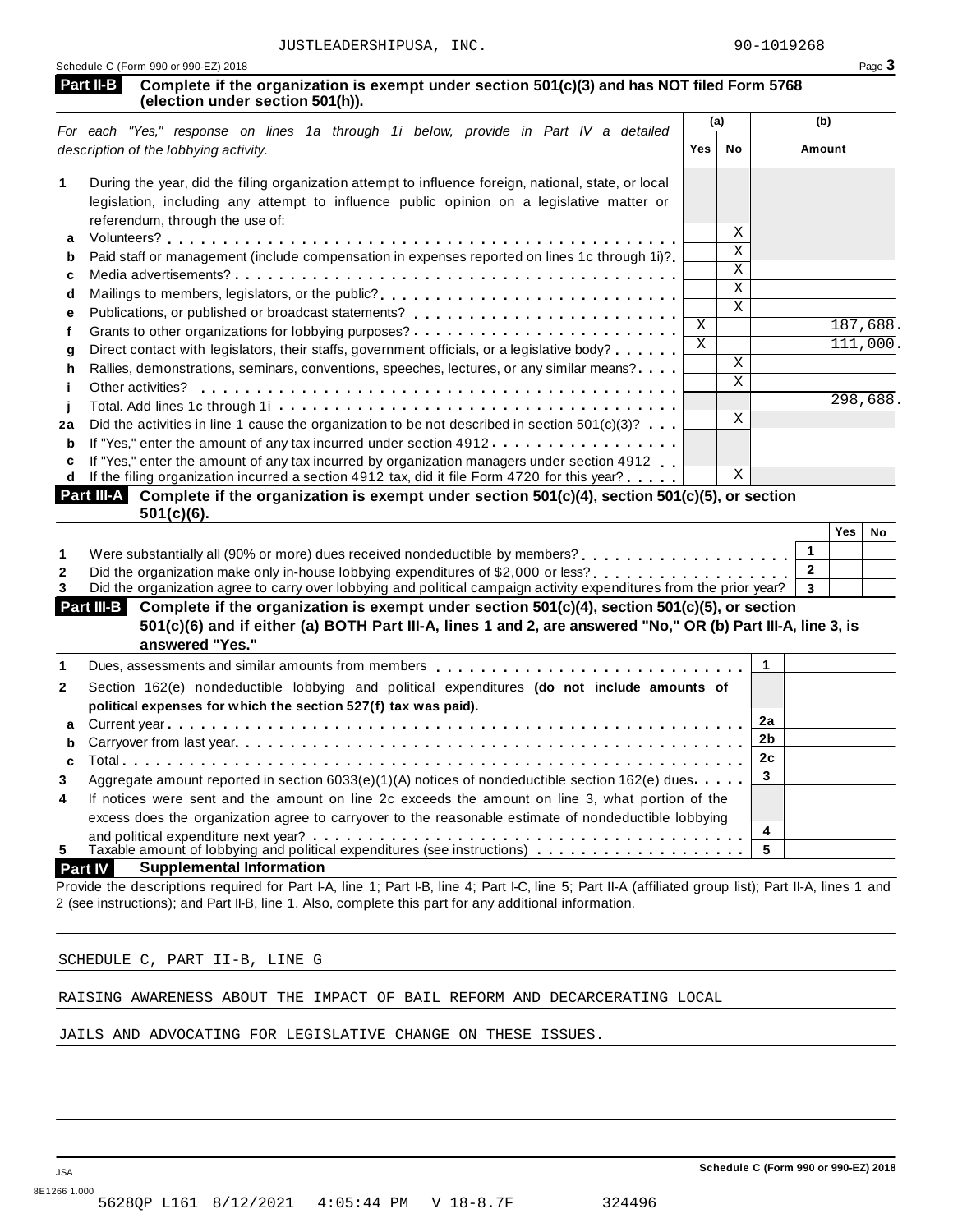JUSTLEADERSHIPUSA, INC. 90-1019268

Schedule C (Form 990 or 990-EZ) 2018 Page **3**

**Part II-B** **Complete if the organization is exempt under section 501(c)(3) and has NOT filed Form 5768 (election under section 501(h)).**

| *For each "Yes," response on lines 1a through 1i below, provide in Part IV a detailed description of the lobbying activity.* | (a) Yes | (a) No | (b) Amount |
|---|---|---|---|
| **1** During the year, did the filing organization attempt to influence foreign, national, state, or local legislation, including any attempt to influence public opinion on a legislative matter or referendum, through the use of: | | | |
| **a** Volunteers? | | X | |
| **b** Paid staff or management (include compensation in expenses reported on lines 1c through 1i)? | | X | |
| **c** Media advertisements? | | X | |
| **d** Mailings to members, legislators, or the public? | | X | |
| **e** Publications, or published or broadcast statements? | | X | |
| **f** Grants to other organizations for lobbying purposes? | X | | 187,688. |
| **g** Direct contact with legislators, their staffs, government officials, or a legislative body? | X | | 111,000. |
| **h** Rallies, demonstrations, seminars, conventions, speeches, lectures, or any similar means? | | X | |
| **i** Other activities? | | X | |
| **j** Total. Add lines 1c through 1i | | | 298,688. |
| **2a** Did the activities in line 1 cause the organization to be not described in section 501(c)(3)? | | X | |
| **b** If "Yes," enter the amount of any tax incurred under section 4912 | | | |
| **c** If "Yes," enter the amount of any tax incurred by organization managers under section 4912 | | | |
| **d** If the filing organization incurred a section 4912 tax, did it file Form 4720 for this year? | | X | |

**Part III-A** **Complete if the organization is exempt under section 501(c)(4), section 501(c)(5), or section 501(c)(6).**

| | | Yes | No |
|---|---|---|---|
| **1** Were substantially all (90% or more) dues received nondeductible by members? | **1** | | |
| **2** Did the organization make only in-house lobbying expenditures of $2,000 or less? | **2** | | |
| **3** Did the organization agree to carry over lobbying and political campaign activity expenditures from the prior year? | **3** | | |

**Part III-B** **Complete if the organization is exempt under section 501(c)(4), section 501(c)(5), or section 501(c)(6) and if either (a) BOTH Part III-A, lines 1 and 2, are answered "No," OR (b) Part III-A, line 3, is answered "Yes."**

| | | |
|---|---|---|
| **1** Dues, assessments and similar amounts from members | **1** | |
| **2** Section 162(e) nondeductible lobbying and political expenditures **(do not include amounts of political expenses for which the section 527(f) tax was paid).** | | |
| **a** Current year | **2a** | |
| **b** Carryover from last year | **2b** | |
| **c** Total | **2c** | |
| **3** Aggregate amount reported in section 6033(e)(1)(A) notices of nondeductible section 162(e) dues | **3** | |
| **4** If notices were sent and the amount on line 2c exceeds the amount on line 3, what portion of the excess does the organization agree to carryover to the reasonable estimate of nondeductible lobbying and political expenditure next year? | **4** | |
| **5** Taxable amount of lobbying and political expenditures (see instructions) | **5** | |

**Part IV** **Supplemental Information**

Provide the descriptions required for Part I-A, line 1; Part I-B, line 4; Part I-C, line 5; Part II-A (affiliated group list); Part II-A, lines 1 and 2 (see instructions); and Part II-B, line 1. Also, complete this part for any additional information.

SCHEDULE C, PART II-B, LINE G

RAISING AWARENESS ABOUT THE IMPACT OF BAIL REFORM AND DECARCERATING LOCAL

JAILS AND ADVOCATING FOR LEGISLATIVE CHANGE ON THESE ISSUES.

JSA
8E1266 1.000
5628QP L161 8/12/2021 4:05:44 PM V 18-8.7F 324496

**Schedule C (Form 990 or 990-EZ) 2018**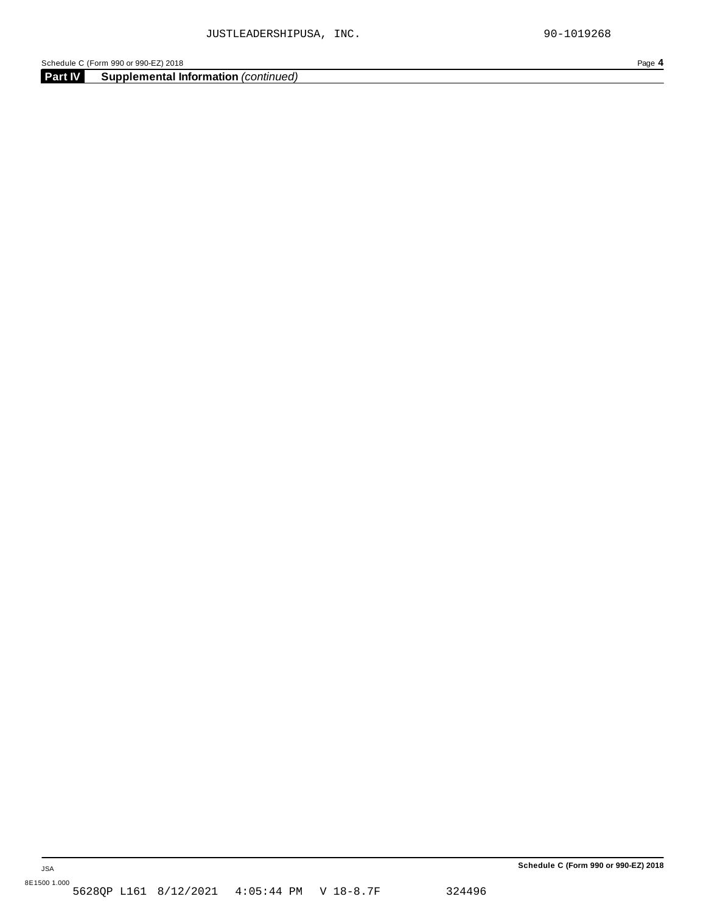JUSTLEADERSHIPUSA, INC. 90-1019268

Schedule C (Form 990 or 990-EZ) 2018

## Part IV Supplemental Information *(continued)*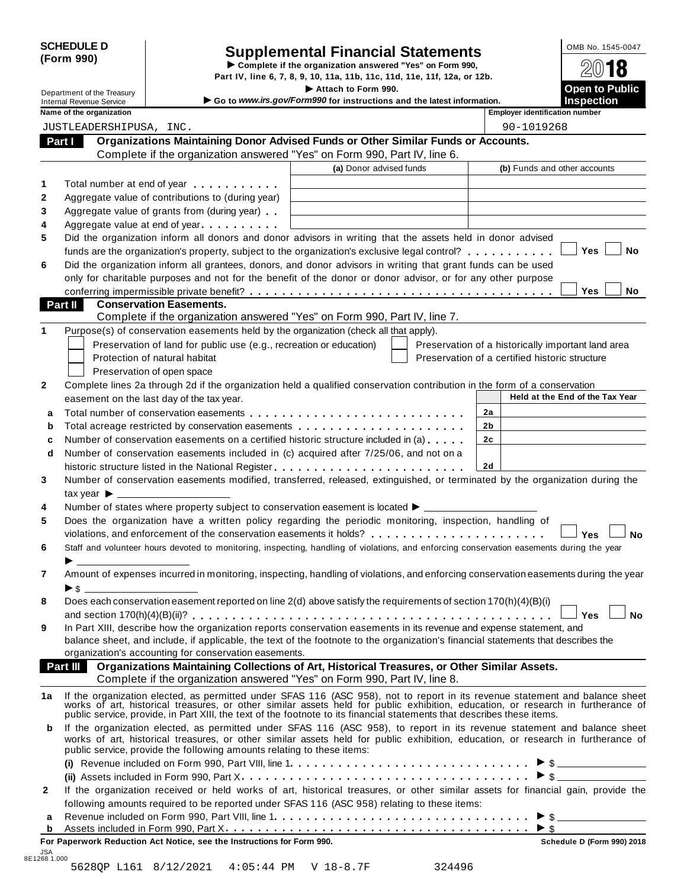**SCHEDULE D (Form 990)**

Department of the Treasury
Internal Revenue Service

# Supplemental Financial Statements

▶ Complete if the organization answered "Yes" on Form 990, Part IV, line 6, 7, 8, 9, 10, 11a, 11b, 11c, 11d, 11e, 11f, 12a, or 12b.

▶ Attach to Form 990.

▶ Go to *www.irs.gov/Form990* for instructions and the latest information.

OMB No. 1545-0047

**2018**

**Open to Public Inspection**

| Name of the organization | Employer identification number |
|---|---|
| JUSTLEADERSHIPUSA, INC. | 90-1019268 |

## Part I Organizations Maintaining Donor Advised Funds or Other Similar Funds or Accounts.

Complete if the organization answered "Yes" on Form 990, Part IV, line 6.

| | | (a) Donor advised funds | (b) Funds and other accounts |
|---|---|---|---|
| 1 | Total number at end of year | | |
| 2 | Aggregate value of contributions to (during year) | | |
| 3 | Aggregate value of grants from (during year) | | |
| 4 | Aggregate value at end of year | | |

**5** Did the organization inform all donors and donor advisors in writing that the assets held in donor advised funds are the organization's property, subject to the organization's exclusive legal control? ☐ Yes ☐ No

**6** Did the organization inform all grantees, donors, and donor advisors in writing that grant funds can be used only for charitable purposes and not for the benefit of the donor or donor advisor, or for any other purpose conferring impermissible private benefit? ☐ Yes ☐ No

## Part II Conservation Easements.

Complete if the organization answered "Yes" on Form 990, Part IV, line 7.

**1** Purpose(s) of conservation easements held by the organization (check all that apply).

- ☐ Preservation of land for public use (e.g., recreation or education)
- ☐ Protection of natural habitat
- ☐ Preservation of open space
- ☐ Preservation of a historically important land area
- ☐ Preservation of a certified historic structure

**2** Complete lines 2a through 2d if the organization held a qualified conservation contribution in the form of a conservation easement on the last day of the tax year.

| | | | Held at the End of the Tax Year |
|---|---|---|---|
| a | Total number of conservation easements | 2a | |
| b | Total acreage restricted by conservation easements | 2b | |
| c | Number of conservation easements on a certified historic structure included in (a) | 2c | |
| d | Number of conservation easements included in (c) acquired after 7/25/06, and not on a historic structure listed in the National Register | 2d | |

**3** Number of conservation easements modified, transferred, released, extinguished, or terminated by the organization during the tax year ▶ ____________

**4** Number of states where property subject to conservation easement is located ▶ ____________

**5** Does the organization have a written policy regarding the periodic monitoring, inspection, handling of violations, and enforcement of the conservation easements it holds? ☐ Yes ☐ No

**6** Staff and volunteer hours devoted to monitoring, inspecting, handling of violations, and enforcing conservation easements during the year ▶ ____________

**7** Amount of expenses incurred in monitoring, inspecting, handling of violations, and enforcing conservation easements during the year ▶ $ ____________

**8** Does each conservation easement reported on line 2(d) above satisfy the requirements of section 170(h)(4)(B)(i) and section 170(h)(4)(B)(ii)? ☐ Yes ☐ No

**9** In Part XIII, describe how the organization reports conservation easements in its revenue and expense statement, and balance sheet, and include, if applicable, the text of the footnote to the organization's financial statements that describes the organization's accounting for conservation easements.

## Part III Organizations Maintaining Collections of Art, Historical Treasures, or Other Similar Assets.

Complete if the organization answered "Yes" on Form 990, Part IV, line 8.

**1a** If the organization elected, as permitted under SFAS 116 (ASC 958), not to report in its revenue statement and balance sheet works of art, historical treasures, or other similar assets held for public exhibition, education, or research in furtherance of public service, provide, in Part XIII, the text of the footnote to its financial statements that describes these items.

**b** If the organization elected, as permitted under SFAS 116 (ASC 958), to report in its revenue statement and balance sheet works of art, historical treasures, or other similar assets held for public exhibition, education, or research in furtherance of public service, provide the following amounts relating to these items:

**(i)** Revenue included on Form 990, Part VIII, line 1 ▶ $ ____________

**(ii)** Assets included in Form 990, Part X ▶ $ ____________

**2** If the organization received or held works of art, historical treasures, or other similar assets for financial gain, provide the following amounts required to be reported under SFAS 116 (ASC 958) relating to these items:

**a** Revenue included on Form 990, Part VIII, line 1 ▶ $ ____________

**b** Assets included in Form 990, Part X ▶ $ ____________

**For Paperwork Reduction Act Notice, see the Instructions for Form 990.** **Schedule D (Form 990) 2018**

JSA 8E1268 1.000

5628QP L161 8/12/2021 4:05:44 PM V 18-8.7F 324496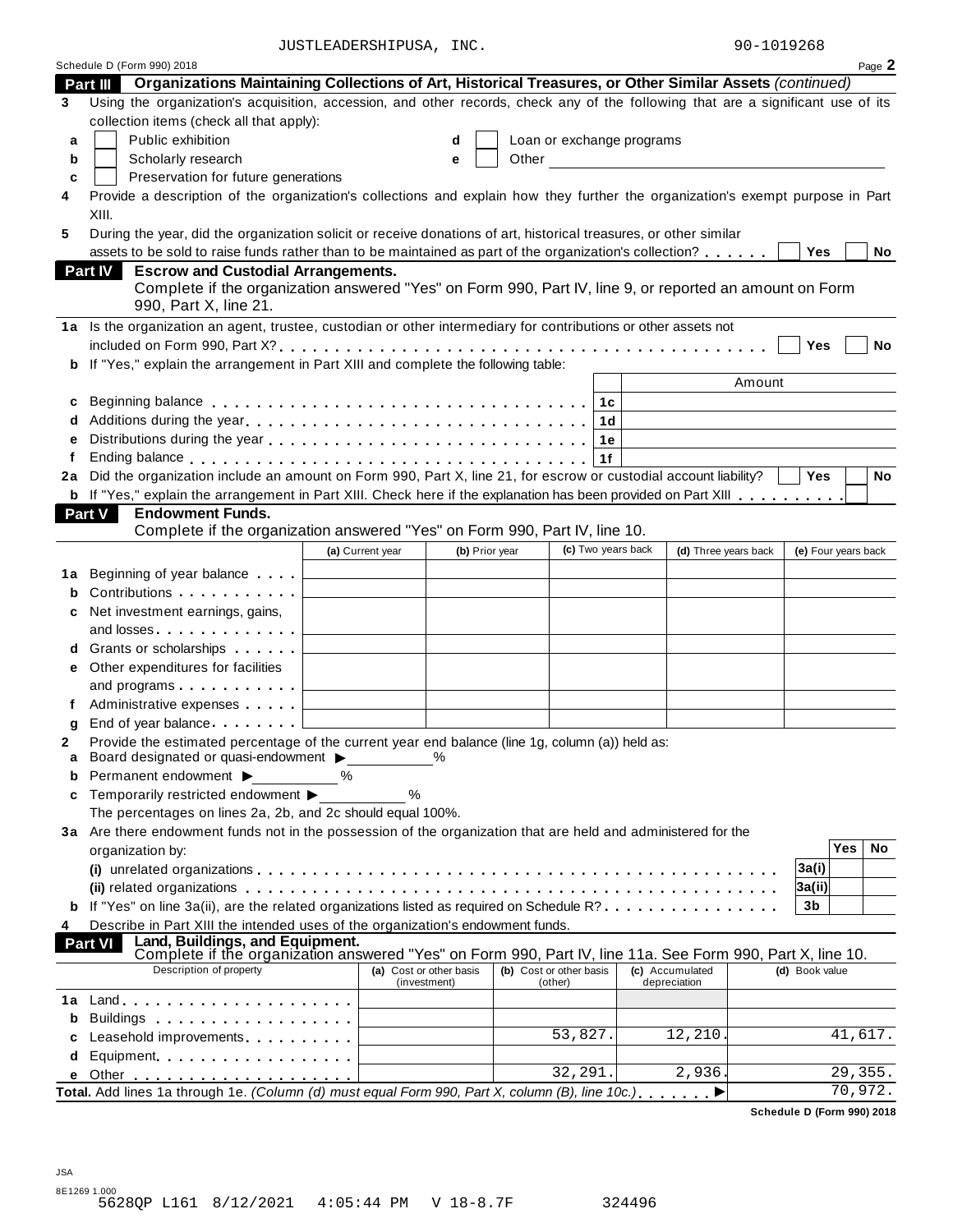JUSTLEADERSHIPUSA, INC. 90-1019268

Schedule D (Form 990) 2018 Page **2**

**Part III Organizations Maintaining Collections of Art, Historical Treasures, or Other Similar Assets** *(continued)*

**3** Using the organization's acquisition, accession, and other records, check any of the following that are a significant use of its collection items (check all that apply):

- **a** ☐ Public exhibition
- **b** ☐ Scholarly research
- **c** ☐ Preservation for future generations
- **d** ☐ Loan or exchange programs
- **e** ☐ Other

**4** Provide a description of the organization's collections and explain how they further the organization's exempt purpose in Part XIII.

**5** During the year, did the organization solicit or receive donations of art, historical treasures, or other similar assets to be sold to raise funds rather than to be maintained as part of the organization's collection? ☐ Yes ☐ No

**Part IV Escrow and Custodial Arrangements.**
Complete if the organization answered "Yes" on Form 990, Part IV, line 9, or reported an amount on Form 990, Part X, line 21.

**1a** Is the organization an agent, trustee, custodian or other intermediary for contributions or other assets not included on Form 990, Part X? ☐ Yes ☐ No

**b** If "Yes," explain the arrangement in Part XIII and complete the following table:

| | | | Amount |
|---|---|---|---|
| **c** | Beginning balance | 1c | |
| **d** | Additions during the year | 1d | |
| **e** | Distributions during the year | 1e | |
| **f** | Ending balance | 1f | |

**2a** Did the organization include an amount on Form 990, Part X, line 21, for escrow or custodial account liability? ☐ Yes ☐ No

**b** If "Yes," explain the arrangement in Part XIII. Check here if the explanation has been provided on Part XIII ☐

**Part V Endowment Funds.**
Complete if the organization answered "Yes" on Form 990, Part IV, line 10.

| | | (a) Current year | (b) Prior year | (c) Two years back | (d) Three years back | (e) Four years back |
|---|---|---|---|---|---|---|
| **1a** | Beginning of year balance | | | | | |
| **b** | Contributions | | | | | |
| **c** | Net investment earnings, gains, and losses | | | | | |
| **d** | Grants or scholarships | | | | | |
| **e** | Other expenditures for facilities and programs | | | | | |
| **f** | Administrative expenses | | | | | |
| **g** | End of year balance | | | | | |

**2** Provide the estimated percentage of the current year end balance (line 1g, column (a)) held as:

- **a** Board designated or quasi-endowment ▶ ______ %
- **b** Permanent endowment ▶ ______ %
- **c** Temporarily restricted endowment ▶ ______ %

The percentages on lines 2a, 2b, and 2c should equal 100%.

**3a** Are there endowment funds not in the possession of the organization that are held and administered for the organization by:

| | | | Yes | No |
|---|---|---|---|---|
| | **(i)** unrelated organizations | 3a(i) | | |
| | **(ii)** related organizations | 3a(ii) | | |
| **b** | If "Yes" on line 3a(ii), are the related organizations listed as required on Schedule R? | 3b | | |

**4** Describe in Part XIII the intended uses of the organization's endowment funds.

**Part VI Land, Buildings, and Equipment.**
Complete if the organization answered "Yes" on Form 990, Part IV, line 11a. See Form 990, Part X, line 10.

| | Description of property | (a) Cost or other basis (investment) | (b) Cost or other basis (other) | (c) Accumulated depreciation | (d) Book value |
|---|---|---|---|---|---|
| **1a** | Land | | | | |
| **b** | Buildings | | | | |
| **c** | Leasehold improvements | | 53,827. | 12,210. | 41,617. |
| **d** | Equipment | | | | |
| **e** | Other | | 32,291. | 2,936. | 29,355. |
| **Total.** | Add lines 1a through 1e. *(Column (d) must equal Form 990, Part X, column (B), line 10c.)* ▶ | | | | 70,972. |

**Schedule D (Form 990) 2018**

JSA
8E1269 1.000
5628QP L161 8/12/2021 4:05:44 PM V 18-8.7F 324496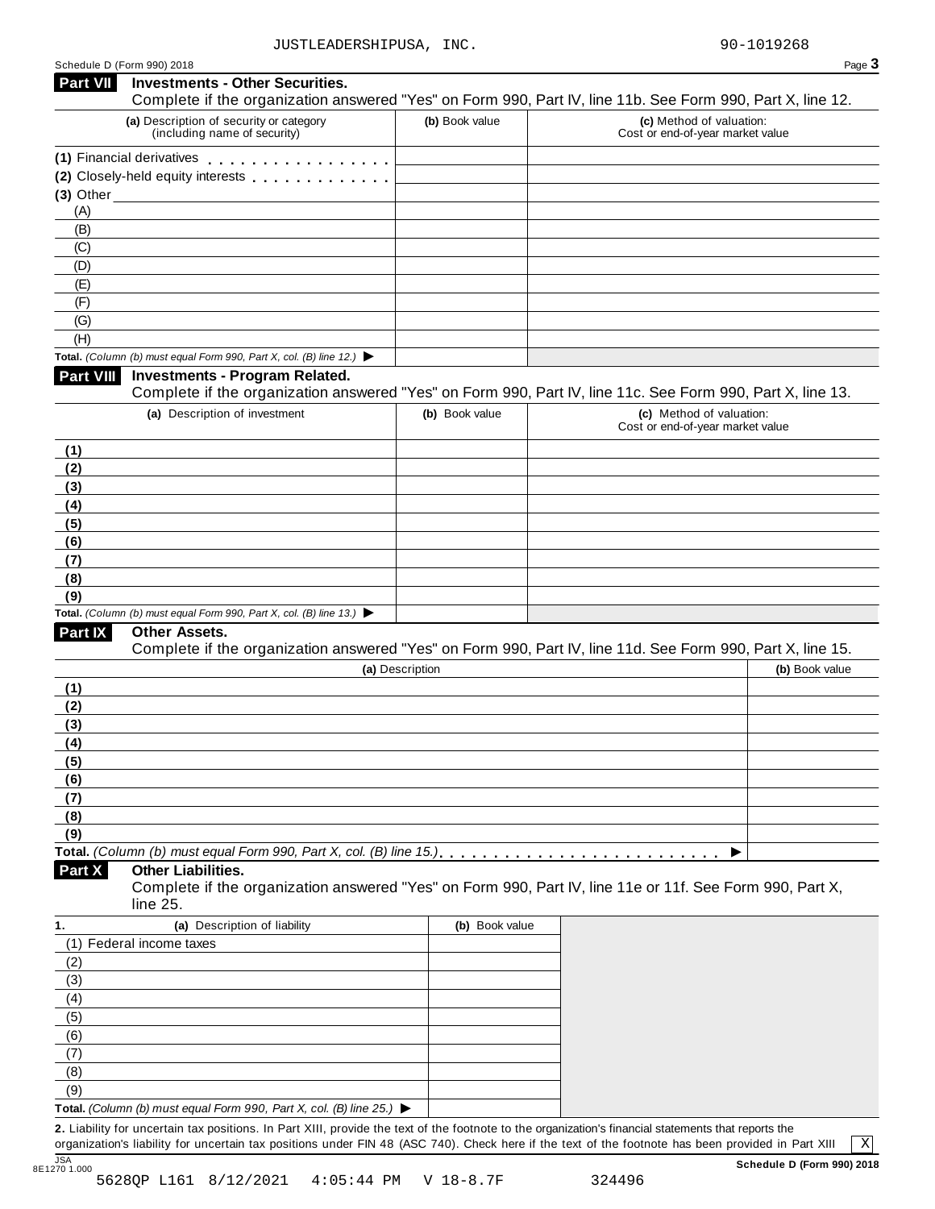JUSTLEADERSHIPUSA, INC. 90-1019268

Schedule D (Form 990) 2018

## Part VII Investments - Other Securities.

Complete if the organization answered "Yes" on Form 990, Part IV, line 11b. See Form 990, Part X, line 12.

| (a) Description of security or category (including name of security) | (b) Book value | (c) Method of valuation: Cost or end-of-year market value |
|---|---|---|
| (1) Financial derivatives | | |
| (2) Closely-held equity interests | | |
| (3) Other | | |
| (A) | | |
| (B) | | |
| (C) | | |
| (D) | | |
| (E) | | |
| (F) | | |
| (G) | | |
| (H) | | |
| **Total.** *(Column (b) must equal Form 990, Part X, col. (B) line 12.)* ▶ | | |

## Part VIII Investments - Program Related.

Complete if the organization answered "Yes" on Form 990, Part IV, line 11c. See Form 990, Part X, line 13.

| (a) Description of investment | (b) Book value | (c) Method of valuation: Cost or end-of-year market value |
|---|---|---|
| (1) | | |
| (2) | | |
| (3) | | |
| (4) | | |
| (5) | | |
| (6) | | |
| (7) | | |
| (8) | | |
| (9) | | |
| **Total.** *(Column (b) must equal Form 990, Part X, col. (B) line 13.)* ▶ | | |

## Part IX Other Assets.

Complete if the organization answered "Yes" on Form 990, Part IV, line 11d. See Form 990, Part X, line 15.

| (a) Description | (b) Book value |
|---|---|
| (1) | |
| (2) | |
| (3) | |
| (4) | |
| (5) | |
| (6) | |
| (7) | |
| (8) | |
| (9) | |
| **Total.** *(Column (b) must equal Form 990, Part X, col. (B) line 15.)* ▶ | |

## Part X Other Liabilities.

Complete if the organization answered "Yes" on Form 990, Part IV, line 11e or 11f. See Form 990, Part X, line 25.

| 1. (a) Description of liability | (b) Book value |
|---|---|
| (1) Federal income taxes | |
| (2) | |
| (3) | |
| (4) | |
| (5) | |
| (6) | |
| (7) | |
| (8) | |
| (9) | |
| **Total.** *(Column (b) must equal Form 990, Part X, col. (B) line 25.)* ▶ | |

**2.** Liability for uncertain tax positions. In Part XIII, provide the text of the footnote to the organization's financial statements that reports the organization's liability for uncertain tax positions under FIN 48 (ASC 740). Check here if the text of the footnote has been provided in Part XIII [X]

JSA 8E1270 1.000

**Schedule D (Form 990) 2018**

5628QP L161 8/12/2021 4:05:44 PM V 18-8.7F 324496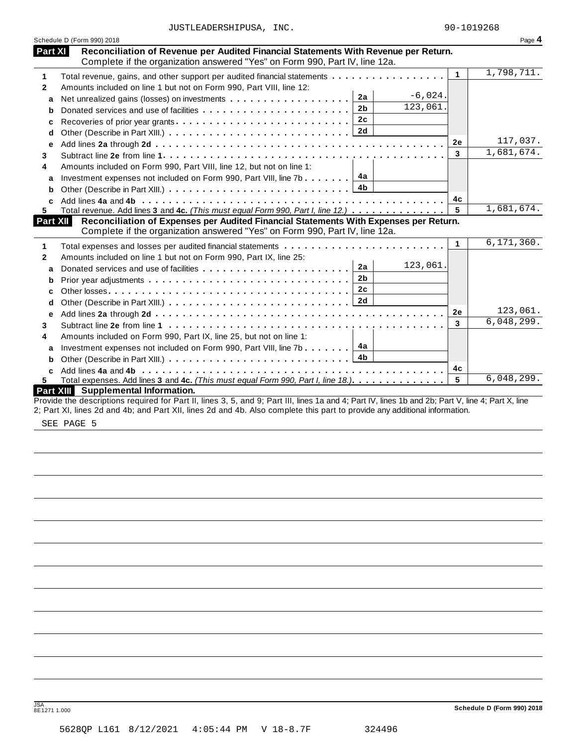JUSTLEADERSHIPUSA, INC. 90-1019268

Schedule D (Form 990) 2018 Page **4**

## Part XI Reconciliation of Revenue per Audited Financial Statements With Revenue per Return.

Complete if the organization answered "Yes" on Form 990, Part IV, line 12a.

| | | | | | |
|---|---|---|---|---|---|
| **1** | Total revenue, gains, and other support per audited financial statements | | | 1 | 1,798,711. |
| **2** | Amounts included on line 1 but not on Form 990, Part VIII, line 12: | | | | |
| **a** | Net unrealized gains (losses) on investments | 2a | -6,024. | | |
| **b** | Donated services and use of facilities | 2b | 123,061. | | |
| **c** | Recoveries of prior year grants | 2c | | | |
| **d** | Other (Describe in Part XIII.) | 2d | | | |
| **e** | Add lines **2a** through **2d** | | | 2e | 117,037. |
| **3** | Subtract line **2e** from line **1** | | | 3 | 1,681,674. |
| **4** | Amounts included on Form 990, Part VIII, line 12, but not on line 1: | | | | |
| **a** | Investment expenses not included on Form 990, Part VIII, line 7b | 4a | | | |
| **b** | Other (Describe in Part XIII.) | 4b | | | |
| **c** | Add lines **4a** and **4b** | | | 4c | |
| **5** | Total revenue. Add lines **3** and **4c.** *(This must equal Form 990, Part I, line 12.)* | | | 5 | 1,681,674. |

## Part XII Reconciliation of Expenses per Audited Financial Statements With Expenses per Return.

Complete if the organization answered "Yes" on Form 990, Part IV, line 12a.

| | | | | | |
|---|---|---|---|---|---|
| **1** | Total expenses and losses per audited financial statements | | | 1 | 6,171,360. |
| **2** | Amounts included on line 1 but not on Form 990, Part IX, line 25: | | | | |
| **a** | Donated services and use of facilities | 2a | 123,061. | | |
| **b** | Prior year adjustments | 2b | | | |
| **c** | Other losses | 2c | | | |
| **d** | Other (Describe in Part XIII.) | 2d | | | |
| **e** | Add lines **2a** through **2d** | | | 2e | 123,061. |
| **3** | Subtract line **2e** from line **1** | | | 3 | 6,048,299. |
| **4** | Amounts included on Form 990, Part IX, line 25, but not on line 1: | | | | |
| **a** | Investment expenses not included on Form 990, Part VIII, line 7b | 4a | | | |
| **b** | Other (Describe in Part XIII.) | 4b | | | |
| **c** | Add lines **4a** and **4b** | | | 4c | |
| **5** | Total expenses. Add lines **3** and **4c.** *(This must equal Form 990, Part I, line 18.)* | | | 5 | 6,048,299. |

## Part XIII Supplemental Information.

Provide the descriptions required for Part II, lines 3, 5, and 9; Part III, lines 1a and 4; Part IV, lines 1b and 2b; Part V, line 4; Part X, line 2; Part XI, lines 2d and 4b; and Part XII, lines 2d and 4b. Also complete this part to provide any additional information.

SEE PAGE 5

Schedule D (Form 990) 2018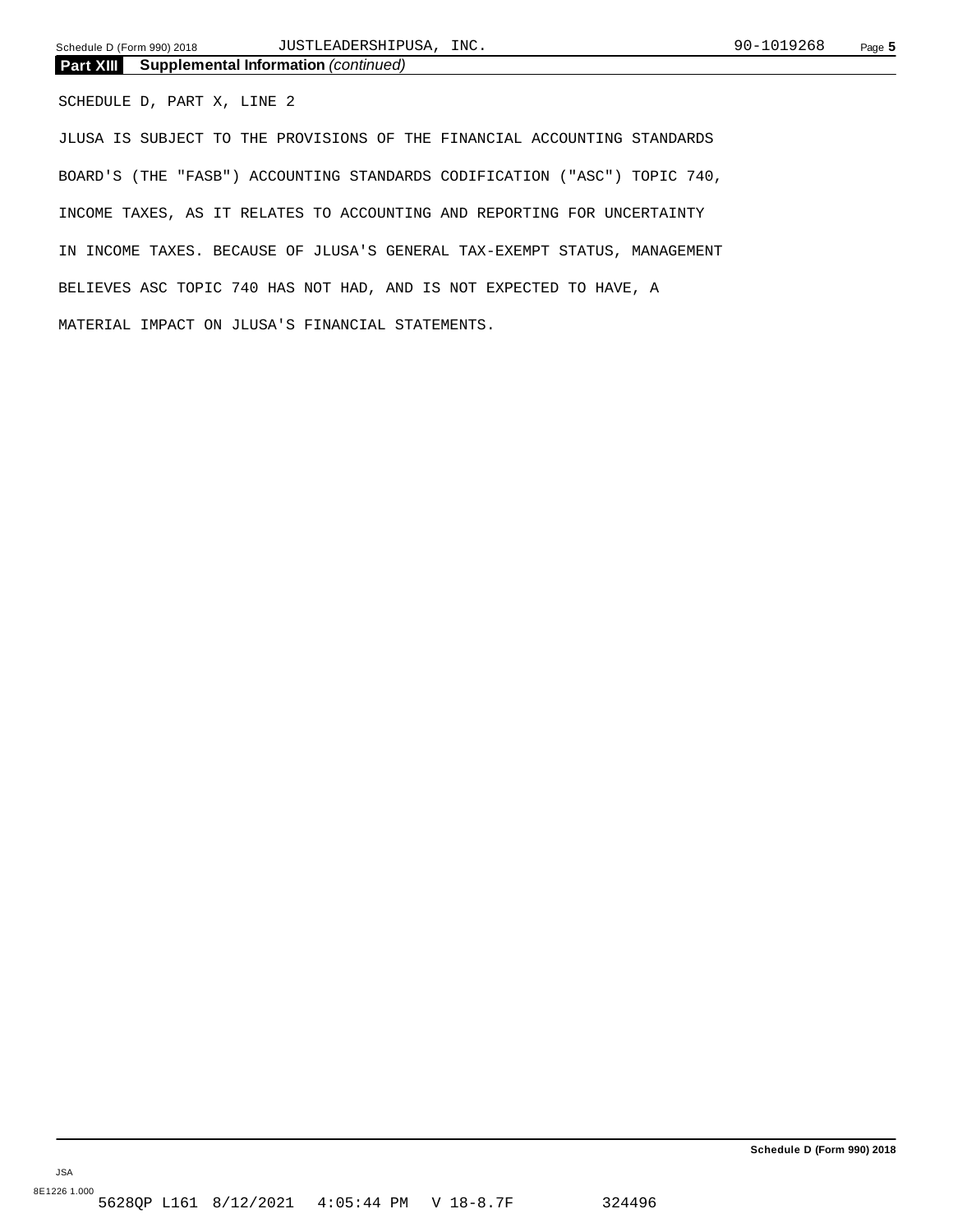## Part XIII Supplemental Information *(continued)*

SCHEDULE D, PART X, LINE 2

JLUSA IS SUBJECT TO THE PROVISIONS OF THE FINANCIAL ACCOUNTING STANDARDS BOARD'S (THE "FASB") ACCOUNTING STANDARDS CODIFICATION ("ASC") TOPIC 740, INCOME TAXES, AS IT RELATES TO ACCOUNTING AND REPORTING FOR UNCERTAINTY IN INCOME TAXES. BECAUSE OF JLUSA'S GENERAL TAX-EXEMPT STATUS, MANAGEMENT BELIEVES ASC TOPIC 740 HAS NOT HAD, AND IS NOT EXPECTED TO HAVE, A MATERIAL IMPACT ON JLUSA'S FINANCIAL STATEMENTS.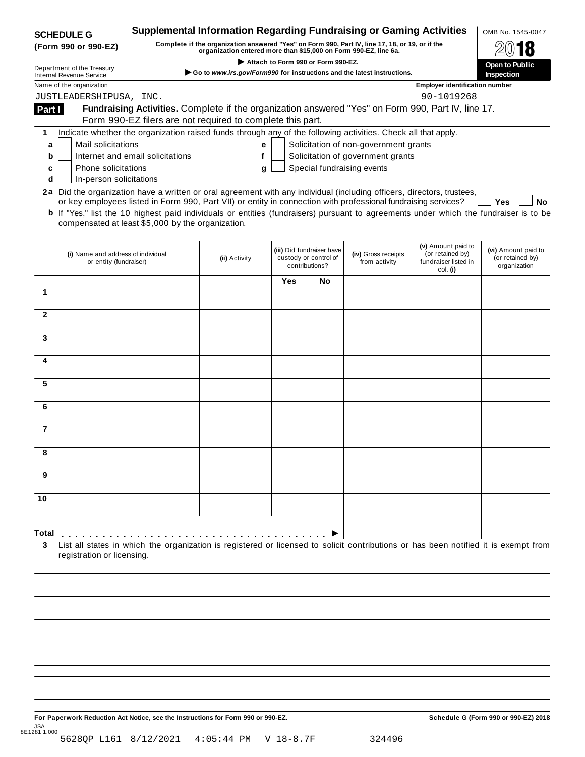**SCHEDULE G (Form 990 or 990-EZ)**

Department of the Treasury
Internal Revenue Service

# Supplemental Information Regarding Fundraising or Gaming Activities

**Complete if the organization answered "Yes" on Form 990, Part IV, line 17, 18, or 19, or if the organization entered more than $15,000 on Form 990-EZ, line 6a.**

▶ Attach to Form 990 or Form 990-EZ.

▶ Go to *www.irs.gov/Form990* for instructions and the latest instructions.

OMB No. 1545-0047

**2018**

**Open to Public Inspection**

Name of the organization: JUSTLEADERSHIPUSA, INC.

Employer identification number: 90-1019268

## Part I — Fundraising Activities.
Complete if the organization answered "Yes" on Form 990, Part IV, line 17. Form 990-EZ filers are not required to complete this part.

**1** Indicate whether the organization raised funds through any of the following activities. Check all that apply.

- **a** ☐ Mail solicitations
- **b** ☐ Internet and email solicitations
- **c** ☐ Phone solicitations
- **d** ☐ In-person solicitations
- **e** ☐ Solicitation of non-government grants
- **f** ☐ Solicitation of government grants
- **g** ☐ Special fundraising events

**2a** Did the organization have a written or oral agreement with any individual (including officers, directors, trustees, or key employees listed in Form 990, Part VII) or entity in connection with professional fundraising services? ☐ **Yes** ☐ **No**

**b** If "Yes," list the 10 highest paid individuals or entities (fundraisers) pursuant to agreements under which the fundraiser is to be compensated at least $5,000 by the organization.

| | (i) Name and address of individual or entity (fundraiser) | (ii) Activity | (iii) Did fundraiser have custody or control of contributions? | | (iv) Gross receipts from activity | (v) Amount paid to (or retained by) fundraiser listed in col. (i) | (vi) Amount paid to (or retained by) organization |
|---|---|---|---|---|---|---|---|
| | | | **Yes** | **No** | | | |
| 1 | | | | | | | |
| 2 | | | | | | | |
| 3 | | | | | | | |
| 4 | | | | | | | |
| 5 | | | | | | | |
| 6 | | | | | | | |
| 7 | | | | | | | |
| 8 | | | | | | | |
| 9 | | | | | | | |
| 10 | | | | | | | |
| **Total** . . . . ▶ | | | | | | | |

**3** List all states in which the organization is registered or licensed to solicit contributions or has been notified it is exempt from registration or licensing.

**For Paperwork Reduction Act Notice, see the Instructions for Form 990 or 990-EZ.**

**Schedule G (Form 990 or 990-EZ) 2018**

JSA
8E1281 1.000
5628QP L161 8/12/2021 4:05:44 PM V 18-8.7F 324496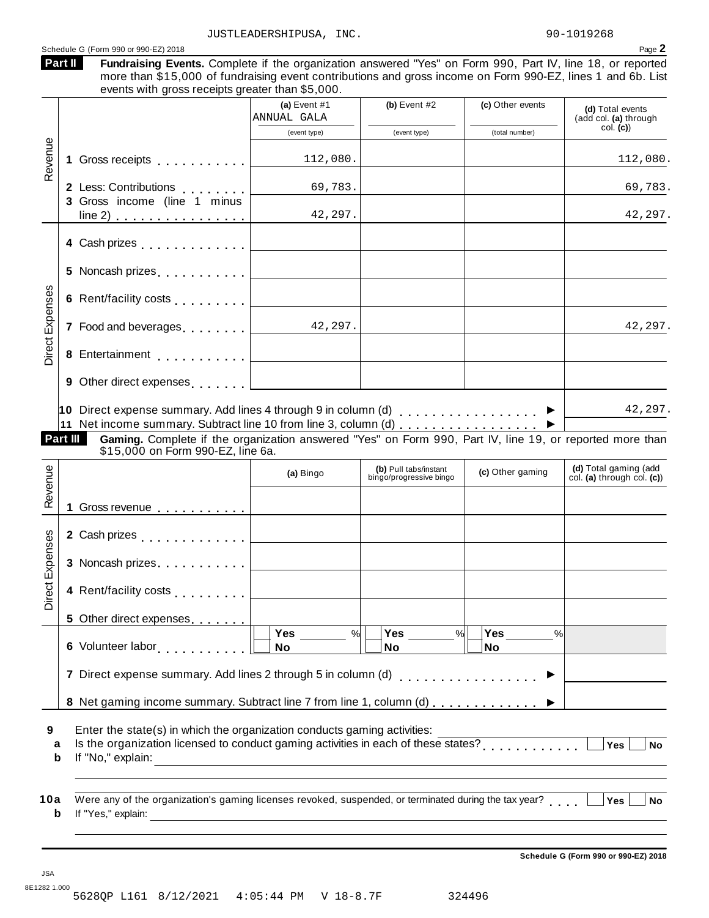JUSTLEADERSHIPUSA, INC. 90-1019268

Schedule G (Form 990 or 990-EZ) 2018 Page **2**

**Part II** **Fundraising Events.** Complete if the organization answered "Yes" on Form 990, Part IV, line 18, or reported more than $15,000 of fundraising event contributions and gross income on Form 990-EZ, lines 1 and 6b. List events with gross receipts greater than $5,000.

| | | (a) Event #1 ANNUAL GALA (event type) | (b) Event #2 (event type) | (c) Other events (total number) | (d) Total events (add col. (a) through col. (c)) |
|---|---|---|---|---|---|
| Revenue | 1 Gross receipts | 112,080. | | | 112,080. |
| | 2 Less: Contributions | 69,783. | | | 69,783. |
| | 3 Gross income (line 1 minus line 2) | 42,297. | | | 42,297. |
| Direct Expenses | 4 Cash prizes | | | | |
| | 5 Noncash prizes | | | | |
| | 6 Rent/facility costs | | | | |
| | 7 Food and beverages | 42,297. | | | 42,297. |
| | 8 Entertainment | | | | |
| | 9 Other direct expenses | | | | |
| | 10 Direct expense summary. Add lines 4 through 9 in column (d) | | | ▶ | 42,297. |
| | 11 Net income summary. Subtract line 10 from line 3, column (d) | | | ▶ | |

**Part III** **Gaming.** Complete if the organization answered "Yes" on Form 990, Part IV, line 19, or reported more than $15,000 on Form 990-EZ, line 6a.

| | | (a) Bingo | (b) Pull tabs/instant bingo/progressive bingo | (c) Other gaming | (d) Total gaming (add col. (a) through col. (c)) |
|---|---|---|---|---|---|
| Revenue | 1 Gross revenue | | | | |
| Direct Expenses | 2 Cash prizes | | | | |
| | 3 Noncash prizes | | | | |
| | 4 Rent/facility costs | | | | |
| | 5 Other direct expenses | | | | |
| | 6 Volunteer labor | ☐ Yes ____ % ☐ No | ☐ Yes ____ % ☐ No | ☐ Yes ____ % ☐ No | |
| | 7 Direct expense summary. Add lines 2 through 5 in column (d) | | | ▶ | |
| | 8 Net gaming income summary. Subtract line 7 from line 1, column (d) | | | ▶ | |

**9** Enter the state(s) in which the organization conducts gaming activities: ____________

**a** Is the organization licensed to conduct gaming activities in each of these states? ☐ Yes ☐ No

**b** If "No," explain: ____________

**10a** Were any of the organization's gaming licenses revoked, suspended, or terminated during the tax year? ☐ Yes ☐ No

**b** If "Yes," explain: ____________

**Schedule G (Form 990 or 990-EZ) 2018**

JSA
8E1282 1.000
5628QP L161 8/12/2021 4:05:44 PM V 18-8.7F 324496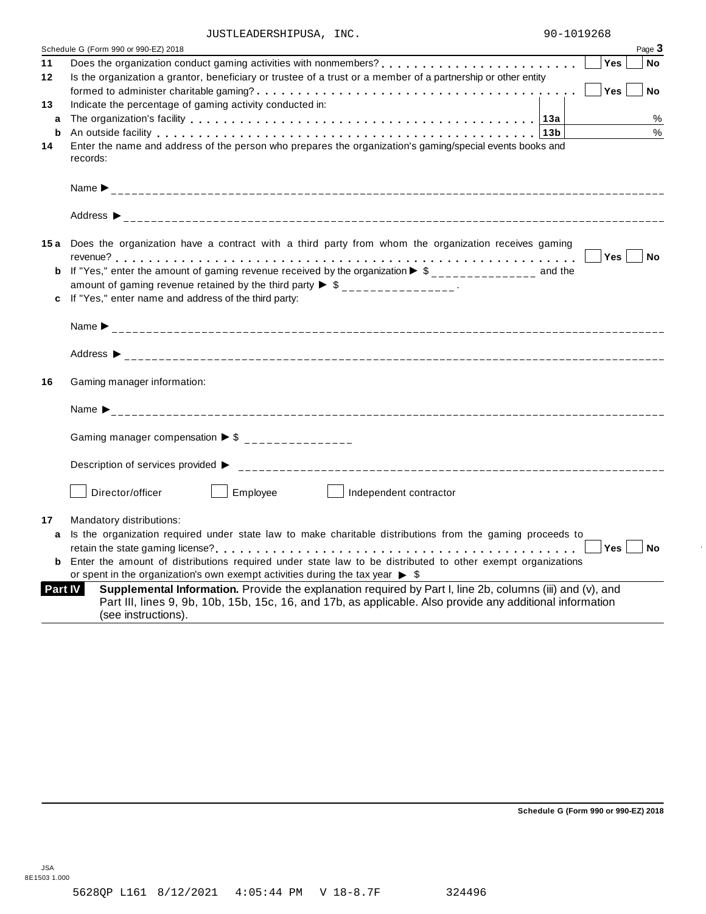JUSTLEADERSHIPUSA, INC. 90-1019268

Schedule G (Form 990 or 990-EZ) 2018 Page **3**

**11** Does the organization conduct gaming activities with nonmembers? . . . . . . . . . . . . . . . . . . . . . . . . ☐ **Yes** ☐ **No**

**12** Is the organization a grantor, beneficiary or trustee of a trust or a member of a partnership or other entity formed to administer charitable gaming? . . . . . . . . . . . . . . . . . . . . . . . . . . . . . . . . . . . . . ☐ **Yes** ☐ **No**

**13** Indicate the percentage of gaming activity conducted in:

| | | | |
|---|---|---|---|
| **a** | The organization's facility . . . . . . . . . . . . . . . . . . . . . . . . . . . . . . . . . . . . . . . . . | **13a** | % |
| **b** | An outside facility . . . . . . . . . . . . . . . . . . . . . . . . . . . . . . . . . . . . . . . . . . . . . . | **13b** | % |

**14** Enter the name and address of the person who prepares the organization's gaming/special events books and records:

Name ► ______________________________________________

Address ► ______________________________________________

**15a** Does the organization have a contract with a third party from whom the organization receives gaming revenue? . . . . . . . . . . . . . . . . . . . . . . . . . . . . . . . . . . . . . . . . . . . . . . . . . . . . . . . ☐ **Yes** ☐ **No**

**b** If "Yes," enter the amount of gaming revenue received by the organization ► $ _______________ and the amount of gaming revenue retained by the third party ► $ _______________ .

**c** If "Yes," enter name and address of the third party:

Name ► ______________________________________________

Address ► ______________________________________________

**16** Gaming manager information:

Name ► ______________________________________________

Gaming manager compensation ► $ _______________

Description of services provided ► ______________________________________________

☐ Director/officer ☐ Employee ☐ Independent contractor

**17** Mandatory distributions:

**a** Is the organization required under state law to make charitable distributions from the gaming proceeds to retain the state gaming license? . . . . . . . . . . . . . . . . . . . . . . . . . . . . . . . . . . . . . . . . . . . . ☐ **Yes** ☐ **No**

**b** Enter the amount of distributions required under state law to be distributed to other exempt organizations or spent in the organization's own exempt activities during the tax year ► $

**Part IV** **Supplemental Information.** Provide the explanation required by Part I, line 2b, columns (iii) and (v), and Part III, lines 9, 9b, 10b, 15b, 15c, 16, and 17b, as applicable. Also provide any additional information (see instructions).

**Schedule G (Form 990 or 990-EZ) 2018**

JSA
8E1503 1.000

5628QP L161 8/12/2021 4:05:44 PM V 18-8.7F 324496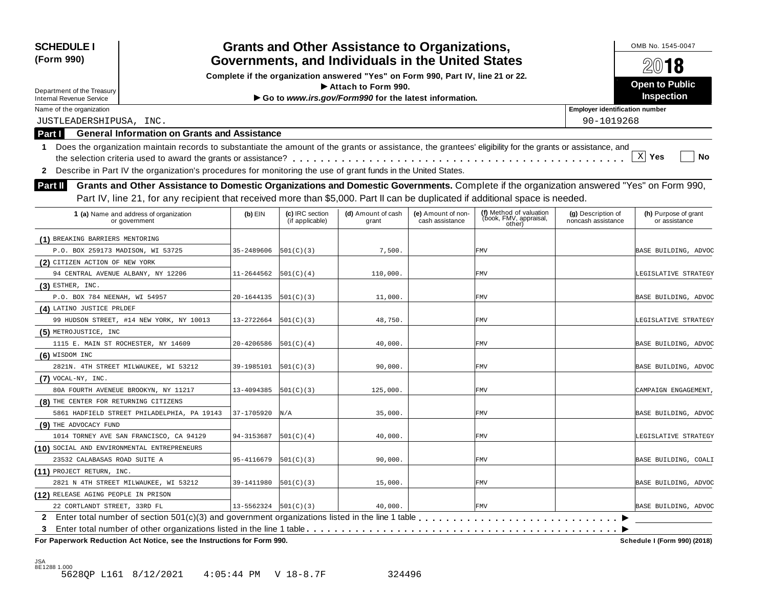**SCHEDULE I (Form 990)**

Department of the Treasury
Internal Revenue Service

# Grants and Other Assistance to Organizations, Governments, and Individuals in the United States

**Complete if the organization answered "Yes" on Form 990, Part IV, line 21 or 22.**
**▶ Attach to Form 990.**
**▶ Go to *www.irs.gov/Form990* for the latest information.**

OMB No. 1545-0047

**2018**

**Open to Public Inspection**

Name of the organization: JUSTLEADERSHIPUSA, INC.

Employer identification number: 90-1019268

## Part I General Information on Grants and Assistance

1 Does the organization maintain records to substantiate the amount of the grants or assistance, the grantees' eligibility for the grants or assistance, and the selection criteria used to award the grants or assistance? . . . . . . . . . . [X] Yes [ ] No

2 Describe in Part IV the organization's procedures for monitoring the use of grant funds in the United States.

## Part II Grants and Other Assistance to Domestic Organizations and Domestic Governments.

Complete if the organization answered "Yes" on Form 990, Part IV, line 21, for any recipient that received more than $5,000. Part II can be duplicated if additional space is needed.

| 1 (a) Name and address of organization or government | (b) EIN | (c) IRC section (if applicable) | (d) Amount of cash grant | (e) Amount of non-cash assistance | (f) Method of valuation (book, FMV, appraisal, other) | (g) Description of noncash assistance | (h) Purpose of grant or assistance |
|---|---|---|---|---|---|---|---|
| (1) BREAKING BARRIERS MENTORING<br>P.O. BOX 259173 MADISON, WI 53725 | 35-2489606 | 501(C)(3) | 7,500. | | FMV | | BASE BUILDING, ADVOC |
| (2) CITIZEN ACTION OF NEW YORK<br>94 CENTRAL AVENUE ALBANY, NY 12206 | 11-2644562 | 501(C)(4) | 110,000. | | FMV | | LEGISLATIVE STRATEGY |
| (3) ESTHER, INC.<br>P.O. BOX 784 NEENAH, WI 54957 | 20-1644135 | 501(C)(3) | 11,000. | | FMV | | BASE BUILDING, ADVOC |
| (4) LATINO JUSTICE PRLDEF<br>99 HUDSON STREET, #14 NEW YORK, NY 10013 | 13-2722664 | 501(C)(3) | 48,750. | | FMV | | LEGISLATIVE STRATEGY |
| (5) METROJUSTICE, INC<br>1115 E. MAIN ST ROCHESTER, NY 14609 | 20-4206586 | 501(C)(4) | 40,000. | | FMV | | BASE BUILDING, ADVOC |
| (6) WISDOM INC<br>2821N. 4TH STREET MILWAUKEE, WI 53212 | 39-1985101 | 501(C)(3) | 90,000. | | FMV | | BASE BUILDING, ADVOC |
| (7) VOCAL-NY, INC.<br>80A FOURTH AVENEUE BROOKYN, NY 11217 | 13-4094385 | 501(C)(3) | 125,000. | | FMV | | CAMPAIGN ENGAGEMENT, |
| (8) THE CENTER FOR RETURNING CITIZENS<br>5861 HADFIELD STREET PHILADELPHIA, PA 19143 | 37-1705920 | N/A | 35,000. | | FMV | | BASE BUILDING, ADVOC |
| (9) THE ADVOCACY FUND<br>1014 TORNEY AVE SAN FRANCISCO, CA 94129 | 94-3153687 | 501(C)(4) | 40,000. | | FMV | | LEGISLATIVE STRATEGY |
| (10) SOCIAL AND ENVIRONMENTAL ENTREPRENEURS<br>23532 CALABASAS ROAD SUITE A | 95-4116679 | 501(C)(3) | 90,000. | | FMV | | BASE BUILDING, COALI |
| (11) PROJECT RETURN, INC.<br>2821 N 4TH STREET MILWAUKEE, WI 53212 | 39-1411980 | 501(C)(3) | 15,000. | | FMV | | BASE BUILDING, ADVOC |
| (12) RELEASE AGING PEOPLE IN PRISON<br>22 CORTLANDT STREET, 33RD FL | 13-5562324 | 501(C)(3) | 40,000. | | FMV | | BASE BUILDING, ADVOC |

2 Enter total number of section 501(c)(3) and government organizations listed in the line 1 table . . . . . . . . . . ▶

3 Enter total number of other organizations listed in the line 1 table . . . . . . . . . . ▶

**For Paperwork Reduction Act Notice, see the Instructions for Form 990.** **Schedule I (Form 990) (2018)**

JSA
8E1288 1.000
5628QP L161 8/12/2021 4:05:44 PM V 18-8.7F 324496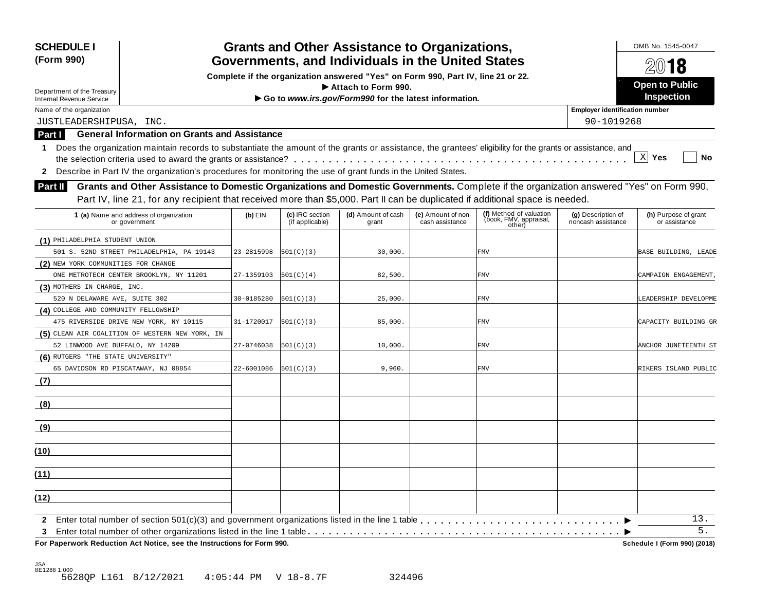**SCHEDULE I**
**(Form 990)**

Department of the Treasury
Internal Revenue Service

# Grants and Other Assistance to Organizations, Governments, and Individuals in the United States

**Complete if the organization answered "Yes" on Form 990, Part IV, line 21 or 22.**
**▶ Attach to Form 990.**
**▶ Go to *www.irs.gov/Form990* for the latest information.**

OMB No. 1545-0047

**2018**

**Open to Public Inspection**

Name of the organization: JUSTLEADERSHIPUSA, INC.

Employer identification number: 90-1019268

## Part I General Information on Grants and Assistance

1 Does the organization maintain records to substantiate the amount of the grants or assistance, the grantees' eligibility for the grants or assistance, and the selection criteria used to award the grants or assistance? . . . . . [X] Yes [ ] No

2 Describe in Part IV the organization's procedures for monitoring the use of grant funds in the United States.

## Part II Grants and Other Assistance to Domestic Organizations and Domestic Governments.

Complete if the organization answered "Yes" on Form 990, Part IV, line 21, for any recipient that received more than $5,000. Part II can be duplicated if additional space is needed.

| 1 (a) Name and address of organization or government | (b) EIN | (c) IRC section (if applicable) | (d) Amount of cash grant | (e) Amount of non-cash assistance | (f) Method of valuation (book, FMV, appraisal, other) | (g) Description of noncash assistance | (h) Purpose of grant or assistance |
|---|---|---|---|---|---|---|---|
| (1) PHILADELPHIA STUDENT UNION 501 S. 52ND STREET PHILADELPHIA, PA 19143 | 23-2815998 | 501(C)(3) | 30,000. | | FMV | | BASE BUILDING, LEADE |
| (2) NEW YORK COMMUNITIES FOR CHANGE ONE METROTECH CENTER BROOKLYN, NY 11201 | 27-1359103 | 501(C)(4) | 82,500. | | FMV | | CAMPAIGN ENGAGEMENT, |
| (3) MOTHERS IN CHARGE, INC. 520 N DELAWARE AVE, SUITE 302 | 30-0185280 | 501(C)(3) | 25,000. | | FMV | | LEADERSHIP DEVELOPME |
| (4) COLLEGE AND COMMUNITY FELLOWSHIP 475 RIVERSIDE DRIVE NEW YORK, NY 10115 | 31-1720017 | 501(C)(3) | 85,000. | | FMV | | CAPACITY BUILDING GR |
| (5) CLEAN AIR COALITION OF WESTERN NEW YORK, IN 52 LINWOOD AVE BUFFALO, NY 14209 | 27-0746038 | 501(C)(3) | 10,000. | | FMV | | ANCHOR JUNETEENTH ST |
| (6) RUTGERS "THE STATE UNIVERSITY" 65 DAVIDSON RD PISCATAWAY, NJ 08854 | 22-6001086 | 501(C)(3) | 9,960. | | FMV | | RIKERS ISLAND PUBLIC |
| (7) | | | | | | | |
| (8) | | | | | | | |
| (9) | | | | | | | |
| (10) | | | | | | | |
| (11) | | | | | | | |
| (12) | | | | | | | |

2 Enter total number of section 501(c)(3) and government organizations listed in the line 1 table . . . . . ▶ 13.

3 Enter total number of other organizations listed in the line 1 table . . . . . ▶ 5.

**For Paperwork Reduction Act Notice, see the Instructions for Form 990.** **Schedule I (Form 990) (2018)**

JSA
8E1288 1.000
5628QP L161 8/12/2021 4:05:44 PM V 18-8.7F 324496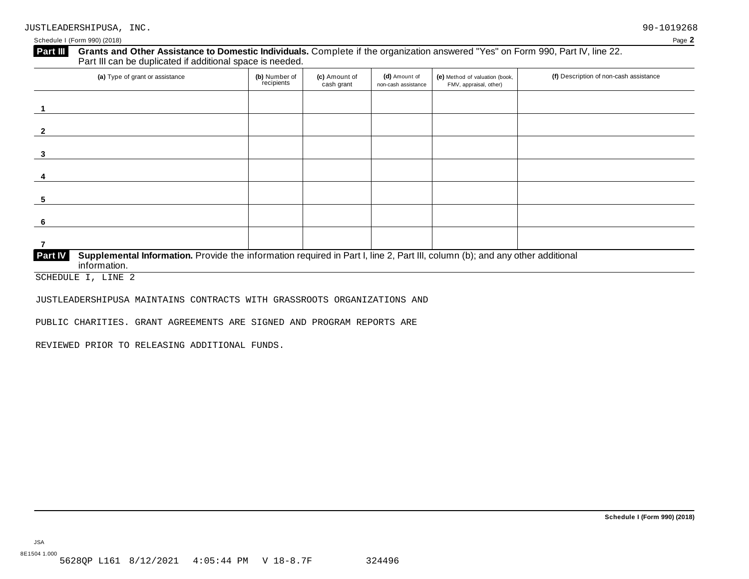JUSTLEADERSHIPUSA, INC. 90-1019268

Schedule I (Form 990) (2018) Page **2**

**Part III** **Grants and Other Assistance to Domestic Individuals.** Complete if the organization answered "Yes" on Form 990, Part IV, line 22. Part III can be duplicated if additional space is needed.

| (a) Type of grant or assistance | (b) Number of recipients | (c) Amount of cash grant | (d) Amount of non-cash assistance | (e) Method of valuation (book, FMV, appraisal, other) | (f) Description of non-cash assistance |
|---|---|---|---|---|---|
| 1 | | | | | |
| 2 | | | | | |
| 3 | | | | | |
| 4 | | | | | |
| 5 | | | | | |
| 6 | | | | | |
| 7 | | | | | |

**Part IV** **Supplemental Information.** Provide the information required in Part I, line 2, Part III, column (b); and any other additional information.

SCHEDULE I, LINE 2

JUSTLEADERSHIPUSA MAINTAINS CONTRACTS WITH GRASSROOTS ORGANIZATIONS AND PUBLIC CHARITIES. GRANT AGREEMENTS ARE SIGNED AND PROGRAM REPORTS ARE REVIEWED PRIOR TO RELEASING ADDITIONAL FUNDS.

**Schedule I (Form 990) (2018)**

JSA
8E1504 1.000
5628QP L161 8/12/2021 4:05:44 PM V 18-8.7F 324496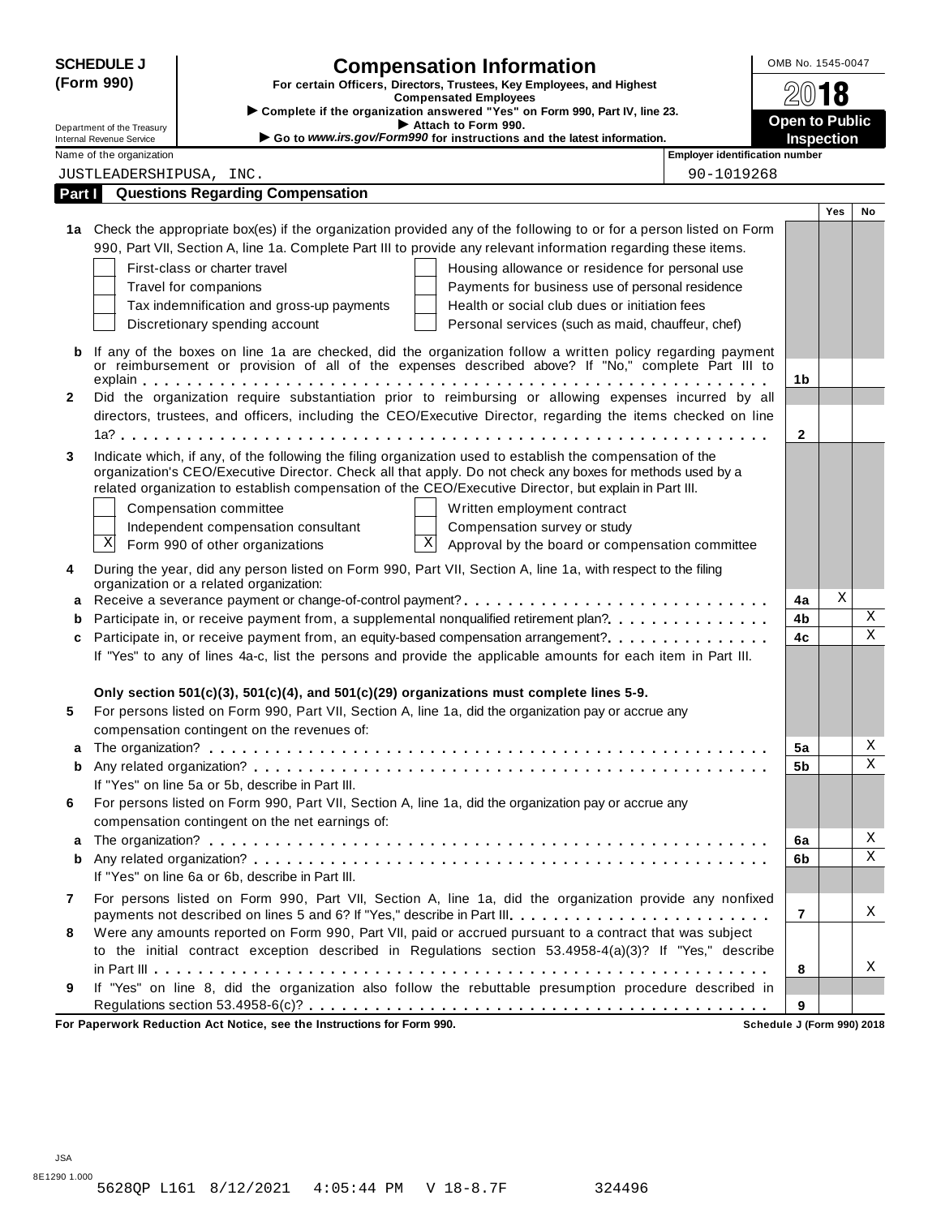**SCHEDULE J (Form 990)**

Department of the Treasury
Internal Revenue Service

# Compensation Information

**For certain Officers, Directors, Trustees, Key Employees, and Highest Compensated Employees**

▶ **Complete if the organization answered "Yes" on Form 990, Part IV, line 23.**
▶ **Attach to Form 990.**
▶ **Go to *www.irs.gov/Form990* for instructions and the latest information.**

OMB No. 1545-0047

**2018**

**Open to Public Inspection**

Name of the organization: JUSTLEADERSHIPUSA, INC.

Employer identification number: 90-1019268

## Part I Questions Regarding Compensation

| | | | Yes | No |
|---|---|---|---|---|
| **1a** | Check the appropriate box(es) if the organization provided any of the following to or for a person listed on Form 990, Part VII, Section A, line 1a. Complete Part III to provide any relevant information regarding these items.<br>☐ First-class or charter travel ☐ Housing allowance or residence for personal use<br>☐ Travel for companions ☐ Payments for business use of personal residence<br>☐ Tax indemnification and gross-up payments ☐ Health or social club dues or initiation fees<br>☐ Discretionary spending account ☐ Personal services (such as maid, chauffeur, chef) | | | |
| **b** | If any of the boxes on line 1a are checked, did the organization follow a written policy regarding payment or reimbursement or provision of all of the expenses described above? If "No," complete Part III to explain | 1b | | |
| **2** | Did the organization require substantiation prior to reimbursing or allowing expenses incurred by all directors, trustees, and officers, including the CEO/Executive Director, regarding the items checked on line 1a? | 2 | | |
| **3** | Indicate which, if any, of the following the filing organization used to establish the compensation of the organization's CEO/Executive Director. Check all that apply. Do not check any boxes for methods used by a related organization to establish compensation of the CEO/Executive Director, but explain in Part III.<br>☐ Compensation committee ☐ Written employment contract<br>☐ Independent compensation consultant ☐ Compensation survey or study<br>☒ Form 990 of other organizations ☒ Approval by the board or compensation committee | | | |
| **4** | During the year, did any person listed on Form 990, Part VII, Section A, line 1a, with respect to the filing organization or a related organization: | | | |
| **a** | Receive a severance payment or change-of-control payment? | 4a | X | |
| **b** | Participate in, or receive payment from, a supplemental nonqualified retirement plan? | 4b | | X |
| **c** | Participate in, or receive payment from, an equity-based compensation arrangement? | 4c | | X |
| | If "Yes" to any of lines 4a-c, list the persons and provide the applicable amounts for each item in Part III. | | | |
| | **Only section 501(c)(3), 501(c)(4), and 501(c)(29) organizations must complete lines 5-9.** | | | |
| **5** | For persons listed on Form 990, Part VII, Section A, line 1a, did the organization pay or accrue any compensation contingent on the revenues of: | | | |
| **a** | The organization? | 5a | | X |
| **b** | Any related organization? | 5b | | X |
| | If "Yes" on line 5a or 5b, describe in Part III. | | | |
| **6** | For persons listed on Form 990, Part VII, Section A, line 1a, did the organization pay or accrue any compensation contingent on the net earnings of: | | | |
| **a** | The organization? | 6a | | X |
| **b** | Any related organization? | 6b | | X |
| | If "Yes" on line 6a or 6b, describe in Part III. | | | |
| **7** | For persons listed on Form 990, Part VII, Section A, line 1a, did the organization provide any nonfixed payments not described on lines 5 and 6? If "Yes," describe in Part III | 7 | | X |
| **8** | Were any amounts reported on Form 990, Part VII, paid or accrued pursuant to a contract that was subject to the initial contract exception described in Regulations section 53.4958-4(a)(3)? If "Yes," describe in Part III | 8 | | X |
| **9** | If "Yes" on line 8, did the organization also follow the rebuttable presumption procedure described in Regulations section 53.4958-6(c)? | 9 | | |

**For Paperwork Reduction Act Notice, see the Instructions for Form 990.** **Schedule J (Form 990) 2018**

JSA
8E1290 1.000
5628QP L161 8/12/2021 4:05:44 PM V 18-8.7F 324496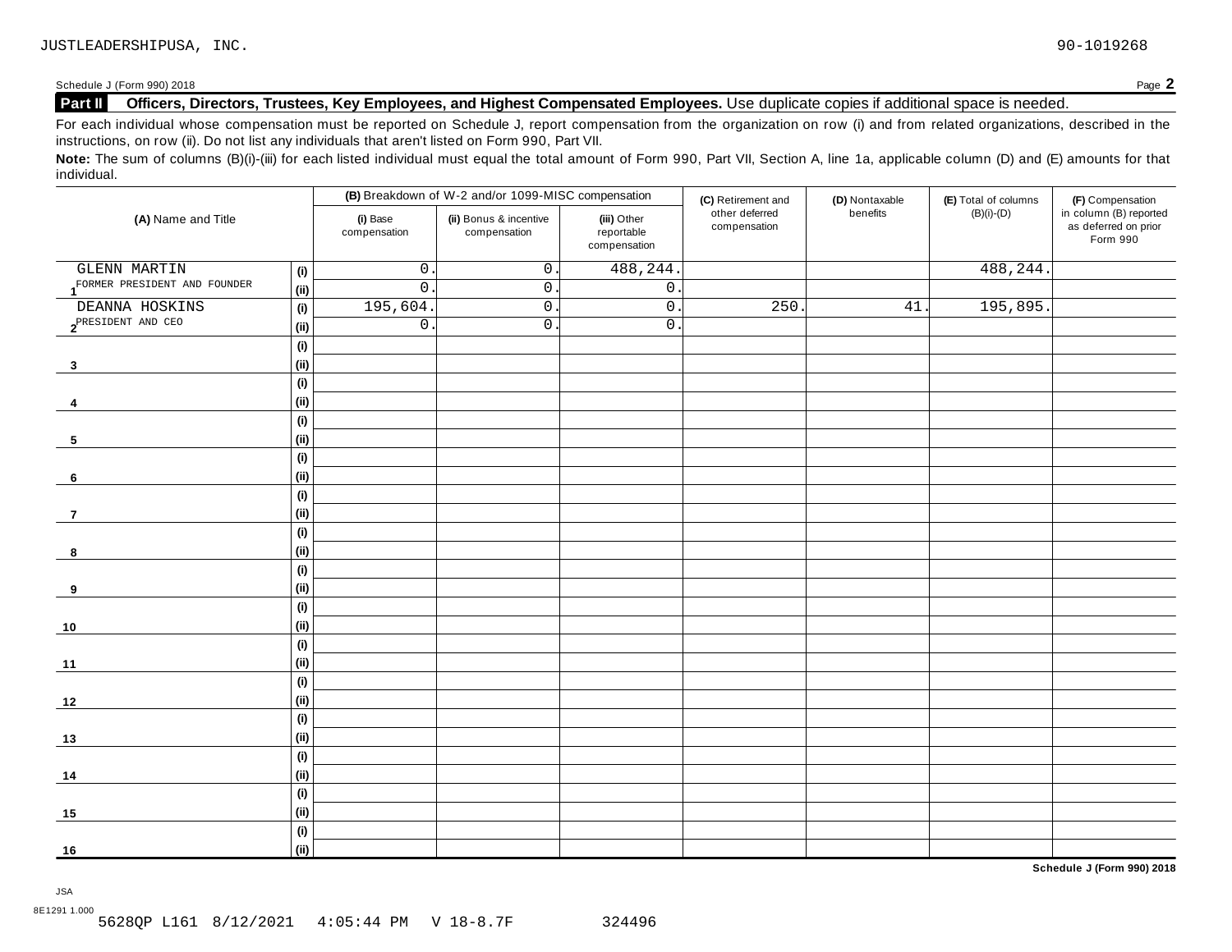JUSTLEADERSHIPUSA, INC. 90-1019268

Schedule J (Form 990) 2018 Page **2**

**Part II** **Officers, Directors, Trustees, Key Employees, and Highest Compensated Employees.** Use duplicate copies if additional space is needed.

For each individual whose compensation must be reported on Schedule J, report compensation from the organization on row (i) and from related organizations, described in the instructions, on row (ii). Do not list any individuals that aren't listed on Form 990, Part VII.

**Note:** The sum of columns (B)(i)-(iii) for each listed individual must equal the total amount of Form 990, Part VII, Section A, line 1a, applicable column (D) and (E) amounts for that individual.

| (A) Name and Title | | (B) Breakdown of W-2 and/or 1099-MISC compensation | | | (C) Retirement and other deferred compensation | (D) Nontaxable benefits | (E) Total of columns (B)(i)-(D) | (F) Compensation in column (B) reported as deferred on prior Form 990 |
|---|---|---|---|---|---|---|---|---|
| | | (i) Base compensation | (ii) Bonus & incentive compensation | (iii) Other reportable compensation | | | | |
| 1 GLENN MARTIN | (i) | 0. | 0. | 488,244. | | | 488,244. | |
| FORMER PRESIDENT AND FOUNDER | (ii) | 0. | 0. | 0. | | | | |
| 2 DEANNA HOSKINS | (i) | 195,604. | 0. | 0. | 250. | 41. | 195,895. | |
| PRESIDENT AND CEO | (ii) | 0. | 0. | 0. | | | | |
| 3 | (i) | | | | | | | |
| | (ii) | | | | | | | |
| 4 | (i) | | | | | | | |
| | (ii) | | | | | | | |
| 5 | (i) | | | | | | | |
| | (ii) | | | | | | | |
| 6 | (i) | | | | | | | |
| | (ii) | | | | | | | |
| 7 | (i) | | | | | | | |
| | (ii) | | | | | | | |
| 8 | (i) | | | | | | | |
| | (ii) | | | | | | | |
| 9 | (i) | | | | | | | |
| | (ii) | | | | | | | |
| 10 | (i) | | | | | | | |
| | (ii) | | | | | | | |
| 11 | (i) | | | | | | | |
| | (ii) | | | | | | | |
| 12 | (i) | | | | | | | |
| | (ii) | | | | | | | |
| 13 | (i) | | | | | | | |
| | (ii) | | | | | | | |
| 14 | (i) | | | | | | | |
| | (ii) | | | | | | | |
| 15 | (i) | | | | | | | |
| | (ii) | | | | | | | |
| 16 | (i) | | | | | | | |
| | (ii) | | | | | | | |

**Schedule J (Form 990) 2018**

JSA
8E1291 1.000
5628QP L161 8/12/2021 4:05:44 PM V 18-8.7F 324496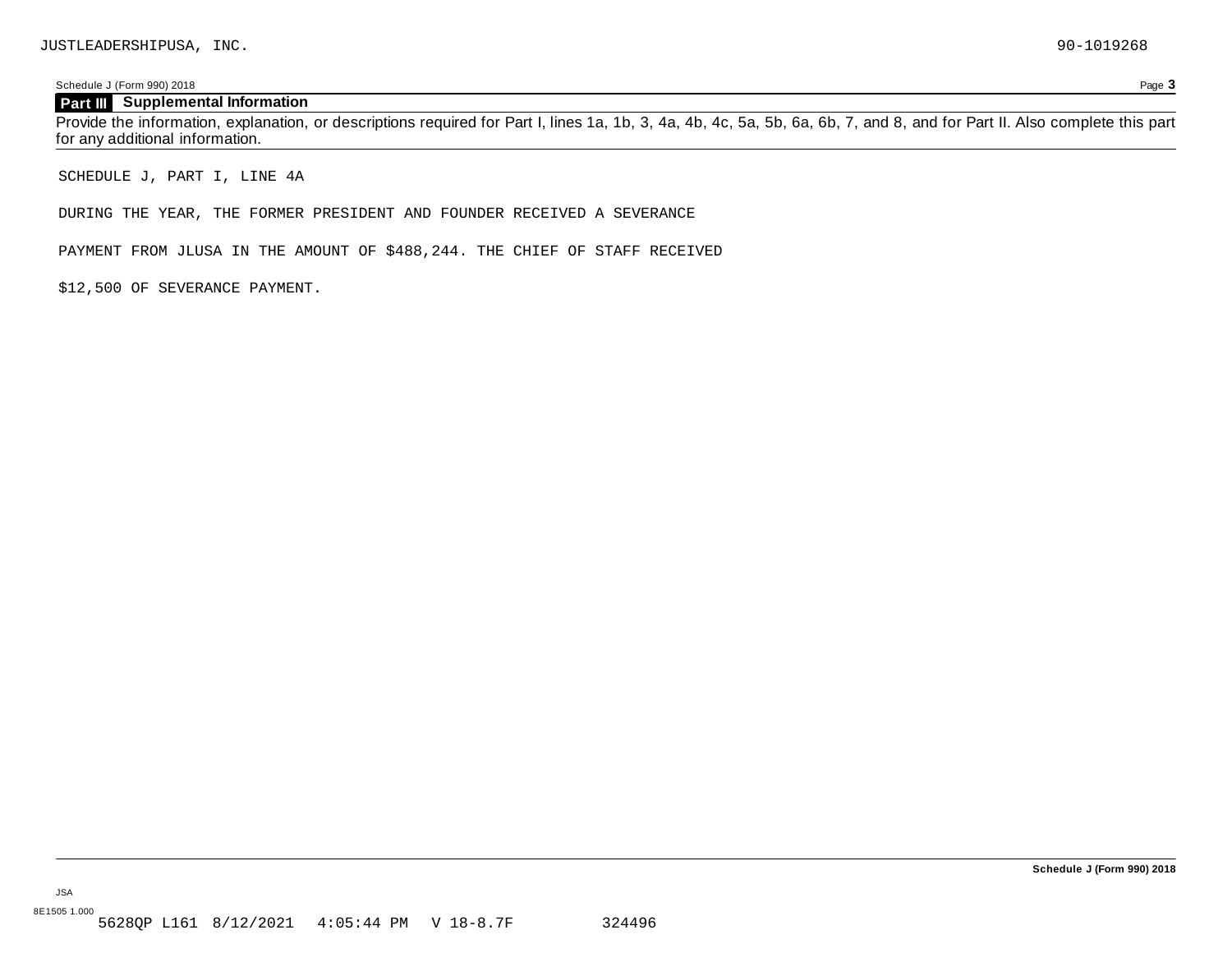JUSTLEADERSHIPUSA, INC. 90-1019268

Schedule J (Form 990) 2018 Page **3**

## Part III Supplemental Information

Provide the information, explanation, or descriptions required for Part I, lines 1a, 1b, 3, 4a, 4b, 4c, 5a, 5b, 6a, 6b, 7, and 8, and for Part II. Also complete this part for any additional information.

SCHEDULE J, PART I, LINE 4A

DURING THE YEAR, THE FORMER PRESIDENT AND FOUNDER RECEIVED A SEVERANCE

PAYMENT FROM JLUSA IN THE AMOUNT OF $488,244. THE CHIEF OF STAFF RECEIVED

$12,500 OF SEVERANCE PAYMENT.

**Schedule J (Form 990) 2018**

JSA

8E1505 1.000

5628QP L161 8/12/2021 4:05:44 PM V 18-8.7F 324496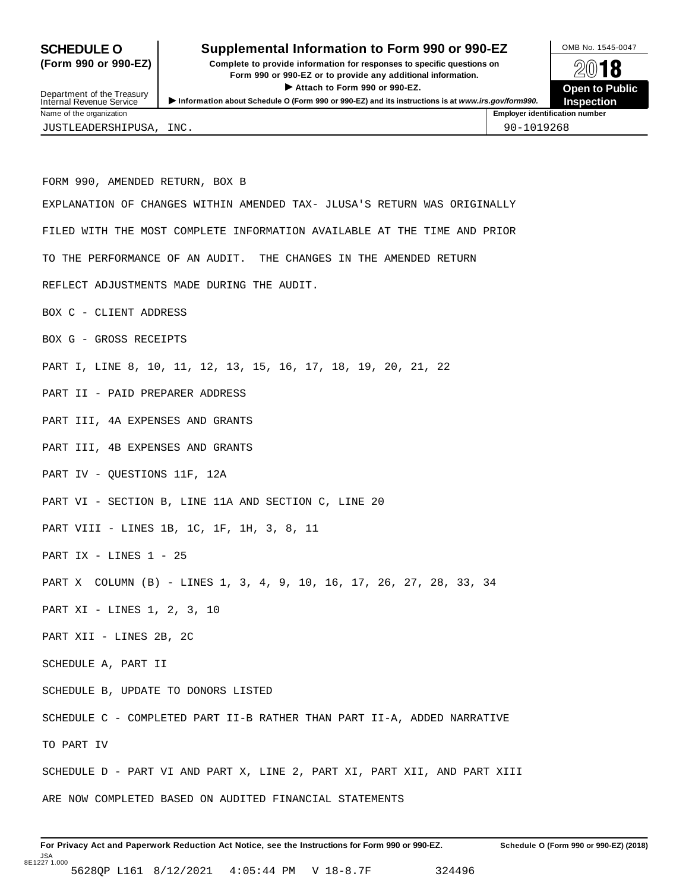# SCHEDULE O (Form 990 or 990-EZ)

## Supplemental Information to Form 990 or 990-EZ

**Complete to provide information for responses to specific questions on Form 990 or 990-EZ or to provide any additional information.**

▶ **Attach to Form 990 or 990-EZ.**

▶ **Information about Schedule O (Form 990 or 990-EZ) and its instructions is at** ***www.irs.gov/form990.***

Department of the Treasury
Internal Revenue Service

OMB No. 1545-0047

**2018**

**Open to Public Inspection**

| Name of the organization | Employer identification number |
|---|---|
| JUSTLEADERSHIPUSA, INC. | 90-1019268 |

FORM 990, AMENDED RETURN, BOX B

EXPLANATION OF CHANGES WITHIN AMENDED TAX- JLUSA'S RETURN WAS ORIGINALLY FILED WITH THE MOST COMPLETE INFORMATION AVAILABLE AT THE TIME AND PRIOR TO THE PERFORMANCE OF AN AUDIT. THE CHANGES IN THE AMENDED RETURN REFLECT ADJUSTMENTS MADE DURING THE AUDIT.

BOX C - CLIENT ADDRESS

BOX G - GROSS RECEIPTS

PART I, LINE 8, 10, 11, 12, 13, 15, 16, 17, 18, 19, 20, 21, 22

PART II - PAID PREPARER ADDRESS

PART III, 4A EXPENSES AND GRANTS

PART III, 4B EXPENSES AND GRANTS

PART IV - QUESTIONS 11F, 12A

PART VI - SECTION B, LINE 11A AND SECTION C, LINE 20

PART VIII - LINES 1B, 1C, 1F, 1H, 3, 8, 11

PART IX - LINES 1 - 25

PART X COLUMN (B) - LINES 1, 3, 4, 9, 10, 16, 17, 26, 27, 28, 33, 34

PART XI - LINES 1, 2, 3, 10

PART XII - LINES 2B, 2C

SCHEDULE A, PART II

SCHEDULE B, UPDATE TO DONORS LISTED

SCHEDULE C - COMPLETED PART II-B RATHER THAN PART II-A, ADDED NARRATIVE TO PART IV

SCHEDULE D - PART VI AND PART X, LINE 2, PART XI, PART XII, AND PART XIII ARE NOW COMPLETED BASED ON AUDITED FINANCIAL STATEMENTS

**For Privacy Act and Paperwork Reduction Act Notice, see the Instructions for Form 990 or 990-EZ.** **Schedule O (Form 990 or 990-EZ) (2018)**

JSA
8E1227 1.000
5628QP L161 8/12/2021 4:05:44 PM V 18-8.7F 324496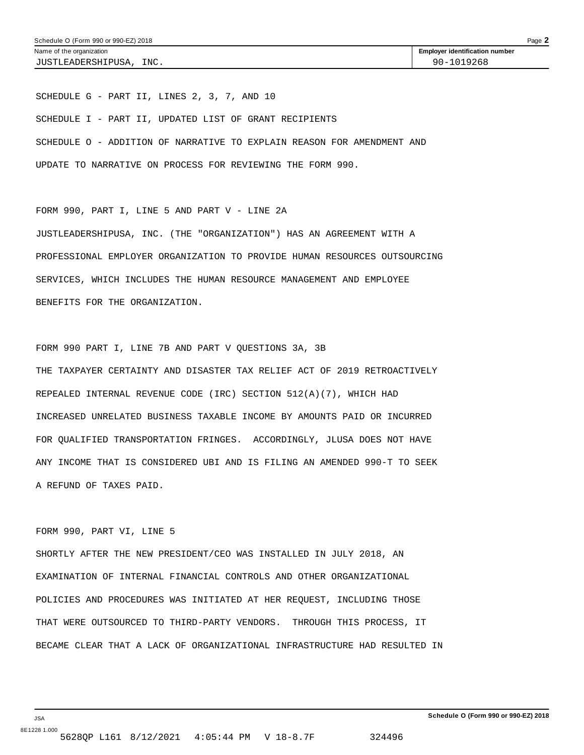Name of the organization: JUSTLEADERSHIPUSA, INC.

Employer identification number: 90-1019268

SCHEDULE G - PART II, LINES 2, 3, 7, AND 10

SCHEDULE I - PART II, UPDATED LIST OF GRANT RECIPIENTS

SCHEDULE O - ADDITION OF NARRATIVE TO EXPLAIN REASON FOR AMENDMENT AND UPDATE TO NARRATIVE ON PROCESS FOR REVIEWING THE FORM 990.

FORM 990, PART I, LINE 5 AND PART V - LINE 2A

JUSTLEADERSHIPUSA, INC. (THE "ORGANIZATION") HAS AN AGREEMENT WITH A PROFESSIONAL EMPLOYER ORGANIZATION TO PROVIDE HUMAN RESOURCES OUTSOURCING SERVICES, WHICH INCLUDES THE HUMAN RESOURCE MANAGEMENT AND EMPLOYEE BENEFITS FOR THE ORGANIZATION.

FORM 990 PART I, LINE 7B AND PART V QUESTIONS 3A, 3B

THE TAXPAYER CERTAINTY AND DISASTER TAX RELIEF ACT OF 2019 RETROACTIVELY REPEALED INTERNAL REVENUE CODE (IRC) SECTION 512(A)(7), WHICH HAD INCREASED UNRELATED BUSINESS TAXABLE INCOME BY AMOUNTS PAID OR INCURRED FOR QUALIFIED TRANSPORTATION FRINGES. ACCORDINGLY, JLUSA DOES NOT HAVE ANY INCOME THAT IS CONSIDERED UBI AND IS FILING AN AMENDED 990-T TO SEEK A REFUND OF TAXES PAID.

FORM 990, PART VI, LINE 5

SHORTLY AFTER THE NEW PRESIDENT/CEO WAS INSTALLED IN JULY 2018, AN EXAMINATION OF INTERNAL FINANCIAL CONTROLS AND OTHER ORGANIZATIONAL POLICIES AND PROCEDURES WAS INITIATED AT HER REQUEST, INCLUDING THOSE THAT WERE OUTSOURCED TO THIRD-PARTY VENDORS. THROUGH THIS PROCESS, IT BECAME CLEAR THAT A LACK OF ORGANIZATIONAL INFRASTRUCTURE HAD RESULTED IN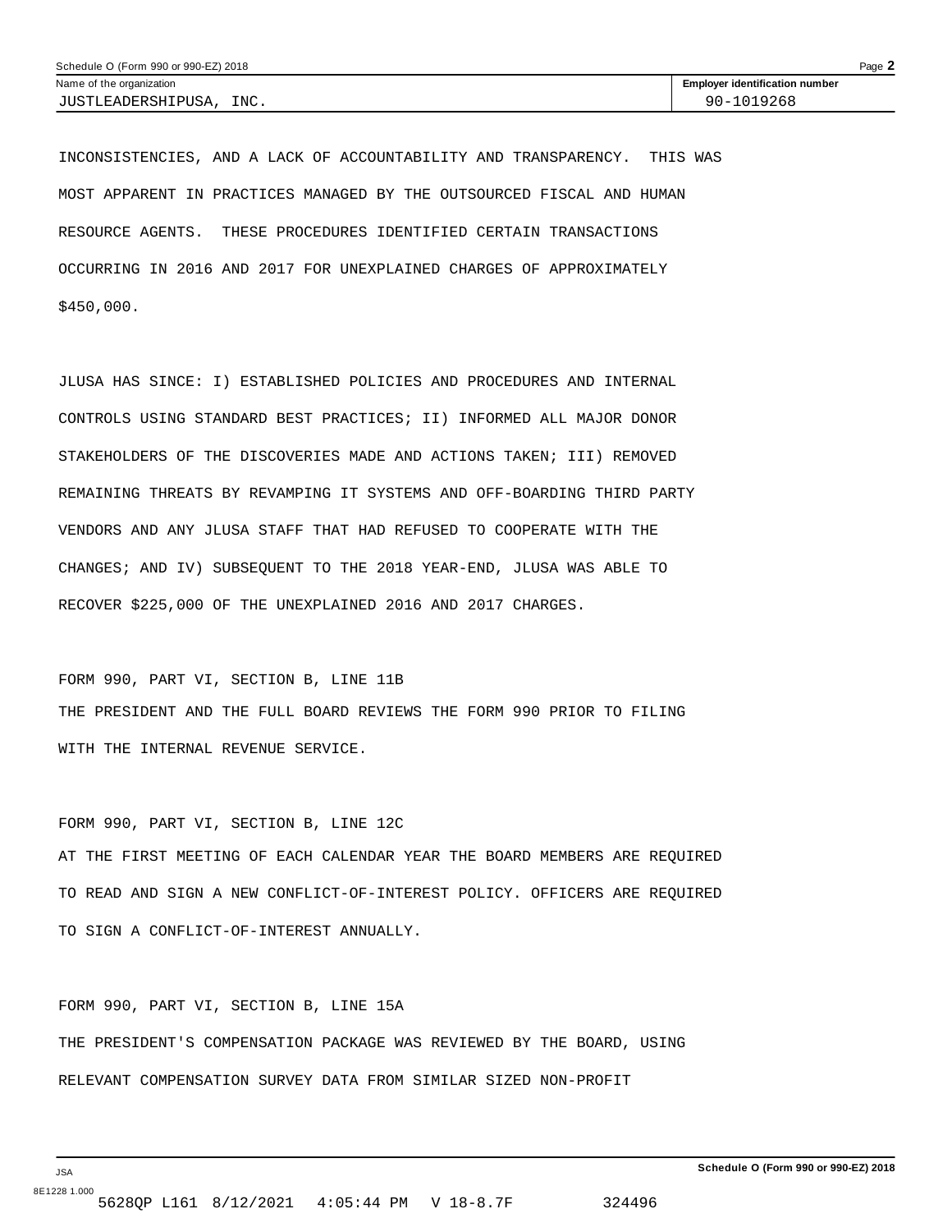| Name of the organization | Employer identification number |
| --- | --- |
| JUSTLEADERSHIPUSA, INC. | 90-1019268 |

INCONSISTENCIES, AND A LACK OF ACCOUNTABILITY AND TRANSPARENCY. THIS WAS MOST APPARENT IN PRACTICES MANAGED BY THE OUTSOURCED FISCAL AND HUMAN RESOURCE AGENTS. THESE PROCEDURES IDENTIFIED CERTAIN TRANSACTIONS OCCURRING IN 2016 AND 2017 FOR UNEXPLAINED CHARGES OF APPROXIMATELY $450,000.

JLUSA HAS SINCE: I) ESTABLISHED POLICIES AND PROCEDURES AND INTERNAL CONTROLS USING STANDARD BEST PRACTICES; II) INFORMED ALL MAJOR DONOR STAKEHOLDERS OF THE DISCOVERIES MADE AND ACTIONS TAKEN; III) REMOVED REMAINING THREATS BY REVAMPING IT SYSTEMS AND OFF-BOARDING THIRD PARTY VENDORS AND ANY JLUSA STAFF THAT HAD REFUSED TO COOPERATE WITH THE CHANGES; AND IV) SUBSEQUENT TO THE 2018 YEAR-END, JLUSA WAS ABLE TO RECOVER $225,000 OF THE UNEXPLAINED 2016 AND 2017 CHARGES.

FORM 990, PART VI, SECTION B, LINE 11B
THE PRESIDENT AND THE FULL BOARD REVIEWS THE FORM 990 PRIOR TO FILING WITH THE INTERNAL REVENUE SERVICE.

FORM 990, PART VI, SECTION B, LINE 12C
AT THE FIRST MEETING OF EACH CALENDAR YEAR THE BOARD MEMBERS ARE REQUIRED TO READ AND SIGN A NEW CONFLICT-OF-INTEREST POLICY. OFFICERS ARE REQUIRED TO SIGN A CONFLICT-OF-INTEREST ANNUALLY.

FORM 990, PART VI, SECTION B, LINE 15A
THE PRESIDENT'S COMPENSATION PACKAGE WAS REVIEWED BY THE BOARD, USING RELEVANT COMPENSATION SURVEY DATA FROM SIMILAR SIZED NON-PROFIT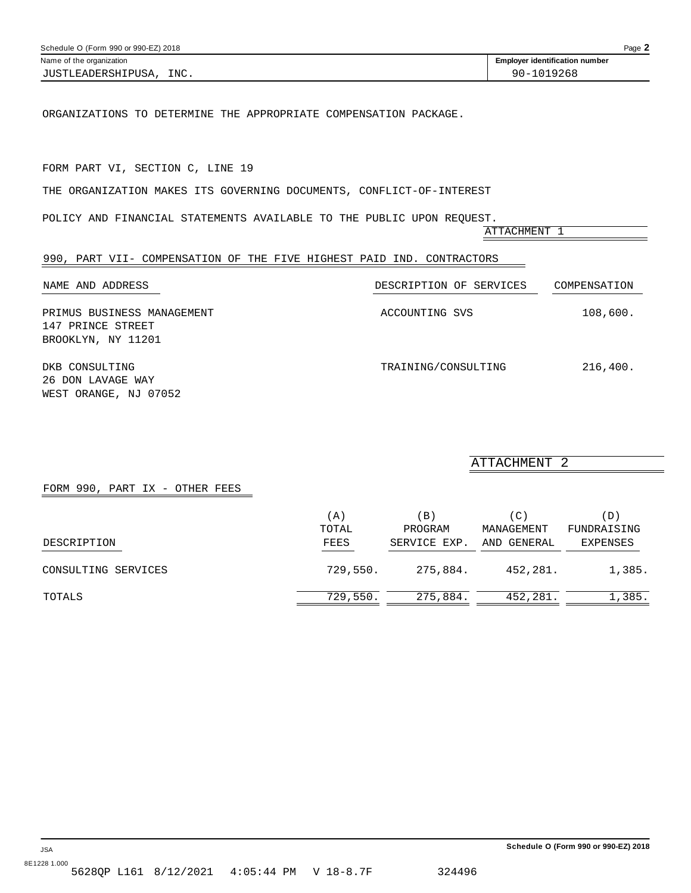Name of the organization: JUSTLEADERSHIPUSA, INC.

Employer identification number: 90-1019268

ORGANIZATIONS TO DETERMINE THE APPROPRIATE COMPENSATION PACKAGE.

FORM PART VI, SECTION C, LINE 19

THE ORGANIZATION MAKES ITS GOVERNING DOCUMENTS, CONFLICT-OF-INTEREST POLICY AND FINANCIAL STATEMENTS AVAILABLE TO THE PUBLIC UPON REQUEST.

ATTACHMENT 1

990, PART VII- COMPENSATION OF THE FIVE HIGHEST PAID IND. CONTRACTORS

| NAME AND ADDRESS | DESCRIPTION OF SERVICES | COMPENSATION |
|---|---|---|
| PRIMUS BUSINESS MANAGEMENT<br>147 PRINCE STREET<br>BROOKLYN, NY 11201 | ACCOUNTING SVS | 108,600. |
| DKB CONSULTING<br>26 DON LAVAGE WAY<br>WEST ORANGE, NJ 07052 | TRAINING/CONSULTING | 216,400. |

ATTACHMENT 2

FORM 990, PART IX - OTHER FEES

| DESCRIPTION | (A) TOTAL FEES | (B) PROGRAM SERVICE EXP. | (C) MANAGEMENT AND GENERAL | (D) FUNDRAISING EXPENSES |
|---|---|---|---|---|
| CONSULTING SERVICES | 729,550. | 275,884. | 452,281. | 1,385. |
| TOTALS | 729,550. | 275,884. | 452,281. | 1,385. |